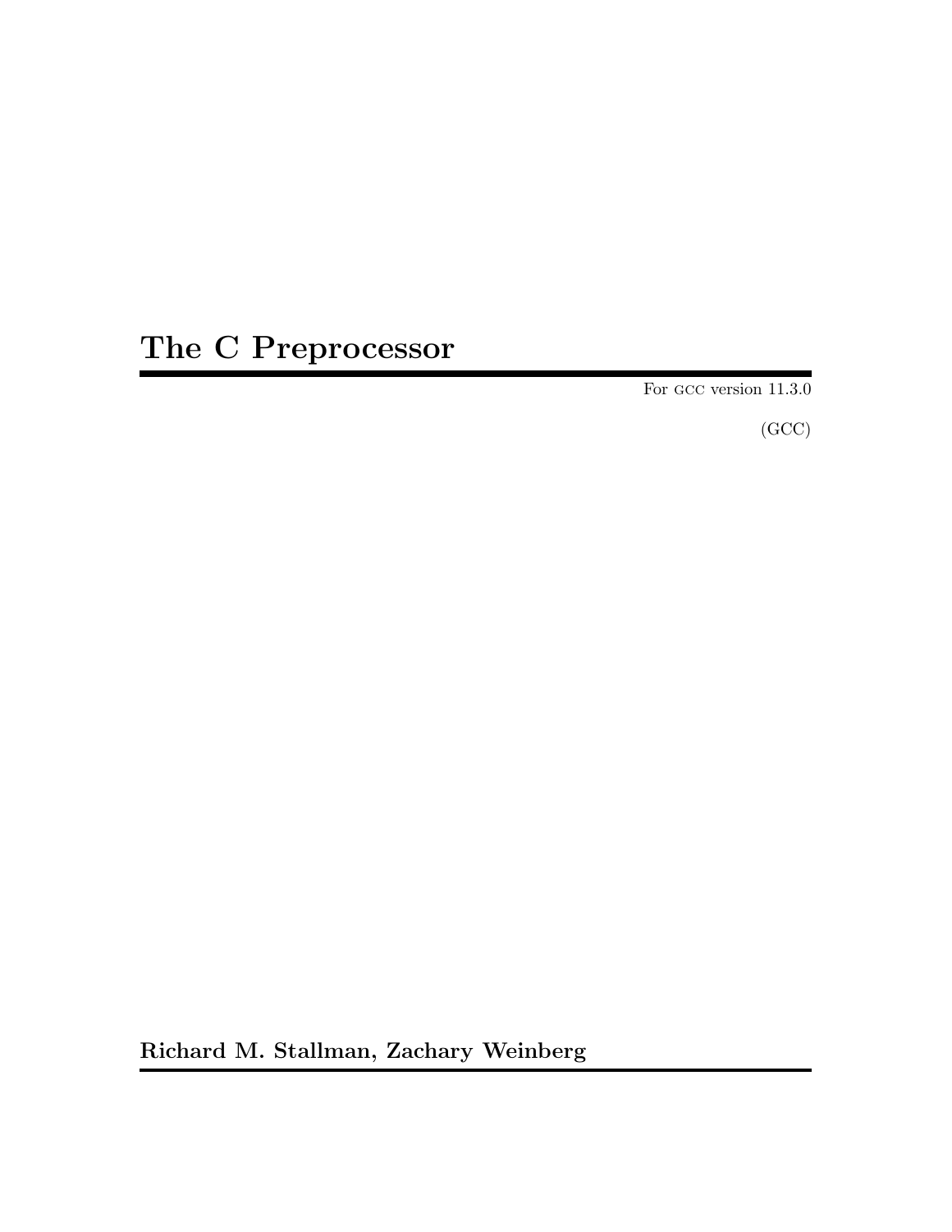# The C Preprocessor

For GCC version 11.3.0

(GCC)

**Richard M. Stallman, Zachary Weinberg**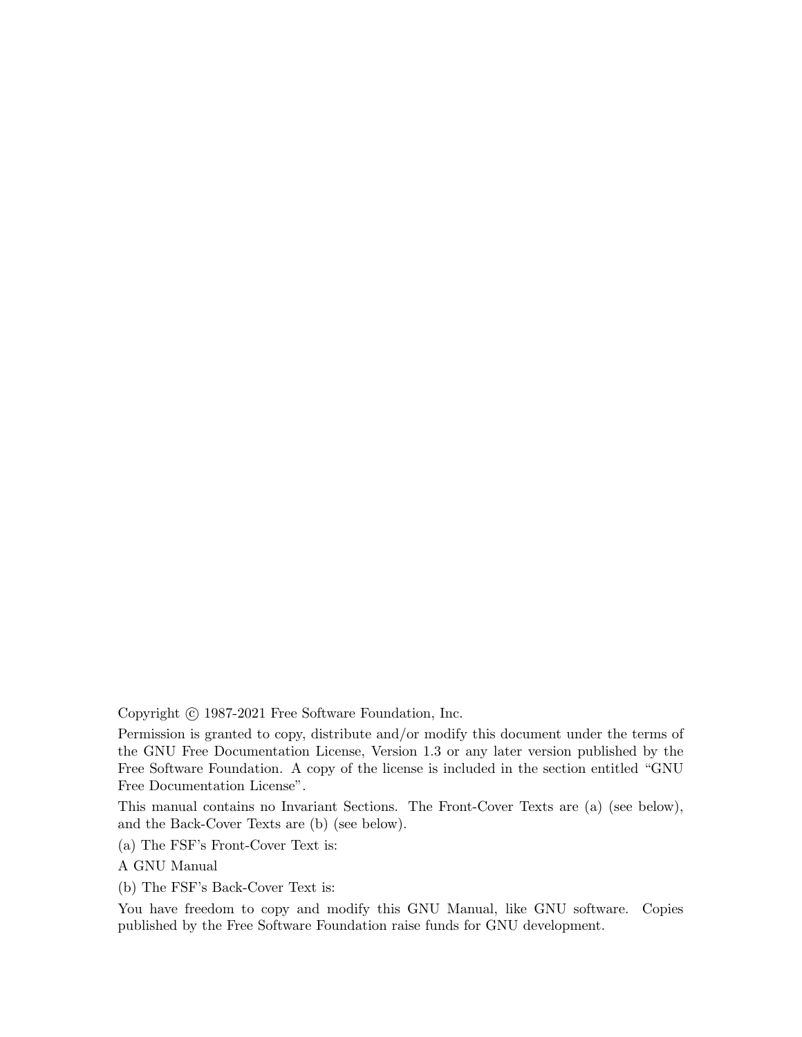Copyright © 1987-2021 Free Software Foundation, Inc.

Permission is granted to copy, distribute and/or modify this document under the terms of the GNU Free Documentation License, Version 1.3 or any later version published by the Free Software Foundation. A copy of the license is included in the section entitled "GNU Free Documentation License".

This manual contains no Invariant Sections. The Front-Cover Texts are (a) (see below), and the Back-Cover Texts are (b) (see below).

(a) The FSF's Front-Cover Text is:

A GNU Manual

(b) The FSF's Back-Cover Text is:

You have freedom to copy and modify this GNU Manual, like GNU software. Copies published by the Free Software Foundation raise funds for GNU development.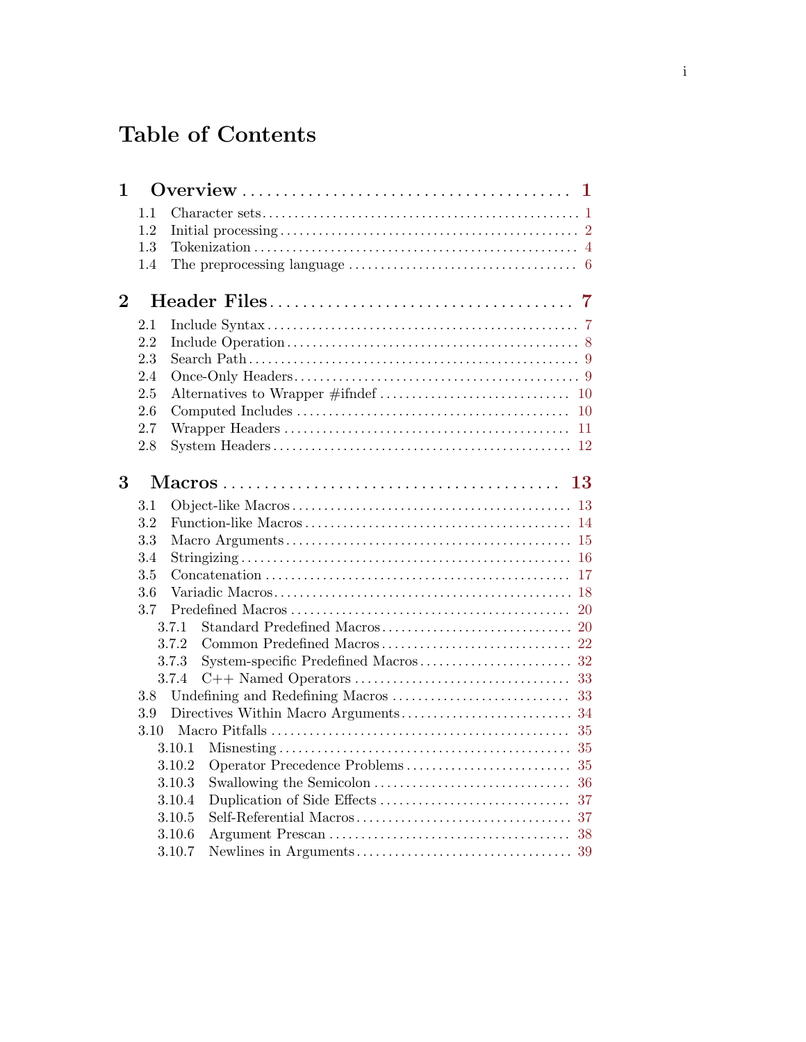# Table of Contents

**1 Overview** ..... **1**

- 1.1 Character sets ..... 1
- 1.2 Initial processing ..... 2
- 1.3 Tokenization ..... 4
- 1.4 The preprocessing language ..... 6

**2 Header Files** ..... **7**

- 2.1 Include Syntax ..... 7
- 2.2 Include Operation ..... 8
- 2.3 Search Path ..... 9
- 2.4 Once-Only Headers ..... 9
- 2.5 Alternatives to Wrapper #ifndef ..... 10
- 2.6 Computed Includes ..... 10
- 2.7 Wrapper Headers ..... 11
- 2.8 System Headers ..... 12

**3 Macros** ..... **13**

- 3.1 Object-like Macros ..... 13
- 3.2 Function-like Macros ..... 14
- 3.3 Macro Arguments ..... 15
- 3.4 Stringizing ..... 16
- 3.5 Concatenation ..... 17
- 3.6 Variadic Macros ..... 18
- 3.7 Predefined Macros ..... 20
  - 3.7.1 Standard Predefined Macros ..... 20
  - 3.7.2 Common Predefined Macros ..... 22
  - 3.7.3 System-specific Predefined Macros ..... 32
  - 3.7.4 C++ Named Operators ..... 33
- 3.8 Undefining and Redefining Macros ..... 33
- 3.9 Directives Within Macro Arguments ..... 34
- 3.10 Macro Pitfalls ..... 35
  - 3.10.1 Misnesting ..... 35
  - 3.10.2 Operator Precedence Problems ..... 35
  - 3.10.3 Swallowing the Semicolon ..... 36
  - 3.10.4 Duplication of Side Effects ..... 37
  - 3.10.5 Self-Referential Macros ..... 37
  - 3.10.6 Argument Prescan ..... 38
  - 3.10.7 Newlines in Arguments ..... 39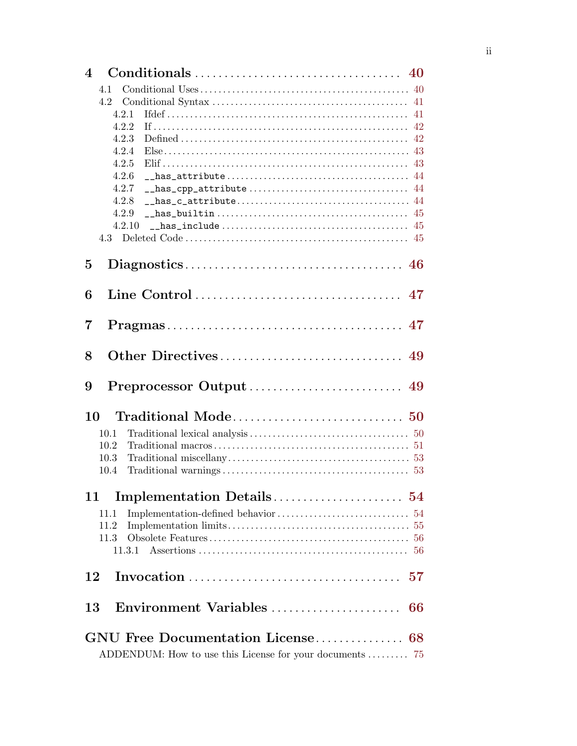**4 Conditionals** .................................... 40

- 4.1 Conditional Uses ............................................. 40
- 4.2 Conditional Syntax .......................................... 41
  - 4.2.1 Ifdef .................................................... 41
  - 4.2.2 If ....................................................... 42
  - 4.2.3 Defined .................................................. 42
  - 4.2.4 Else ..................................................... 43
  - 4.2.5 Elif ..................................................... 43
  - 4.2.6 `__has_attribute` ........................................ 44
  - 4.2.7 `__has_cpp_attribute` .................................... 44
  - 4.2.8 `__has_c_attribute` ...................................... 44
  - 4.2.9 `__has_builtin` .......................................... 45
  - 4.2.10 `__has_include` ......................................... 45
- 4.3 Deleted Code ................................................ 45

**5 Diagnostics** ..................................... 46

**6 Line Control** .................................... 47

**7 Pragmas** ......................................... 47

**8 Other Directives** ................................ 49

**9 Preprocessor Output** ............................. 49

**10 Traditional Mode** ............................... 50

- 10.1 Traditional lexical analysis ............................... 50
- 10.2 Traditional macros ......................................... 51
- 10.3 Traditional miscellany ..................................... 53
- 10.4 Traditional warnings ....................................... 53

**11 Implementation Details** ......................... 54

- 11.1 Implementation-defined behavior ............................ 54
- 11.2 Implementation limits ...................................... 55
- 11.3 Obsolete Features .......................................... 56
  - 11.3.1 Assertions .............................................. 56

**12 Invocation** ..................................... 57

**13 Environment Variables** .......................... 66

**GNU Free Documentation License** ................. 68

- ADDENDUM: How to use this License for your documents ......... 75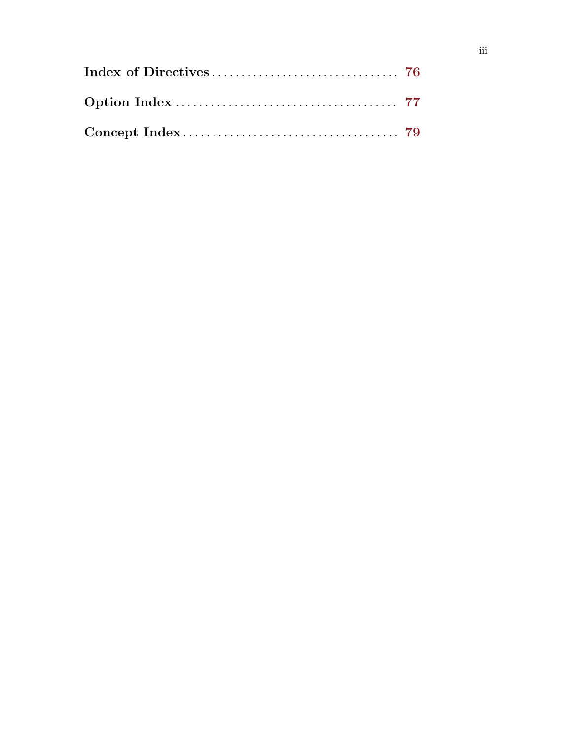**Index of Directives** .................................. 76

**Option Index** ........................................ 77

**Concept Index** ....................................... 79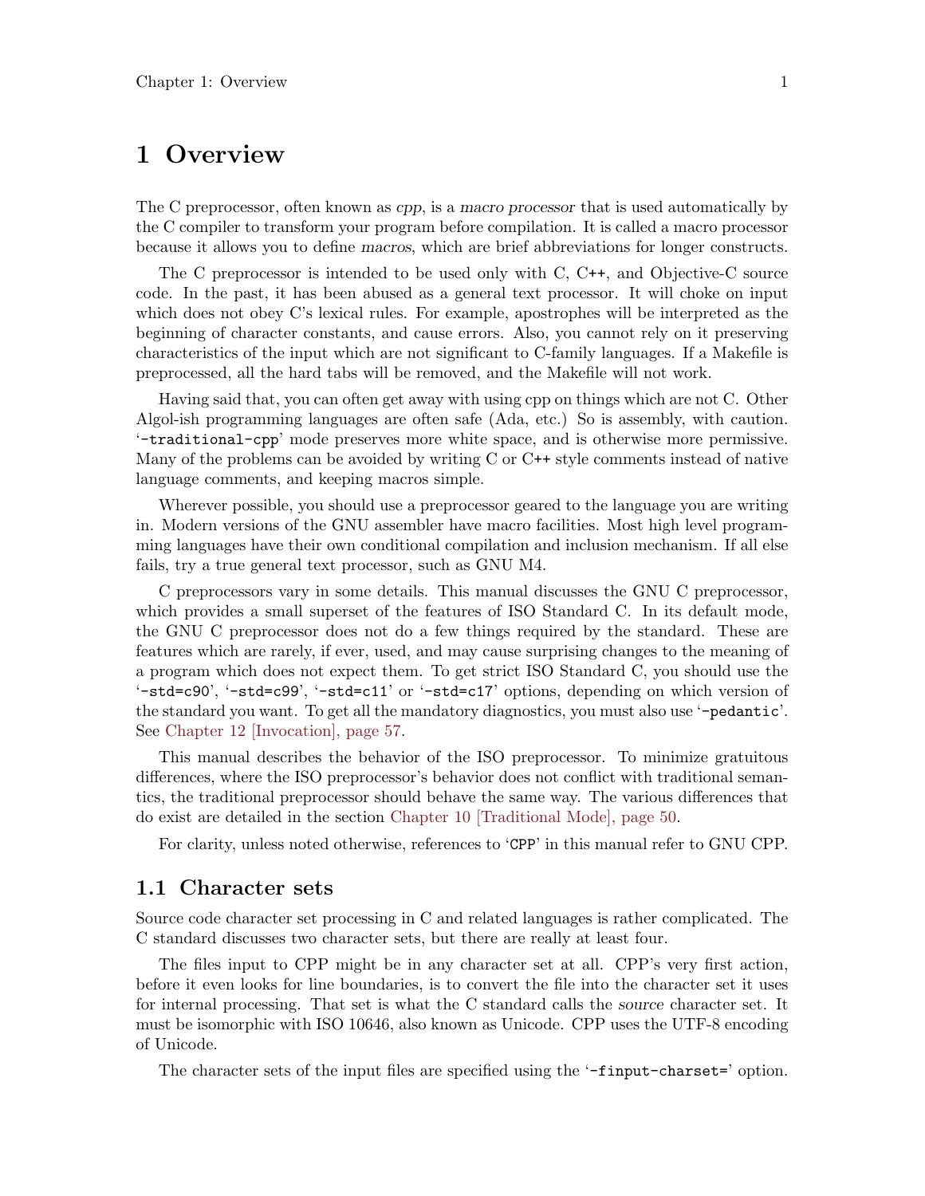# 1 Overview

The C preprocessor, often known as *cpp*, is a *macro processor* that is used automatically by the C compiler to transform your program before compilation. It is called a macro processor because it allows you to define *macros*, which are brief abbreviations for longer constructs.

The C preprocessor is intended to be used only with C, C++, and Objective-C source code. In the past, it has been abused as a general text processor. It will choke on input which does not obey C's lexical rules. For example, apostrophes will be interpreted as the beginning of character constants, and cause errors. Also, you cannot rely on it preserving characteristics of the input which are not significant to C-family languages. If a Makefile is preprocessed, all the hard tabs will be removed, and the Makefile will not work.

Having said that, you can often get away with using cpp on things which are not C. Other Algol-ish programming languages are often safe (Ada, etc.) So is assembly, with caution. '`-traditional-cpp`' mode preserves more white space, and is otherwise more permissive. Many of the problems can be avoided by writing C or C++ style comments instead of native language comments, and keeping macros simple.

Wherever possible, you should use a preprocessor geared to the language you are writing in. Modern versions of the GNU assembler have macro facilities. Most high level programming languages have their own conditional compilation and inclusion mechanism. If all else fails, try a true general text processor, such as GNU M4.

C preprocessors vary in some details. This manual discusses the GNU C preprocessor, which provides a small superset of the features of ISO Standard C. In its default mode, the GNU C preprocessor does not do a few things required by the standard. These are features which are rarely, if ever, used, and may cause surprising changes to the meaning of a program which does not expect them. To get strict ISO Standard C, you should use the '`-std=c90`', '`-std=c99`', '`-std=c11`' or '`-std=c17`' options, depending on which version of the standard you want. To get all the mandatory diagnostics, you must also use '`-pedantic`'. See Chapter 12 [Invocation], page 57.

This manual describes the behavior of the ISO preprocessor. To minimize gratuitous differences, where the ISO preprocessor's behavior does not conflict with traditional semantics, the traditional preprocessor should behave the same way. The various differences that do exist are detailed in the section Chapter 10 [Traditional Mode], page 50.

For clarity, unless noted otherwise, references to '`CPP`' in this manual refer to GNU CPP.

## 1.1 Character sets

Source code character set processing in C and related languages is rather complicated. The C standard discusses two character sets, but there are really at least four.

The files input to CPP might be in any character set at all. CPP's very first action, before it even looks for line boundaries, is to convert the file into the character set it uses for internal processing. That set is what the C standard calls the *source* character set. It must be isomorphic with ISO 10646, also known as Unicode. CPP uses the UTF-8 encoding of Unicode.

The character sets of the input files are specified using the '`-finput-charset=`' option.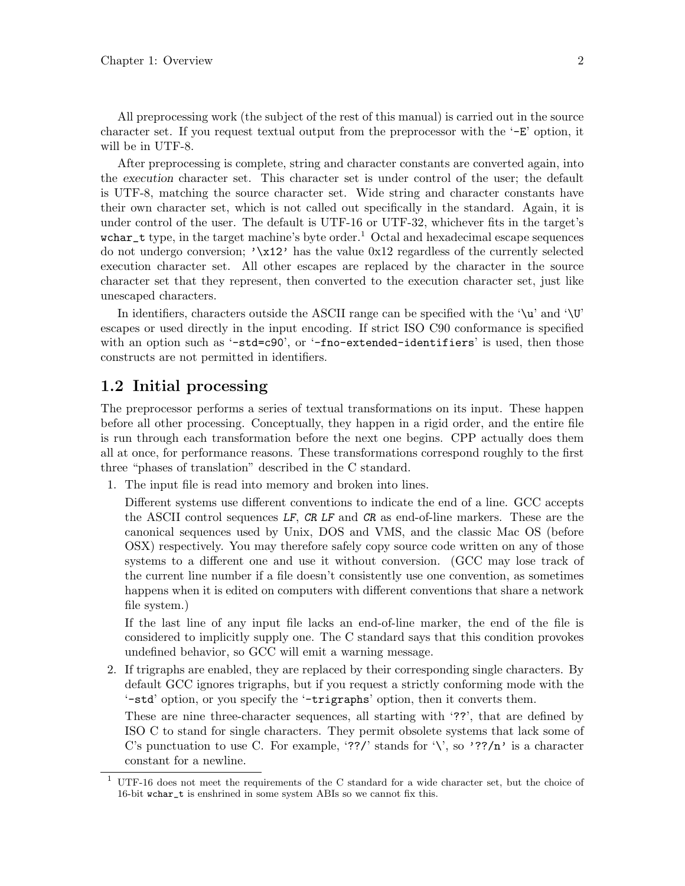All preprocessing work (the subject of the rest of this manual) is carried out in the source character set. If you request textual output from the preprocessor with the '-E' option, it will be in UTF-8.

After preprocessing is complete, string and character constants are converted again, into the *execution* character set. This character set is under control of the user; the default is UTF-8, matching the source character set. Wide string and character constants have their own character set, which is not called out specifically in the standard. Again, it is under control of the user. The default is UTF-16 or UTF-32, whichever fits in the target's `wchar_t` type, in the target machine's byte order.[1] Octal and hexadecimal escape sequences do not undergo conversion; `'\x12'` has the value 0x12 regardless of the currently selected execution character set. All other escapes are replaced by the character in the source character set that they represent, then converted to the execution character set, just like unescaped characters.

In identifiers, characters outside the ASCII range can be specified with the '`\u`' and '`\U`' escapes or used directly in the input encoding. If strict ISO C90 conformance is specified with an option such as '`-std=c90`', or '`-fno-extended-identifiers`' is used, then those constructs are not permitted in identifiers.

## 1.2 Initial processing

The preprocessor performs a series of textual transformations on its input. These happen before all other processing. Conceptually, they happen in a rigid order, and the entire file is run through each transformation before the next one begins. CPP actually does them all at once, for performance reasons. These transformations correspond roughly to the first three "phases of translation" described in the C standard.

1. The input file is read into memory and broken into lines.

   Different systems use different conventions to indicate the end of a line. GCC accepts the ASCII control sequences *LF*, *CR LF* and *CR* as end-of-line markers. These are the canonical sequences used by Unix, DOS and VMS, and the classic Mac OS (before OSX) respectively. You may therefore safely copy source code written on any of those systems to a different one and use it without conversion. (GCC may lose track of the current line number if a file doesn't consistently use one convention, as sometimes happens when it is edited on computers with different conventions that share a network file system.)

   If the last line of any input file lacks an end-of-line marker, the end of the file is considered to implicitly supply one. The C standard says that this condition provokes undefined behavior, so GCC will emit a warning message.

2. If trigraphs are enabled, they are replaced by their corresponding single characters. By default GCC ignores trigraphs, but if you request a strictly conforming mode with the '`-std`' option, or you specify the '`-trigraphs`' option, then it converts them.

   These are nine three-character sequences, all starting with '`??`', that are defined by ISO C to stand for single characters. They permit obsolete systems that lack some of C's punctuation to use C. For example, '`??/`' stands for '`\`', so `'??/n'` is a character constant for a newline.

---

[1] UTF-16 does not meet the requirements of the C standard for a wide character set, but the choice of 16-bit `wchar_t` is enshrined in some system ABIs so we cannot fix this.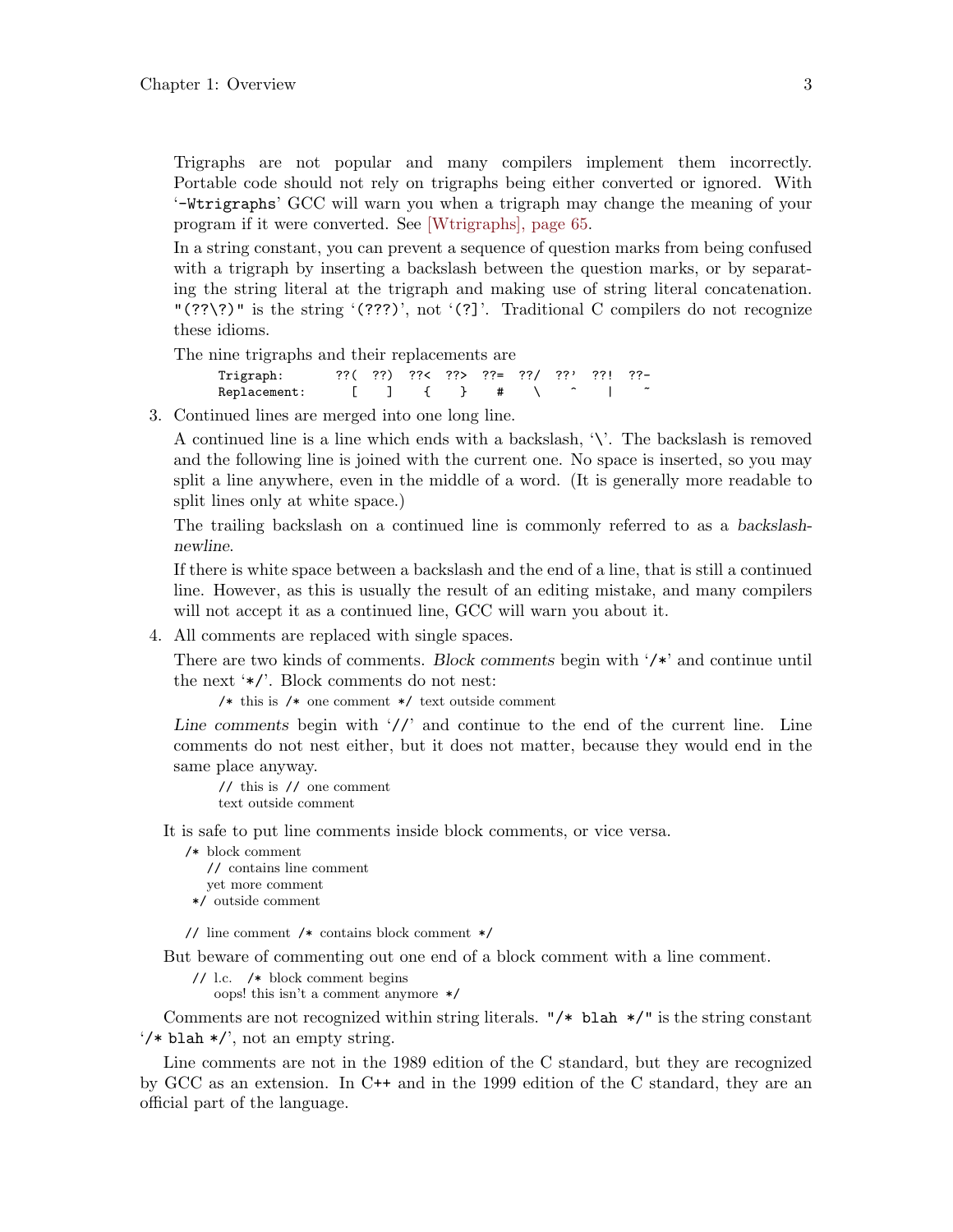Trigraphs are not popular and many compilers implement them incorrectly. Portable code should not rely on trigraphs being either converted or ignored. With '`-Wtrigraphs`' GCC will warn you when a trigraph may change the meaning of your program if it were converted. See [Wtrigraphs], page 65.

In a string constant, you can prevent a sequence of question marks from being confused with a trigraph by inserting a backslash between the question marks, or by separating the string literal at the trigraph and making use of string literal concatenation. `"(??\?)"` is the string '`(???)`', not '`(?]`'. Traditional C compilers do not recognize these idioms.

The nine trigraphs and their replacements are

```
Trigraph:       ??(  ??)  ??<  ??>  ??=  ??/  ??'  ??!  ??-
Replacement:      [    ]    {    }    #    \    ^    |    ~
```

3. Continued lines are merged into one long line.

   A continued line is a line which ends with a backslash, '`\`'. The backslash is removed and the following line is joined with the current one. No space is inserted, so you may split a line anywhere, even in the middle of a word. (It is generally more readable to split lines only at white space.)

   The trailing backslash on a continued line is commonly referred to as a *backslash-newline*.

   If there is white space between a backslash and the end of a line, that is still a continued line. However, as this is usually the result of an editing mistake, and many compilers will not accept it as a continued line, GCC will warn you about it.

4. All comments are replaced with single spaces.

   There are two kinds of comments. *Block comments* begin with '`/*`' and continue until the next '`*/`'. Block comments do not nest:

   ```
   /* this is /* one comment */ text outside comment
   ```

   *Line comments* begin with '`//`' and continue to the end of the current line. Line comments do not nest either, but it does not matter, because they would end in the same place anyway.

   ```
   // this is // one comment
   text outside comment
   ```

It is safe to put line comments inside block comments, or vice versa.

```
/* block comment
   // contains line comment
   yet more comment
 */ outside comment

// line comment /* contains block comment */
```

But beware of commenting out one end of a block comment with a line comment.

```
 // l.c.  /* block comment begins
    oops! this isn't a comment anymore */
```

Comments are not recognized within string literals. `"/* blah */"` is the string constant '`/* blah */`', not an empty string.

Line comments are not in the 1989 edition of the C standard, but they are recognized by GCC as an extension. In C++ and in the 1999 edition of the C standard, they are an official part of the language.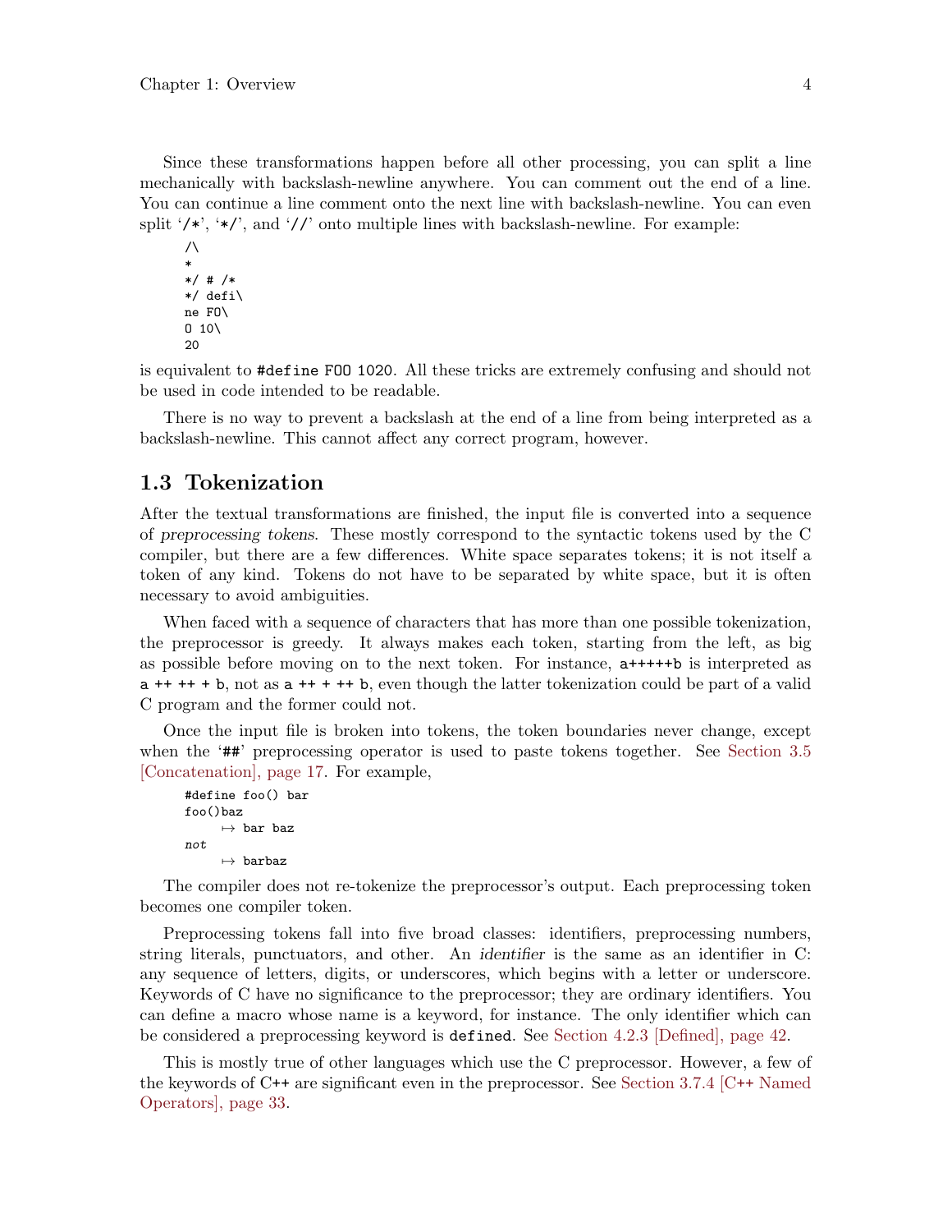Since these transformations happen before all other processing, you can split a line mechanically with backslash-newline anywhere. You can comment out the end of a line. You can continue a line comment onto the next line with backslash-newline. You can even split '/*', '*/', and '//' onto multiple lines with backslash-newline. For example:

```
/\
*
*/ # /*
*/ defi\
ne FO\
O 10\
20
```

is equivalent to `#define FOO 1020`. All these tricks are extremely confusing and should not be used in code intended to be readable.

There is no way to prevent a backslash at the end of a line from being interpreted as a backslash-newline. This cannot affect any correct program, however.

## 1.3 Tokenization

After the textual transformations are finished, the input file is converted into a sequence of *preprocessing tokens*. These mostly correspond to the syntactic tokens used by the C compiler, but there are a few differences. White space separates tokens; it is not itself a token of any kind. Tokens do not have to be separated by white space, but it is often necessary to avoid ambiguities.

When faced with a sequence of characters that has more than one possible tokenization, the preprocessor is greedy. It always makes each token, starting from the left, as big as possible before moving on to the next token. For instance, `a+++++b` is interpreted as `a ++ ++ + b`, not as `a ++ + ++ b`, even though the latter tokenization could be part of a valid C program and the former could not.

Once the input file is broken into tokens, the token boundaries never change, except when the '##' preprocessing operator is used to paste tokens together. See Section 3.5 [Concatenation], page 17. For example,

```
#define foo() bar
foo()baz
     ↦ bar baz
not
     ↦ barbaz
```

The compiler does not re-tokenize the preprocessor's output. Each preprocessing token becomes one compiler token.

Preprocessing tokens fall into five broad classes: identifiers, preprocessing numbers, string literals, punctuators, and other. An *identifier* is the same as an identifier in C: any sequence of letters, digits, or underscores, which begins with a letter or underscore. Keywords of C have no significance to the preprocessor; they are ordinary identifiers. You can define a macro whose name is a keyword, for instance. The only identifier which can be considered a preprocessing keyword is `defined`. See Section 4.2.3 [Defined], page 42.

This is mostly true of other languages which use the C preprocessor. However, a few of the keywords of C++ are significant even in the preprocessor. See Section 3.7.4 [C++ Named Operators], page 33.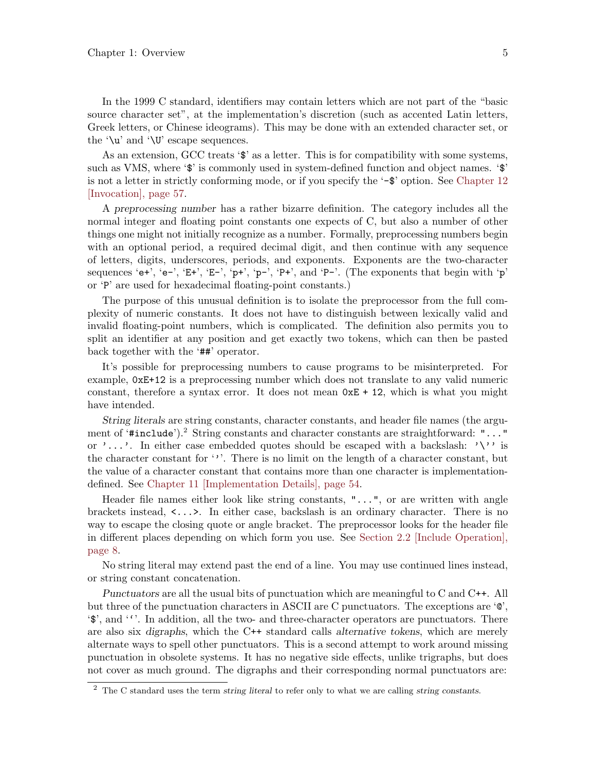In the 1999 C standard, identifiers may contain letters which are not part of the "basic source character set", at the implementation's discretion (such as accented Latin letters, Greek letters, or Chinese ideograms). This may be done with an extended character set, or the '`\u`' and '`\U`' escape sequences.

As an extension, GCC treats '`$`' as a letter. This is for compatibility with some systems, such as VMS, where '`$`' is commonly used in system-defined function and object names. '`$`' is not a letter in strictly conforming mode, or if you specify the '`-$`' option. See Chapter 12 [Invocation], page 57.

A *preprocessing number* has a rather bizarre definition. The category includes all the normal integer and floating point constants one expects of C, but also a number of other things one might not initially recognize as a number. Formally, preprocessing numbers begin with an optional period, a required decimal digit, and then continue with any sequence of letters, digits, underscores, periods, and exponents. Exponents are the two-character sequences '`e+`', '`e-`', '`E+`', '`E-`', '`p+`', '`p-`', '`P+`', and '`P-`'. (The exponents that begin with '`p`' or '`P`' are used for hexadecimal floating-point constants.)

The purpose of this unusual definition is to isolate the preprocessor from the full complexity of numeric constants. It does not have to distinguish between lexically valid and invalid floating-point numbers, which is complicated. The definition also permits you to split an identifier at any position and get exactly two tokens, which can then be pasted back together with the '`##`' operator.

It's possible for preprocessing numbers to cause programs to be misinterpreted. For example, `0xE+12` is a preprocessing number which does not translate to any valid numeric constant, therefore a syntax error. It does not mean `0xE + 12`, which is what you might have intended.

*String literals* are string constants, character constants, and header file names (the argument of '`#include`').[2] String constants and character constants are straightforward: `"..."` or `'...'`. In either case embedded quotes should be escaped with a backslash: `'\''` is the character constant for '`'`'. There is no limit on the length of a character constant, but the value of a character constant that contains more than one character is implementation-defined. See Chapter 11 [Implementation Details], page 54.

Header file names either look like string constants, `"..."`, or are written with angle brackets instead, `<...>`. In either case, backslash is an ordinary character. There is no way to escape the closing quote or angle bracket. The preprocessor looks for the header file in different places depending on which form you use. See Section 2.2 [Include Operation], page 8.

No string literal may extend past the end of a line. You may use continued lines instead, or string constant concatenation.

*Punctuators* are all the usual bits of punctuation which are meaningful to C and C++. All but three of the punctuation characters in ASCII are C punctuators. The exceptions are '`@`', '`$`', and '`` ` ``'. In addition, all the two- and three-character operators are punctuators. There are also six *digraphs*, which the C++ standard calls *alternative tokens*, which are merely alternate ways to spell other punctuators. This is a second attempt to work around missing punctuation in obsolete systems. It has no negative side effects, unlike trigraphs, but does not cover as much ground. The digraphs and their corresponding normal punctuators are:

---

[2] The C standard uses the term *string literal* to refer only to what we are calling *string constants*.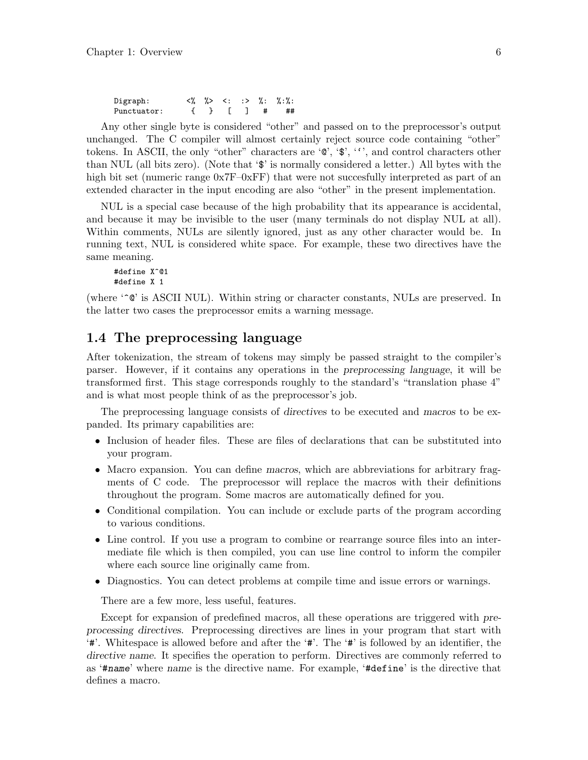```
Digraph:        <%  %>  <:  :>  %:  %:%:
Punctuator:      {   }   [   ]   #    ##
```

Any other single byte is considered "other" and passed on to the preprocessor's output unchanged. The C compiler will almost certainly reject source code containing "other" tokens. In ASCII, the only "other" characters are '@', '$', '`', and control characters other than NUL (all bits zero). (Note that '$' is normally considered a letter.) All bytes with the high bit set (numeric range 0x7F–0xFF) that were not succesfully interpreted as part of an extended character in the input encoding are also "other" in the present implementation.

NUL is a special case because of the high probability that its appearance is accidental, and because it may be invisible to the user (many terminals do not display NUL at all). Within comments, NULs are silently ignored, just as any other character would be. In running text, NUL is considered white space. For example, these two directives have the same meaning.

```
#define X^@1
#define X 1
```

(where '^@' is ASCII NUL). Within string or character constants, NULs are preserved. In the latter two cases the preprocessor emits a warning message.

## 1.4 The preprocessing language

After tokenization, the stream of tokens may simply be passed straight to the compiler's parser. However, if it contains any operations in the *preprocessing language*, it will be transformed first. This stage corresponds roughly to the standard's "translation phase 4" and is what most people think of as the preprocessor's job.

The preprocessing language consists of *directives* to be executed and *macros* to be expanded. Its primary capabilities are:

- Inclusion of header files. These are files of declarations that can be substituted into your program.
- Macro expansion. You can define *macros*, which are abbreviations for arbitrary fragments of C code. The preprocessor will replace the macros with their definitions throughout the program. Some macros are automatically defined for you.
- Conditional compilation. You can include or exclude parts of the program according to various conditions.
- Line control. If you use a program to combine or rearrange source files into an intermediate file which is then compiled, you can use line control to inform the compiler where each source line originally came from.
- Diagnostics. You can detect problems at compile time and issue errors or warnings.

There are a few more, less useful, features.

Except for expansion of predefined macros, all these operations are triggered with *preprocessing directives*. Preprocessing directives are lines in your program that start with '#'. Whitespace is allowed before and after the '#'. The '#' is followed by an identifier, the *directive name*. It specifies the operation to perform. Directives are commonly referred to as '#*name*' where *name* is the directive name. For example, '#define' is the directive that defines a macro.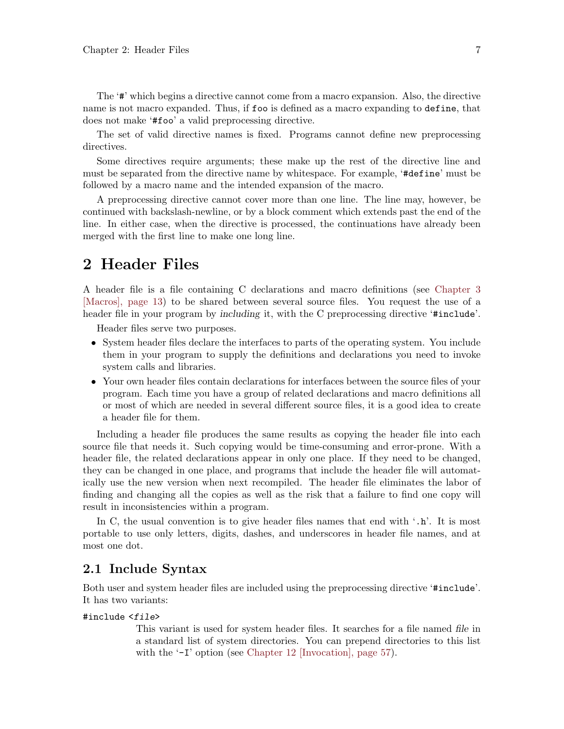The '#' which begins a directive cannot come from a macro expansion. Also, the directive name is not macro expanded. Thus, if `foo` is defined as a macro expanding to `define`, that does not make '`#foo`' a valid preprocessing directive.

The set of valid directive names is fixed. Programs cannot define new preprocessing directives.

Some directives require arguments; these make up the rest of the directive line and must be separated from the directive name by whitespace. For example, '`#define`' must be followed by a macro name and the intended expansion of the macro.

A preprocessing directive cannot cover more than one line. The line may, however, be continued with backslash-newline, or by a block comment which extends past the end of the line. In either case, when the directive is processed, the continuations have already been merged with the first line to make one long line.

# 2 Header Files

A header file is a file containing C declarations and macro definitions (see Chapter 3 [Macros], page 13) to be shared between several source files. You request the use of a header file in your program by *including* it, with the C preprocessing directive '`#include`'.

Header files serve two purposes.

- System header files declare the interfaces to parts of the operating system. You include them in your program to supply the definitions and declarations you need to invoke system calls and libraries.
- Your own header files contain declarations for interfaces between the source files of your program. Each time you have a group of related declarations and macro definitions all or most of which are needed in several different source files, it is a good idea to create a header file for them.

Including a header file produces the same results as copying the header file into each source file that needs it. Such copying would be time-consuming and error-prone. With a header file, the related declarations appear in only one place. If they need to be changed, they can be changed in one place, and programs that include the header file will automatically use the new version when next recompiled. The header file eliminates the labor of finding and changing all the copies as well as the risk that a failure to find one copy will result in inconsistencies within a program.

In C, the usual convention is to give header files names that end with '`.h`'. It is most portable to use only letters, digits, dashes, and underscores in header file names, and at most one dot.

## 2.1 Include Syntax

Both user and system header files are included using the preprocessing directive '`#include`'. It has two variants:

`#include <file>`

This variant is used for system header files. It searches for a file named *file* in a standard list of system directories. You can prepend directories to this list with the '`-I`' option (see Chapter 12 [Invocation], page 57).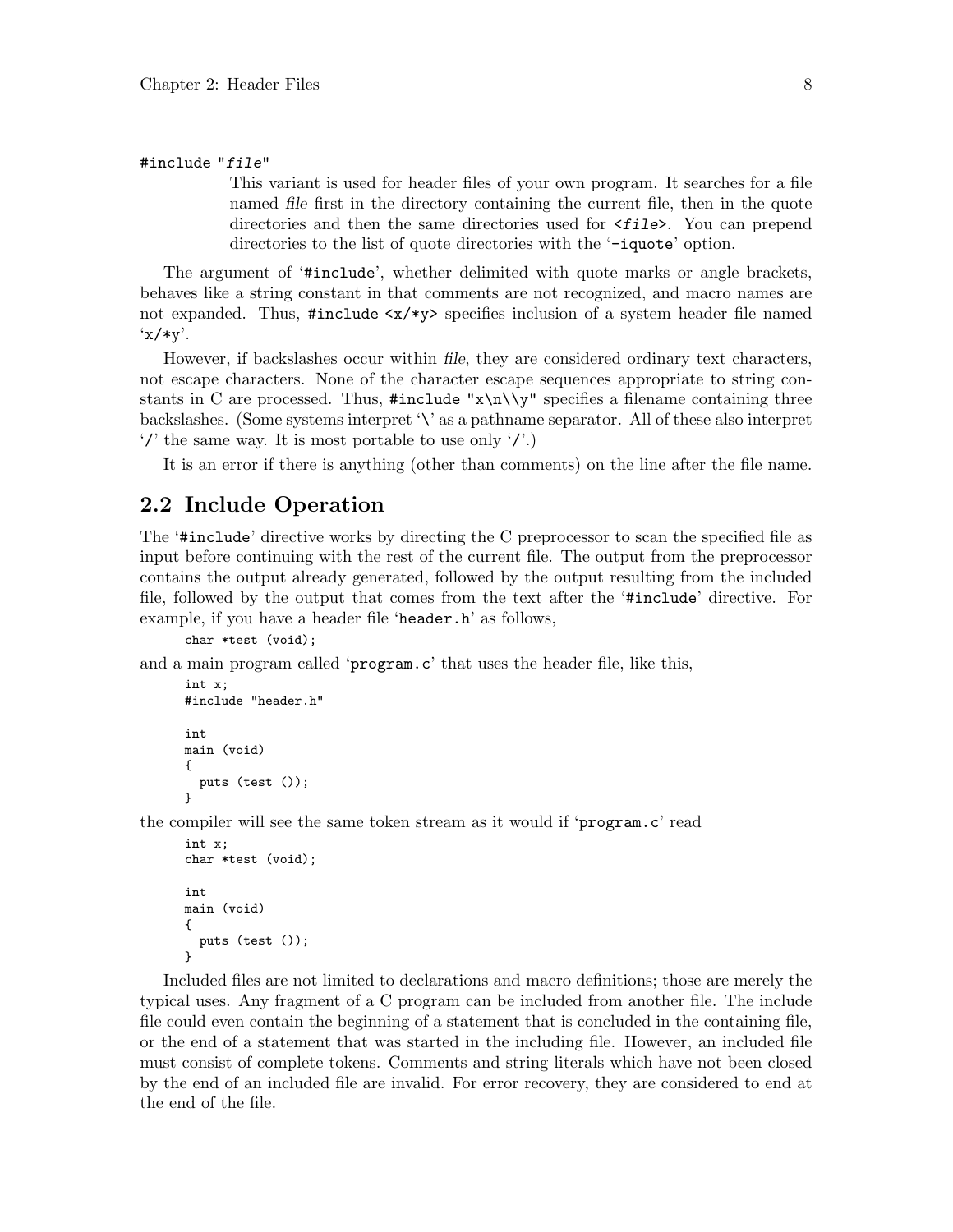`#include "file"`

This variant is used for header files of your own program. It searches for a file named *file* first in the directory containing the current file, then in the quote directories and then the same directories used for `<file>`. You can prepend directories to the list of quote directories with the '`-iquote`' option.

The argument of '`#include`', whether delimited with quote marks or angle brackets, behaves like a string constant in that comments are not recognized, and macro names are not expanded. Thus, `#include <x/*y>` specifies inclusion of a system header file named '`x/*y`'.

However, if backslashes occur within *file*, they are considered ordinary text characters, not escape characters. None of the character escape sequences appropriate to string constants in C are processed. Thus, `#include "x\n\\y"` specifies a filename containing three backslashes. (Some systems interpret '`\`' as a pathname separator. All of these also interpret '`/`' the same way. It is most portable to use only '`/`'.)

It is an error if there is anything (other than comments) on the line after the file name.

## 2.2 Include Operation

The '`#include`' directive works by directing the C preprocessor to scan the specified file as input before continuing with the rest of the current file. The output from the preprocessor contains the output already generated, followed by the output resulting from the included file, followed by the output that comes from the text after the '`#include`' directive. For example, if you have a header file '`header.h`' as follows,

```
char *test (void);
```

and a main program called '`program.c`' that uses the header file, like this,

```
int x;
#include "header.h"

int
main (void)
{
  puts (test ());
}
```

the compiler will see the same token stream as it would if '`program.c`' read

```
int x;
char *test (void);

int
main (void)
{
  puts (test ());
}
```

Included files are not limited to declarations and macro definitions; those are merely the typical uses. Any fragment of a C program can be included from another file. The include file could even contain the beginning of a statement that is concluded in the containing file, or the end of a statement that was started in the including file. However, an included file must consist of complete tokens. Comments and string literals which have not been closed by the end of an included file are invalid. For error recovery, they are considered to end at the end of the file.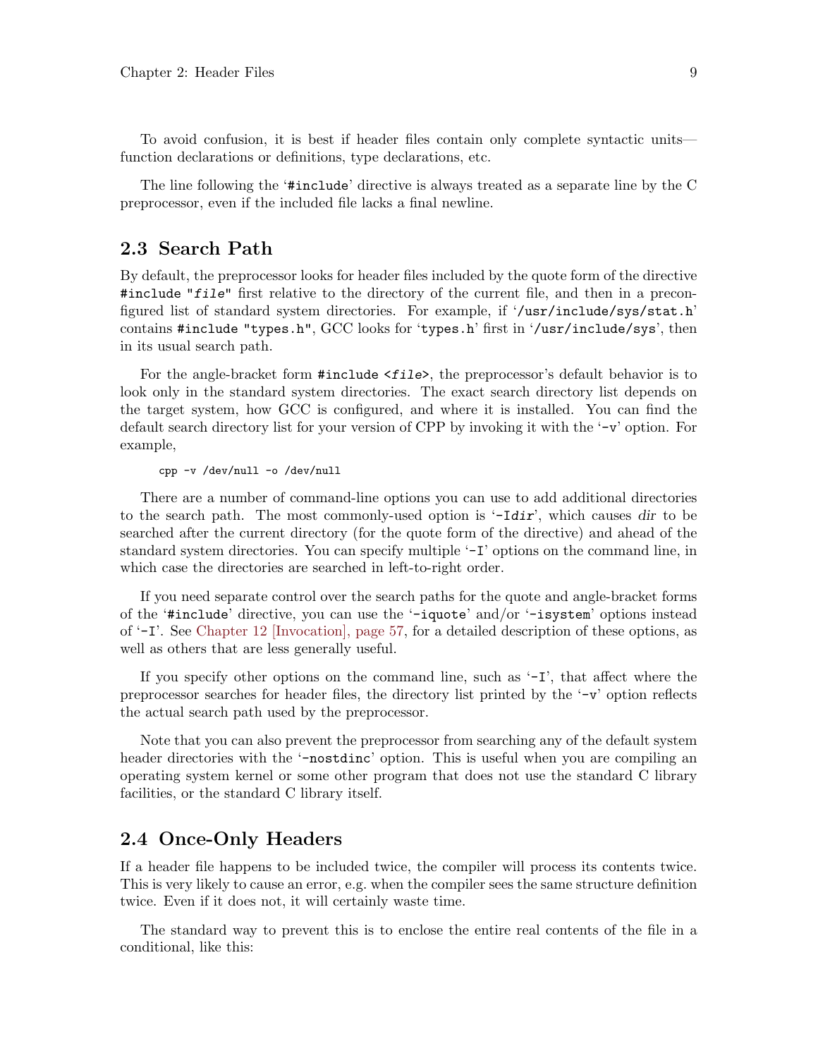To avoid confusion, it is best if header files contain only complete syntactic units—function declarations or definitions, type declarations, etc.

The line following the '`#include`' directive is always treated as a separate line by the C preprocessor, even if the included file lacks a final newline.

## 2.3 Search Path

By default, the preprocessor looks for header files included by the quote form of the directive `#include "file"` first relative to the directory of the current file, and then in a preconfigured list of standard system directories. For example, if '`/usr/include/sys/stat.h`' contains `#include "types.h"`, GCC looks for '`types.h`' first in '`/usr/include/sys`', then in its usual search path.

For the angle-bracket form `#include <file>`, the preprocessor's default behavior is to look only in the standard system directories. The exact search directory list depends on the target system, how GCC is configured, and where it is installed. You can find the default search directory list for your version of CPP by invoking it with the '`-v`' option. For example,

```
cpp -v /dev/null -o /dev/null
```

There are a number of command-line options you can use to add additional directories to the search path. The most commonly-used option is '`-Idir`', which causes *dir* to be searched after the current directory (for the quote form of the directive) and ahead of the standard system directories. You can specify multiple '`-I`' options on the command line, in which case the directories are searched in left-to-right order.

If you need separate control over the search paths for the quote and angle-bracket forms of the '`#include`' directive, you can use the '`-iquote`' and/or '`-isystem`' options instead of '`-I`'. See Chapter 12 [Invocation], page 57, for a detailed description of these options, as well as others that are less generally useful.

If you specify other options on the command line, such as '`-I`', that affect where the preprocessor searches for header files, the directory list printed by the '`-v`' option reflects the actual search path used by the preprocessor.

Note that you can also prevent the preprocessor from searching any of the default system header directories with the '`-nostdinc`' option. This is useful when you are compiling an operating system kernel or some other program that does not use the standard C library facilities, or the standard C library itself.

## 2.4 Once-Only Headers

If a header file happens to be included twice, the compiler will process its contents twice. This is very likely to cause an error, e.g. when the compiler sees the same structure definition twice. Even if it does not, it will certainly waste time.

The standard way to prevent this is to enclose the entire real contents of the file in a conditional, like this: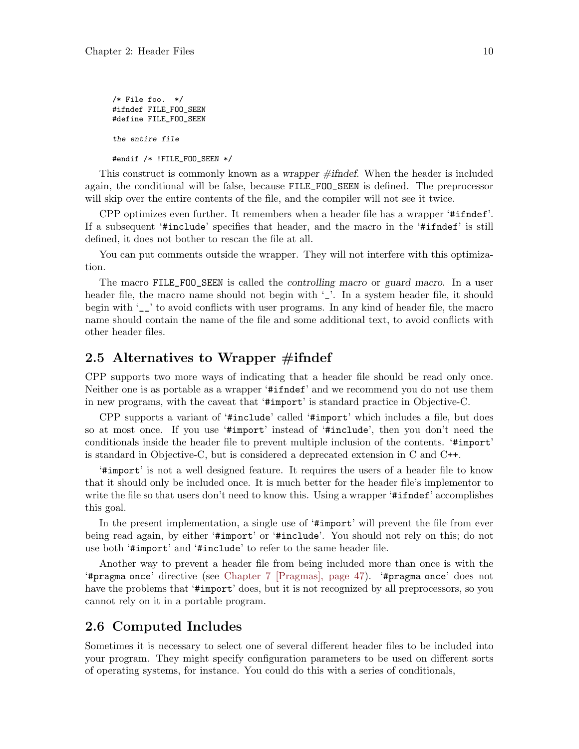```
/* File foo.  */
#ifndef FILE_FOO_SEEN
#define FILE_FOO_SEEN

the entire file

#endif /* !FILE_FOO_SEEN */
```

This construct is commonly known as a *wrapper #ifndef*. When the header is included again, the conditional will be false, because `FILE_FOO_SEEN` is defined. The preprocessor will skip over the entire contents of the file, and the compiler will not see it twice.

CPP optimizes even further. It remembers when a header file has a wrapper '`#ifndef`'. If a subsequent '`#include`' specifies that header, and the macro in the '`#ifndef`' is still defined, it does not bother to rescan the file at all.

You can put comments outside the wrapper. They will not interfere with this optimization.

The macro `FILE_FOO_SEEN` is called the *controlling macro* or *guard macro*. In a user header file, the macro name should not begin with '`_`'. In a system header file, it should begin with '`__`' to avoid conflicts with user programs. In any kind of header file, the macro name should contain the name of the file and some additional text, to avoid conflicts with other header files.

## 2.5 Alternatives to Wrapper #ifndef

CPP supports two more ways of indicating that a header file should be read only once. Neither one is as portable as a wrapper '`#ifndef`' and we recommend you do not use them in new programs, with the caveat that '`#import`' is standard practice in Objective-C.

CPP supports a variant of '`#include`' called '`#import`' which includes a file, but does so at most once. If you use '`#import`' instead of '`#include`', then you don't need the conditionals inside the header file to prevent multiple inclusion of the contents. '`#import`' is standard in Objective-C, but is considered a deprecated extension in C and C++.

'`#import`' is not a well designed feature. It requires the users of a header file to know that it should only be included once. It is much better for the header file's implementor to write the file so that users don't need to know this. Using a wrapper '`#ifndef`' accomplishes this goal.

In the present implementation, a single use of '`#import`' will prevent the file from ever being read again, by either '`#import`' or '`#include`'. You should not rely on this; do not use both '`#import`' and '`#include`' to refer to the same header file.

Another way to prevent a header file from being included more than once is with the '`#pragma once`' directive (see Chapter 7 [Pragmas], page 47). '`#pragma once`' does not have the problems that '`#import`' does, but it is not recognized by all preprocessors, so you cannot rely on it in a portable program.

## 2.6 Computed Includes

Sometimes it is necessary to select one of several different header files to be included into your program. They might specify configuration parameters to be used on different sorts of operating systems, for instance. You could do this with a series of conditionals,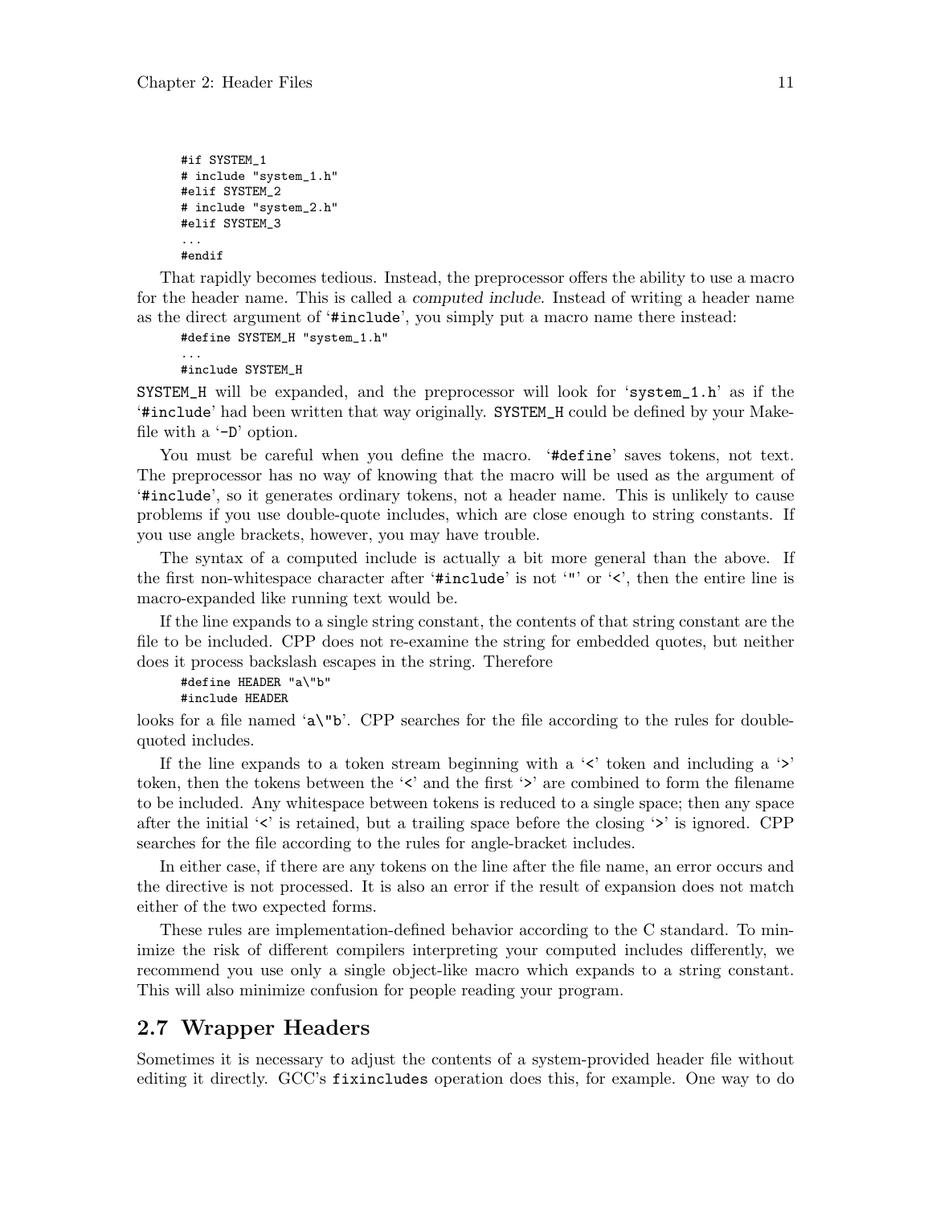```
#if SYSTEM_1
# include "system_1.h"
#elif SYSTEM_2
# include "system_2.h"
#elif SYSTEM_3
...
#endif
```

That rapidly becomes tedious. Instead, the preprocessor offers the ability to use a macro for the header name. This is called a *computed include*. Instead of writing a header name as the direct argument of '`#include`', you simply put a macro name there instead:

```
#define SYSTEM_H "system_1.h"
...
#include SYSTEM_H
```

`SYSTEM_H` will be expanded, and the preprocessor will look for '`system_1.h`' as if the '`#include`' had been written that way originally. `SYSTEM_H` could be defined by your Makefile with a '`-D`' option.

You must be careful when you define the macro. '`#define`' saves tokens, not text. The preprocessor has no way of knowing that the macro will be used as the argument of '`#include`', so it generates ordinary tokens, not a header name. This is unlikely to cause problems if you use double-quote includes, which are close enough to string constants. If you use angle brackets, however, you may have trouble.

The syntax of a computed include is actually a bit more general than the above. If the first non-whitespace character after '`#include`' is not '`"`' or '`<`', then the entire line is macro-expanded like running text would be.

If the line expands to a single string constant, the contents of that string constant are the file to be included. CPP does not re-examine the string for embedded quotes, but neither does it process backslash escapes in the string. Therefore

```
#define HEADER "a\"b"
#include HEADER
```

looks for a file named '`a\"b`'. CPP searches for the file according to the rules for double-quoted includes.

If the line expands to a token stream beginning with a '`<`' token and including a '`>`' token, then the tokens between the '`<`' and the first '`>`' are combined to form the filename to be included. Any whitespace between tokens is reduced to a single space; then any space after the initial '`<`' is retained, but a trailing space before the closing '`>`' is ignored. CPP searches for the file according to the rules for angle-bracket includes.

In either case, if there are any tokens on the line after the file name, an error occurs and the directive is not processed. It is also an error if the result of expansion does not match either of the two expected forms.

These rules are implementation-defined behavior according to the C standard. To minimize the risk of different compilers interpreting your computed includes differently, we recommend you use only a single object-like macro which expands to a string constant. This will also minimize confusion for people reading your program.

## 2.7 Wrapper Headers

Sometimes it is necessary to adjust the contents of a system-provided header file without editing it directly. GCC's `fixincludes` operation does this, for example. One way to do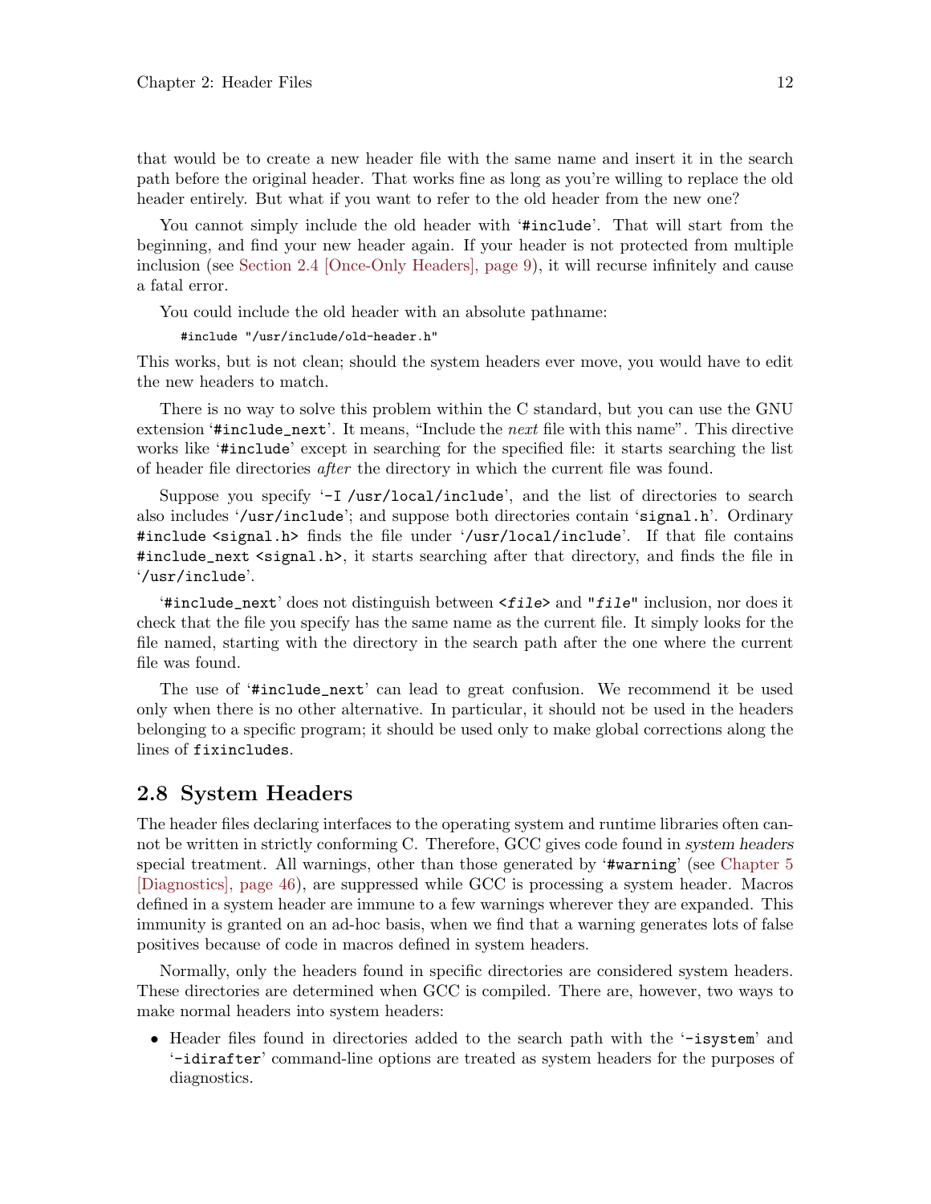that would be to create a new header file with the same name and insert it in the search path before the original header. That works fine as long as you're willing to replace the old header entirely. But what if you want to refer to the old header from the new one?

You cannot simply include the old header with '`#include`'. That will start from the beginning, and find your new header again. If your header is not protected from multiple inclusion (see Section 2.4 [Once-Only Headers], page 9), it will recurse infinitely and cause a fatal error.

You could include the old header with an absolute pathname:

```
#include "/usr/include/old-header.h"
```

This works, but is not clean; should the system headers ever move, you would have to edit the new headers to match.

There is no way to solve this problem within the C standard, but you can use the GNU extension '`#include_next`'. It means, "Include the *next* file with this name". This directive works like '`#include`' except in searching for the specified file: it starts searching the list of header file directories *after* the directory in which the current file was found.

Suppose you specify '`-I /usr/local/include`', and the list of directories to search also includes '`/usr/include`'; and suppose both directories contain '`signal.h`'. Ordinary `#include <signal.h>` finds the file under '`/usr/local/include`'. If that file contains `#include_next <signal.h>`, it starts searching after that directory, and finds the file in '`/usr/include`'.

'`#include_next`' does not distinguish between `<file>` and `"file"` inclusion, nor does it check that the file you specify has the same name as the current file. It simply looks for the file named, starting with the directory in the search path after the one where the current file was found.

The use of '`#include_next`' can lead to great confusion. We recommend it be used only when there is no other alternative. In particular, it should not be used in the headers belonging to a specific program; it should be used only to make global corrections along the lines of `fixincludes`.

## 2.8 System Headers

The header files declaring interfaces to the operating system and runtime libraries often cannot be written in strictly conforming C. Therefore, GCC gives code found in *system headers* special treatment. All warnings, other than those generated by '`#warning`' (see Chapter 5 [Diagnostics], page 46), are suppressed while GCC is processing a system header. Macros defined in a system header are immune to a few warnings wherever they are expanded. This immunity is granted on an ad-hoc basis, when we find that a warning generates lots of false positives because of code in macros defined in system headers.

Normally, only the headers found in specific directories are considered system headers. These directories are determined when GCC is compiled. There are, however, two ways to make normal headers into system headers:

- Header files found in directories added to the search path with the '`-isystem`' and '`-idirafter`' command-line options are treated as system headers for the purposes of diagnostics.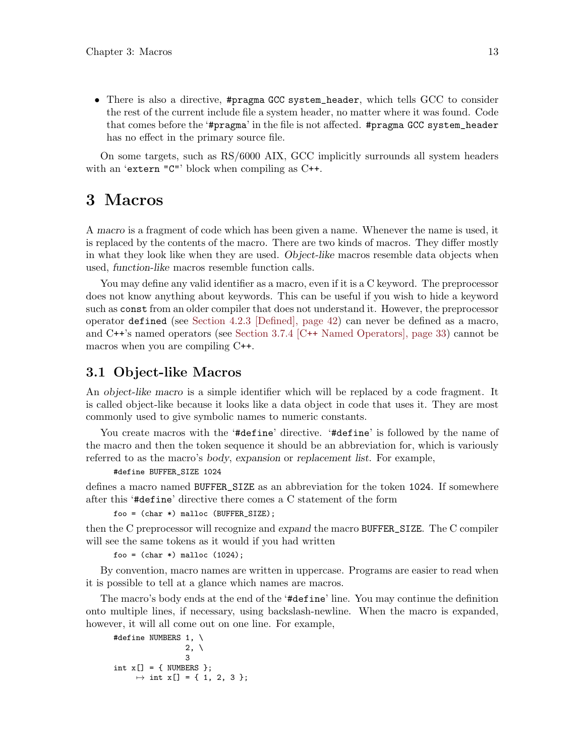- There is also a directive, `#pragma GCC system_header`, which tells GCC to consider the rest of the current include file a system header, no matter where it was found. Code that comes before the '`#pragma`' in the file is not affected. `#pragma GCC system_header` has no effect in the primary source file.

On some targets, such as RS/6000 AIX, GCC implicitly surrounds all system headers with an '`extern "C"`' block when compiling as C++.

# 3 Macros

A *macro* is a fragment of code which has been given a name. Whenever the name is used, it is replaced by the contents of the macro. There are two kinds of macros. They differ mostly in what they look like when they are used. *Object-like* macros resemble data objects when used, *function-like* macros resemble function calls.

You may define any valid identifier as a macro, even if it is a C keyword. The preprocessor does not know anything about keywords. This can be useful if you wish to hide a keyword such as `const` from an older compiler that does not understand it. However, the preprocessor operator `defined` (see Section 4.2.3 [Defined], page 42) can never be defined as a macro, and C++'s named operators (see Section 3.7.4 [C++ Named Operators], page 33) cannot be macros when you are compiling C++.

## 3.1 Object-like Macros

An *object-like macro* is a simple identifier which will be replaced by a code fragment. It is called object-like because it looks like a data object in code that uses it. They are most commonly used to give symbolic names to numeric constants.

You create macros with the '`#define`' directive. '`#define`' is followed by the name of the macro and then the token sequence it should be an abbreviation for, which is variously referred to as the macro's *body*, *expansion* or *replacement list*. For example,

```
#define BUFFER_SIZE 1024
```

defines a macro named `BUFFER_SIZE` as an abbreviation for the token `1024`. If somewhere after this '`#define`' directive there comes a C statement of the form

```
foo = (char *) malloc (BUFFER_SIZE);
```

then the C preprocessor will recognize and *expand* the macro `BUFFER_SIZE`. The C compiler will see the same tokens as it would if you had written

```
foo = (char *) malloc (1024);
```

By convention, macro names are written in uppercase. Programs are easier to read when it is possible to tell at a glance which names are macros.

The macro's body ends at the end of the '`#define`' line. You may continue the definition onto multiple lines, if necessary, using backslash-newline. When the macro is expanded, however, it will all come out on one line. For example,

```
#define NUMBERS 1, \
                2, \
                3
int x[] = { NUMBERS };
     ↦ int x[] = { 1, 2, 3 };
```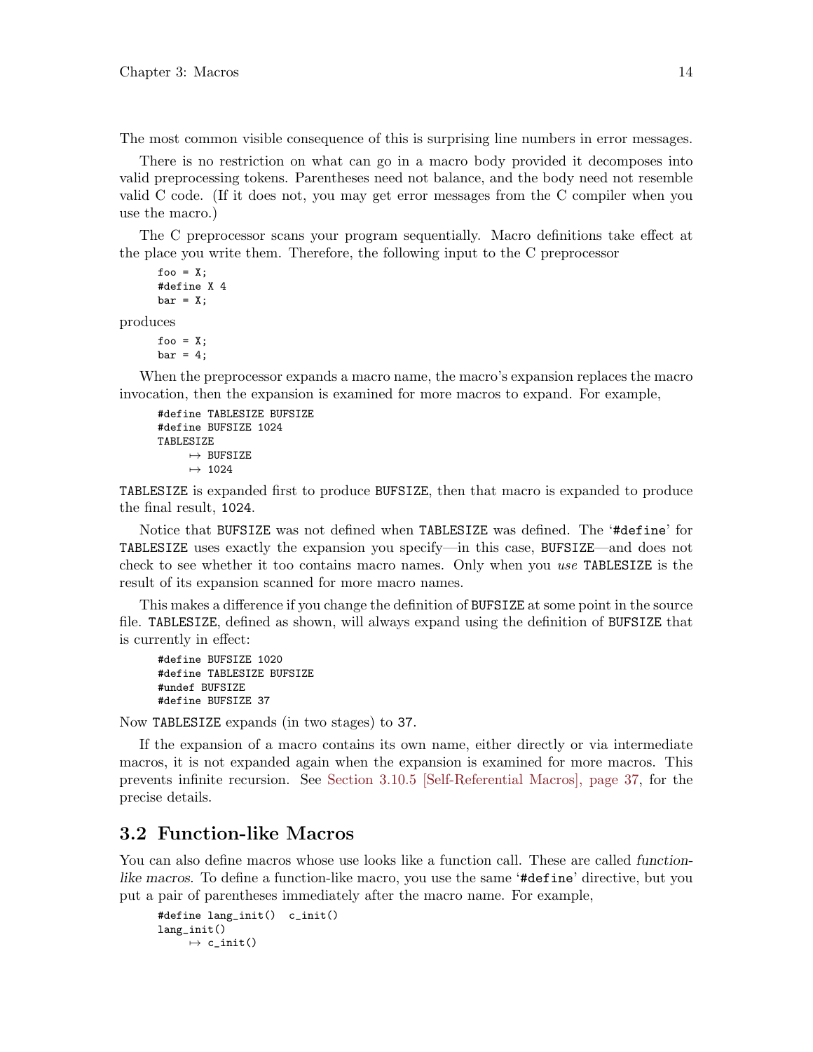The most common visible consequence of this is surprising line numbers in error messages.

There is no restriction on what can go in a macro body provided it decomposes into valid preprocessing tokens. Parentheses need not balance, and the body need not resemble valid C code. (If it does not, you may get error messages from the C compiler when you use the macro.)

The C preprocessor scans your program sequentially. Macro definitions take effect at the place you write them. Therefore, the following input to the C preprocessor

```
foo = X;
#define X 4
bar = X;
```

produces

```
foo = X;
bar = 4;
```

When the preprocessor expands a macro name, the macro's expansion replaces the macro invocation, then the expansion is examined for more macros to expand. For example,

```
#define TABLESIZE BUFSIZE
#define BUFSIZE 1024
TABLESIZE
     ↦ BUFSIZE
     ↦ 1024
```

`TABLESIZE` is expanded first to produce `BUFSIZE`, then that macro is expanded to produce the final result, `1024`.

Notice that `BUFSIZE` was not defined when `TABLESIZE` was defined. The '`#define`' for `TABLESIZE` uses exactly the expansion you specify—in this case, `BUFSIZE`—and does not check to see whether it too contains macro names. Only when you *use* `TABLESIZE` is the result of its expansion scanned for more macro names.

This makes a difference if you change the definition of `BUFSIZE` at some point in the source file. `TABLESIZE`, defined as shown, will always expand using the definition of `BUFSIZE` that is currently in effect:

```
#define BUFSIZE 1020
#define TABLESIZE BUFSIZE
#undef BUFSIZE
#define BUFSIZE 37
```

Now `TABLESIZE` expands (in two stages) to `37`.

If the expansion of a macro contains its own name, either directly or via intermediate macros, it is not expanded again when the expansion is examined for more macros. This prevents infinite recursion. See Section 3.10.5 [Self-Referential Macros], page 37, for the precise details.

## 3.2 Function-like Macros

You can also define macros whose use looks like a function call. These are called *function-like macros*. To define a function-like macro, you use the same '`#define`' directive, but you put a pair of parentheses immediately after the macro name. For example,

```
#define lang_init()  c_init()
lang_init()
     ↦ c_init()
```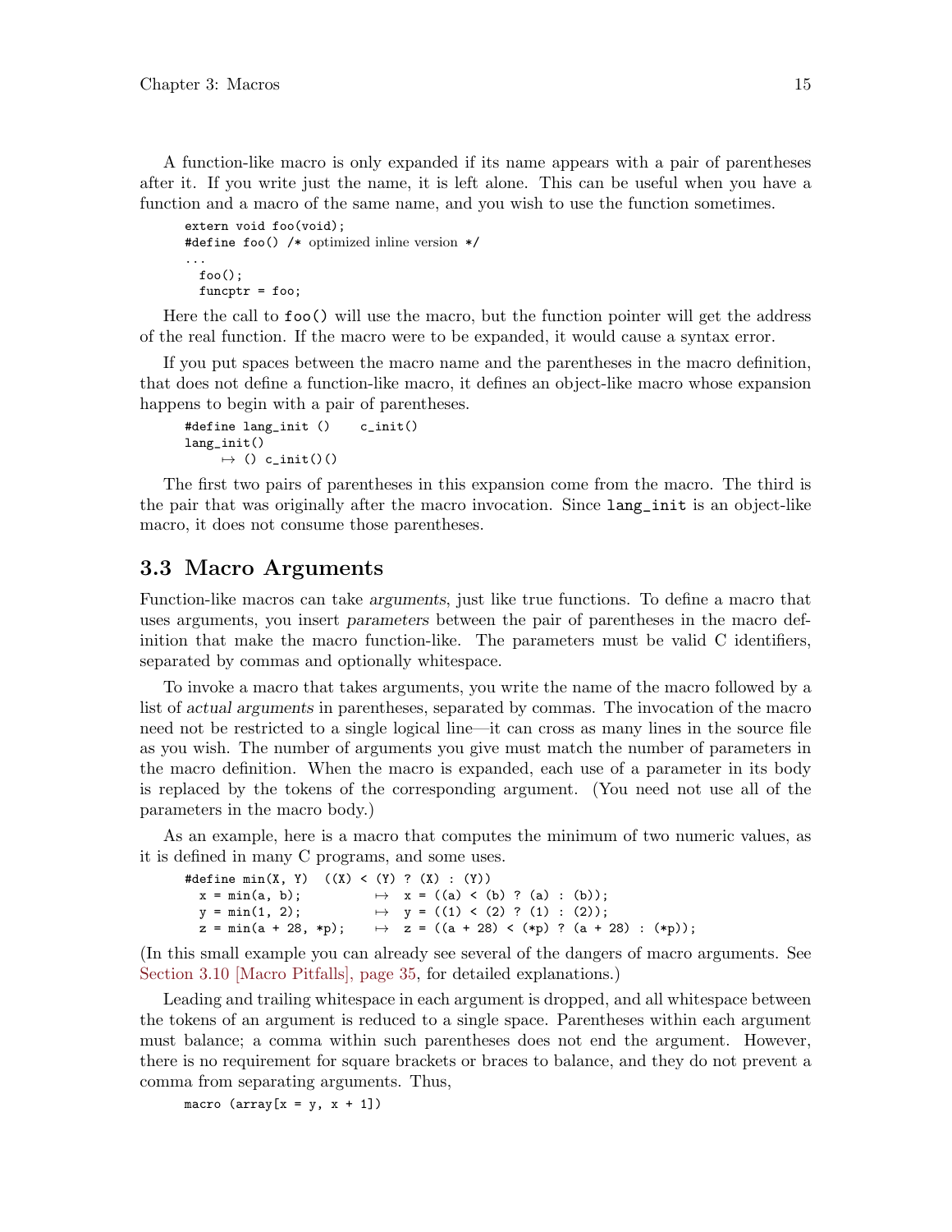A function-like macro is only expanded if its name appears with a pair of parentheses after it. If you write just the name, it is left alone. This can be useful when you have a function and a macro of the same name, and you wish to use the function sometimes.

```
extern void foo(void);
#define foo() /* optimized inline version */
...
  foo();
  funcptr = foo;
```

Here the call to `foo()` will use the macro, but the function pointer will get the address of the real function. If the macro were to be expanded, it would cause a syntax error.

If you put spaces between the macro name and the parentheses in the macro definition, that does not define a function-like macro, it defines an object-like macro whose expansion happens to begin with a pair of parentheses.

```
#define lang_init ()    c_init()
lang_init()
     ↦ () c_init()()
```

The first two pairs of parentheses in this expansion come from the macro. The third is the pair that was originally after the macro invocation. Since `lang_init` is an object-like macro, it does not consume those parentheses.

## 3.3 Macro Arguments

Function-like macros can take *arguments*, just like true functions. To define a macro that uses arguments, you insert *parameters* between the pair of parentheses in the macro definition that make the macro function-like. The parameters must be valid C identifiers, separated by commas and optionally whitespace.

To invoke a macro that takes arguments, you write the name of the macro followed by a list of *actual arguments* in parentheses, separated by commas. The invocation of the macro need not be restricted to a single logical line—it can cross as many lines in the source file as you wish. The number of arguments you give must match the number of parameters in the macro definition. When the macro is expanded, each use of a parameter in its body is replaced by the tokens of the corresponding argument. (You need not use all of the parameters in the macro body.)

As an example, here is a macro that computes the minimum of two numeric values, as it is defined in many C programs, and some uses.

```
#define min(X, Y)  ((X) < (Y) ? (X) : (Y))
  x = min(a, b);          ↦  x = ((a) < (b) ? (a) : (b));
  y = min(1, 2);          ↦  y = ((1) < (2) ? (1) : (2));
  z = min(a + 28, *p);    ↦  z = ((a + 28) < (*p) ? (a + 28) : (*p));
```

(In this small example you can already see several of the dangers of macro arguments. See Section 3.10 [Macro Pitfalls], page 35, for detailed explanations.)

Leading and trailing whitespace in each argument is dropped, and all whitespace between the tokens of an argument is reduced to a single space. Parentheses within each argument must balance; a comma within such parentheses does not end the argument. However, there is no requirement for square brackets or braces to balance, and they do not prevent a comma from separating arguments. Thus,

```
macro (array[x = y, x + 1])
```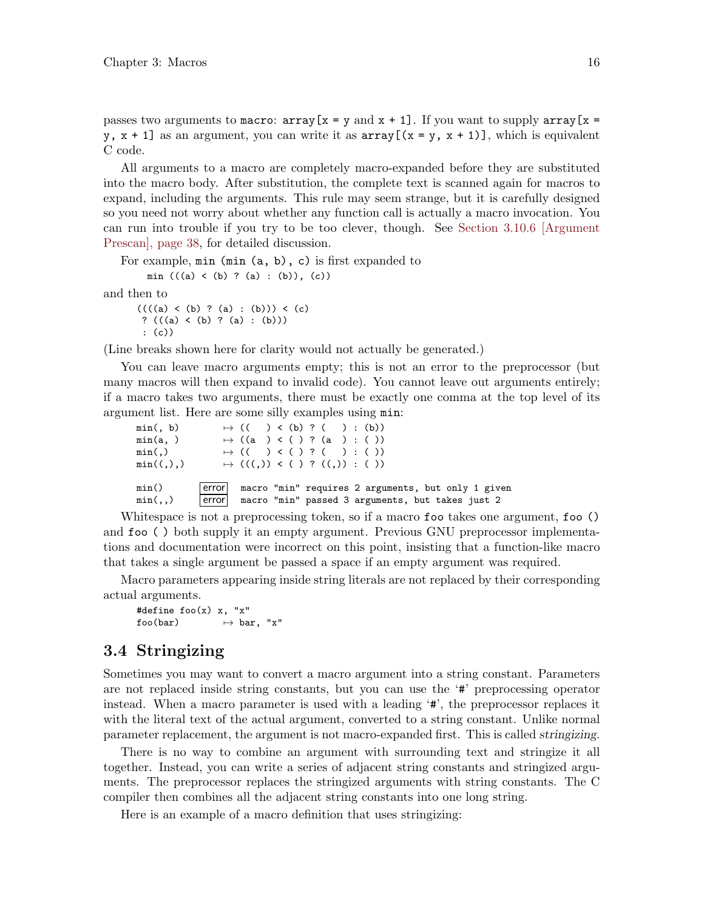passes two arguments to `macro`: `array[x = y` and `x + 1]`. If you want to supply `array[x = y, x + 1]` as an argument, you can write it as `array[(x = y, x + 1)]`, which is equivalent C code.

All arguments to a macro are completely macro-expanded before they are substituted into the macro body. After substitution, the complete text is scanned again for macros to expand, including the arguments. This rule may seem strange, but it is carefully designed so you need not worry about whether any function call is actually a macro invocation. You can run into trouble if you try to be too clever, though. See Section 3.10.6 [Argument Prescan], page 38, for detailed discussion.

For example, `min (min (a, b), c)` is first expanded to

```
 min (((a) < (b) ? (a) : (b)), (c))
```

and then to

```
((((a) < (b) ? (a) : (b))) < (c)
 ? (((a) < (b) ? (a) : (b)))
 : (c))
```

(Line breaks shown here for clarity would not actually be generated.)

You can leave macro arguments empty; this is not an error to the preprocessor (but many macros will then expand to invalid code). You cannot leave out arguments entirely; if a macro takes two arguments, there must be exactly one comma at the top level of its argument list. Here are some silly examples using `min`:

```
min(, b)        ↦ ((   ) < (b) ? (   ) : (b))
min(a, )        ↦ ((a  ) < ( ) ? (a  ) : ( ))
min(,)          ↦ ((   ) < ( ) ? (   ) : ( ))
min((,),)       ↦ (((,)) < ( ) ? ((,)) : ( ))

min()      error  macro "min" requires 2 arguments, but only 1 given
min(,,)    error  macro "min" passed 3 arguments, but takes just 2
```

Whitespace is not a preprocessing token, so if a macro `foo` takes one argument, `foo ()` and `foo ( )` both supply it an empty argument. Previous GNU preprocessor implementations and documentation were incorrect on this point, insisting that a function-like macro that takes a single argument be passed a space if an empty argument was required.

Macro parameters appearing inside string literals are not replaced by their corresponding actual arguments.

```
#define foo(x) x, "x"
foo(bar)        ↦ bar, "x"
```

## 3.4 Stringizing

Sometimes you may want to convert a macro argument into a string constant. Parameters are not replaced inside string constants, but you can use the '`#`' preprocessing operator instead. When a macro parameter is used with a leading '`#`', the preprocessor replaces it with the literal text of the actual argument, converted to a string constant. Unlike normal parameter replacement, the argument is not macro-expanded first. This is called *stringizing*.

There is no way to combine an argument with surrounding text and stringize it all together. Instead, you can write a series of adjacent string constants and stringized arguments. The preprocessor replaces the stringized arguments with string constants. The C compiler then combines all the adjacent string constants into one long string.

Here is an example of a macro definition that uses stringizing: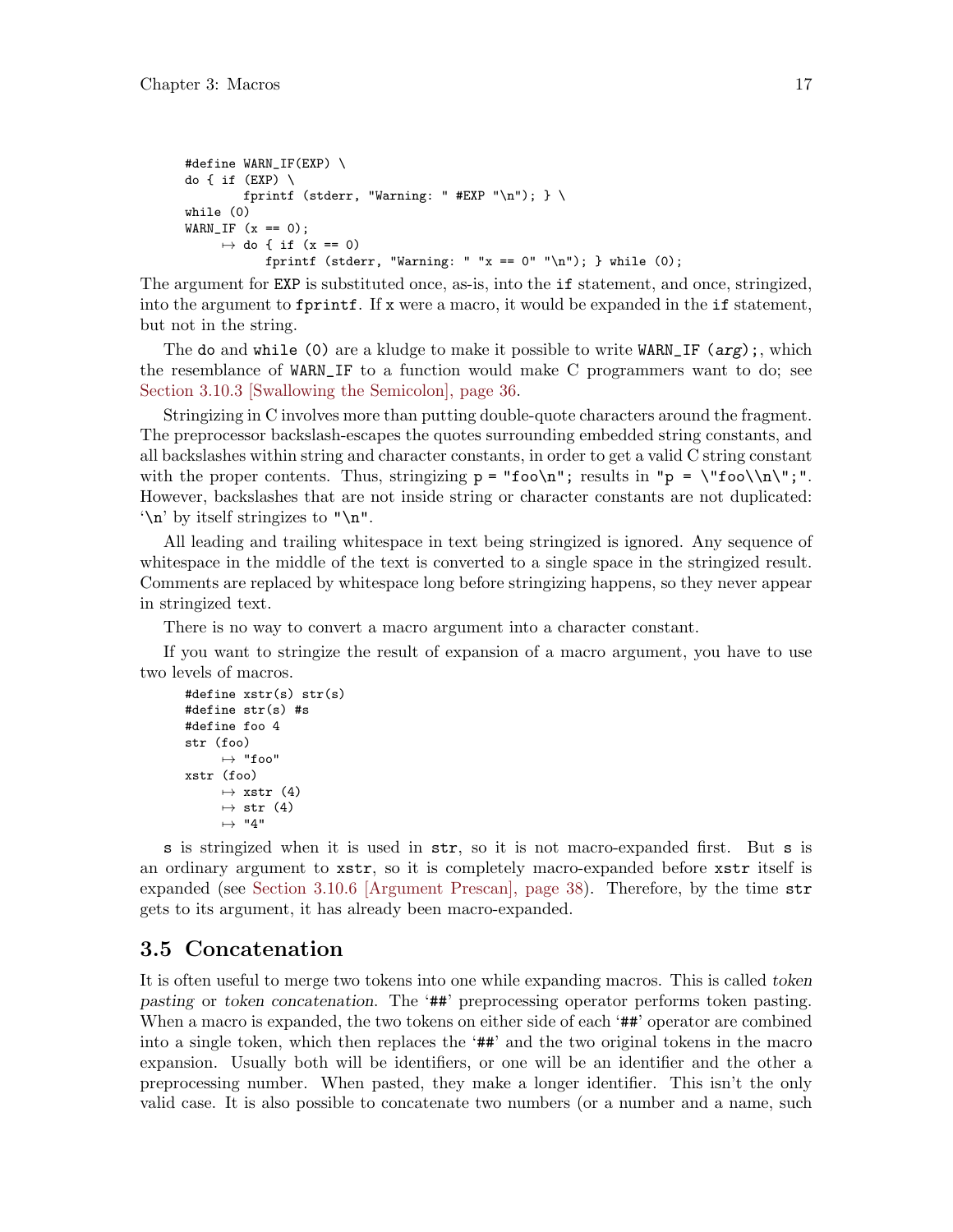```
#define WARN_IF(EXP) \
do { if (EXP) \
        fprintf (stderr, "Warning: " #EXP "\n"); } \
while (0)
WARN_IF (x == 0);
     ↦ do { if (x == 0)
           fprintf (stderr, "Warning: " "x == 0" "\n"); } while (0);
```

The argument for `EXP` is substituted once, as-is, into the `if` statement, and once, stringized, into the argument to `fprintf`. If `x` were a macro, it would be expanded in the `if` statement, but not in the string.

The `do` and `while (0)` are a kludge to make it possible to write `WARN_IF (arg);`, which the resemblance of `WARN_IF` to a function would make C programmers want to do; see Section 3.10.3 [Swallowing the Semicolon], page 36.

Stringizing in C involves more than putting double-quote characters around the fragment. The preprocessor backslash-escapes the quotes surrounding embedded string constants, and all backslashes within string and character constants, in order to get a valid C string constant with the proper contents. Thus, stringizing `p = "foo\n";` results in `"p = \"foo\\n\";"`. However, backslashes that are not inside string or character constants are not duplicated: '`\n`' by itself stringizes to `"\n"`.

All leading and trailing whitespace in text being stringized is ignored. Any sequence of whitespace in the middle of the text is converted to a single space in the stringized result. Comments are replaced by whitespace long before stringizing happens, so they never appear in stringized text.

There is no way to convert a macro argument into a character constant.

If you want to stringize the result of expansion of a macro argument, you have to use two levels of macros.

```
#define xstr(s) str(s)
#define str(s) #s
#define foo 4
str (foo)
     ↦ "foo"
xstr (foo)
     ↦ xstr (4)
     ↦ str (4)
     ↦ "4"
```

`s` is stringized when it is used in `str`, so it is not macro-expanded first. But `s` is an ordinary argument to `xstr`, so it is completely macro-expanded before `xstr` itself is expanded (see Section 3.10.6 [Argument Prescan], page 38). Therefore, by the time `str` gets to its argument, it has already been macro-expanded.

## 3.5 Concatenation

It is often useful to merge two tokens into one while expanding macros. This is called *token pasting* or *token concatenation*. The '`##`' preprocessing operator performs token pasting. When a macro is expanded, the two tokens on either side of each '`##`' operator are combined into a single token, which then replaces the '`##`' and the two original tokens in the macro expansion. Usually both will be identifiers, or one will be an identifier and the other a preprocessing number. When pasted, they make a longer identifier. This isn't the only valid case. It is also possible to concatenate two numbers (or a number and a name, such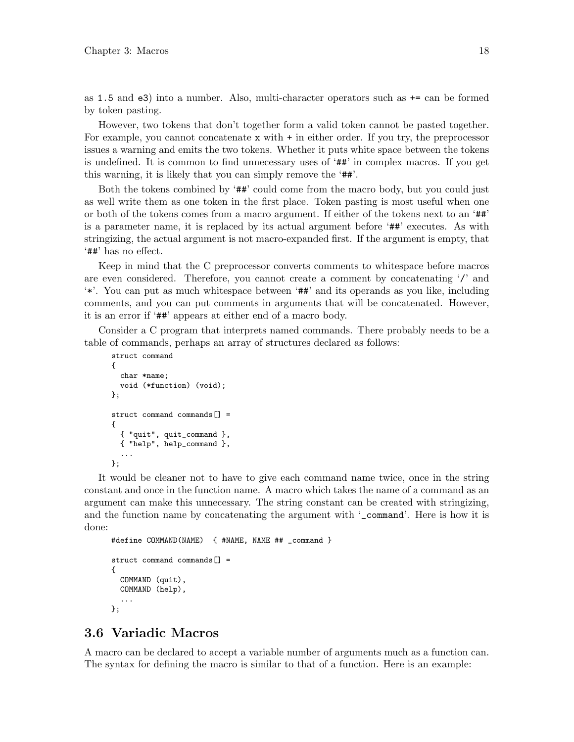as `1.5` and `e3`) into a number. Also, multi-character operators such as `+=` can be formed by token pasting.

However, two tokens that don't together form a valid token cannot be pasted together. For example, you cannot concatenate `x` with `+` in either order. If you try, the preprocessor issues a warning and emits the two tokens. Whether it puts white space between the tokens is undefined. It is common to find unnecessary uses of '`##`' in complex macros. If you get this warning, it is likely that you can simply remove the '`##`'.

Both the tokens combined by '`##`' could come from the macro body, but you could just as well write them as one token in the first place. Token pasting is most useful when one or both of the tokens comes from a macro argument. If either of the tokens next to an '`##`' is a parameter name, it is replaced by its actual argument before '`##`' executes. As with stringizing, the actual argument is not macro-expanded first. If the argument is empty, that '`##`' has no effect.

Keep in mind that the C preprocessor converts comments to whitespace before macros are even considered. Therefore, you cannot create a comment by concatenating '`/`' and '`*`'. You can put as much whitespace between '`##`' and its operands as you like, including comments, and you can put comments in arguments that will be concatenated. However, it is an error if '`##`' appears at either end of a macro body.

Consider a C program that interprets named commands. There probably needs to be a table of commands, perhaps an array of structures declared as follows:

```
struct command
{
  char *name;
  void (*function) (void);
};

struct command commands[] =
{
  { "quit", quit_command },
  { "help", help_command },
  ...
};
```

It would be cleaner not to have to give each command name twice, once in the string constant and once in the function name. A macro which takes the name of a command as an argument can make this unnecessary. The string constant can be created with stringizing, and the function name by concatenating the argument with '`_command`'. Here is how it is done:

```
#define COMMAND(NAME)  { #NAME, NAME ## _command }

struct command commands[] =
{
  COMMAND (quit),
  COMMAND (help),
  ...
};
```

## 3.6 Variadic Macros

A macro can be declared to accept a variable number of arguments much as a function can. The syntax for defining the macro is similar to that of a function. Here is an example: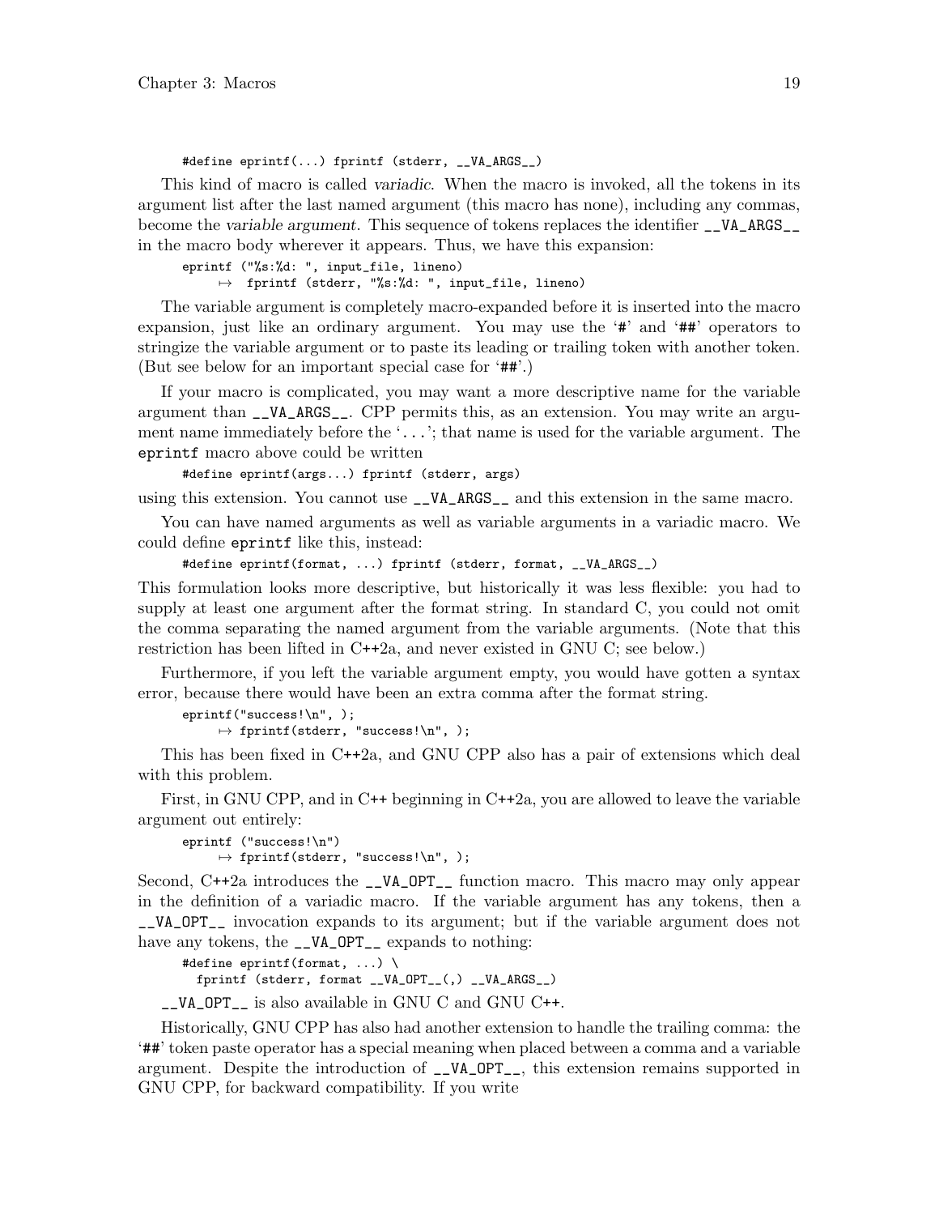```
#define eprintf(...) fprintf (stderr, __VA_ARGS__)
```

This kind of macro is called *variadic*. When the macro is invoked, all the tokens in its argument list after the last named argument (this macro has none), including any commas, become the *variable argument*. This sequence of tokens replaces the identifier `__VA_ARGS__` in the macro body wherever it appears. Thus, we have this expansion:

```
eprintf ("%s:%d: ", input_file, lineno)
     ↦  fprintf (stderr, "%s:%d: ", input_file, lineno)
```

The variable argument is completely macro-expanded before it is inserted into the macro expansion, just like an ordinary argument. You may use the '`#`' and '`##`' operators to stringize the variable argument or to paste its leading or trailing token with another token. (But see below for an important special case for '`##`'.)

If your macro is complicated, you may want a more descriptive name for the variable argument than `__VA_ARGS__`. CPP permits this, as an extension. You may write an argument name immediately before the '`...`'; that name is used for the variable argument. The `eprintf` macro above could be written

```
#define eprintf(args...) fprintf (stderr, args)
```

using this extension. You cannot use `__VA_ARGS__` and this extension in the same macro.

You can have named arguments as well as variable arguments in a variadic macro. We could define `eprintf` like this, instead:

```
#define eprintf(format, ...) fprintf (stderr, format, __VA_ARGS__)
```

This formulation looks more descriptive, but historically it was less flexible: you had to supply at least one argument after the format string. In standard C, you could not omit the comma separating the named argument from the variable arguments. (Note that this restriction has been lifted in C++2a, and never existed in GNU C; see below.)

Furthermore, if you left the variable argument empty, you would have gotten a syntax error, because there would have been an extra comma after the format string.

```
eprintf("success!\n", );
     ↦ fprintf(stderr, "success!\n", );
```

This has been fixed in C++2a, and GNU CPP also has a pair of extensions which deal with this problem.

First, in GNU CPP, and in C++ beginning in C++2a, you are allowed to leave the variable argument out entirely:

```
eprintf ("success!\n")
     ↦ fprintf(stderr, "success!\n", );
```

Second, C++2a introduces the `__VA_OPT__` function macro. This macro may only appear in the definition of a variadic macro. If the variable argument has any tokens, then a `__VA_OPT__` invocation expands to its argument; but if the variable argument does not have any tokens, the `__VA_OPT__` expands to nothing:

```
#define eprintf(format, ...) \
  fprintf (stderr, format __VA_OPT__(,) __VA_ARGS__)
```

`__VA_OPT__` is also available in GNU C and GNU C++.

Historically, GNU CPP has also had another extension to handle the trailing comma: the '`##`' token paste operator has a special meaning when placed between a comma and a variable argument. Despite the introduction of `__VA_OPT__`, this extension remains supported in GNU CPP, for backward compatibility. If you write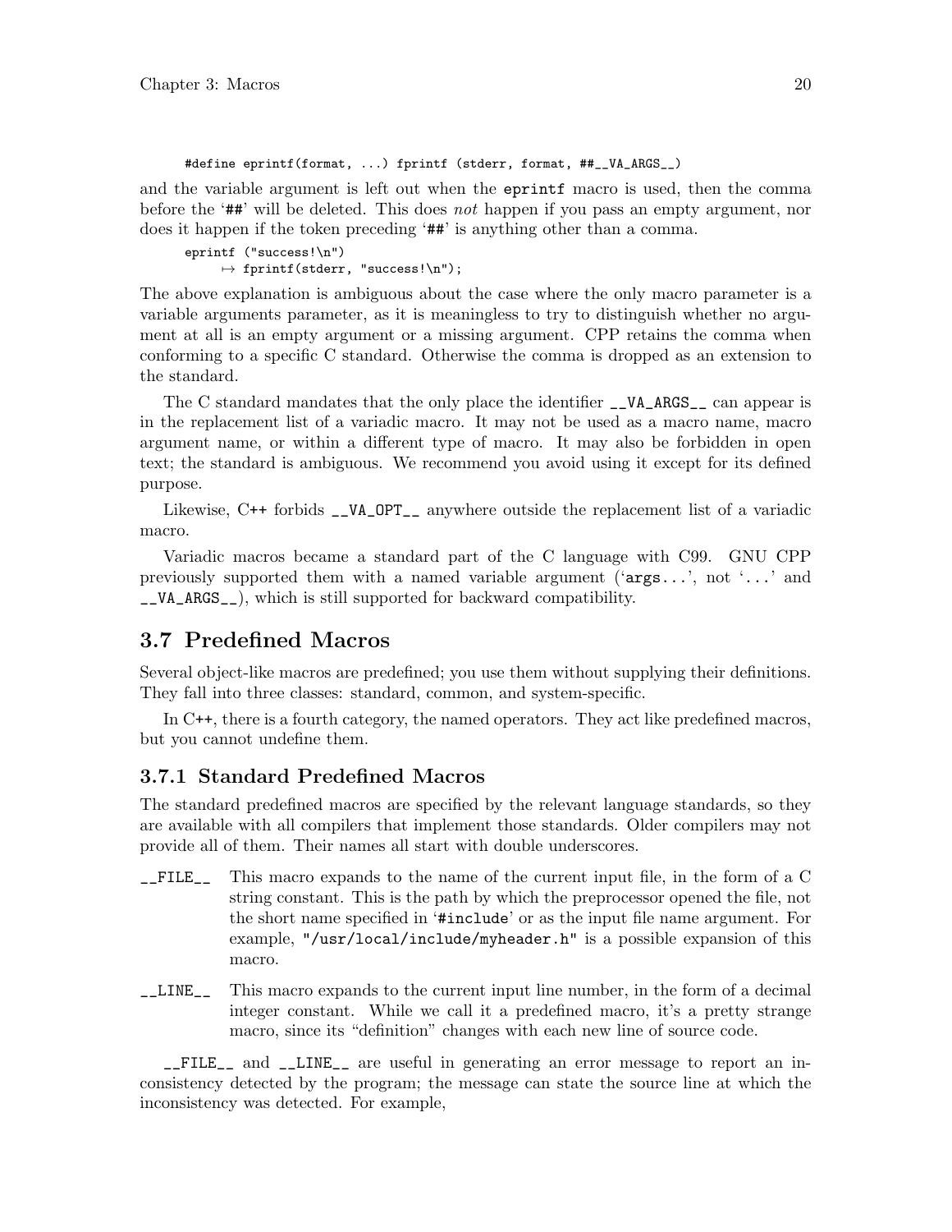```
#define eprintf(format, ...) fprintf (stderr, format, ##__VA_ARGS__)
```

and the variable argument is left out when the `eprintf` macro is used, then the comma before the '`##`' will be deleted. This does *not* happen if you pass an empty argument, nor does it happen if the token preceding '`##`' is anything other than a comma.

```
eprintf ("success!\n")
     ↦ fprintf(stderr, "success!\n");
```

The above explanation is ambiguous about the case where the only macro parameter is a variable arguments parameter, as it is meaningless to try to distinguish whether no argument at all is an empty argument or a missing argument. CPP retains the comma when conforming to a specific C standard. Otherwise the comma is dropped as an extension to the standard.

The C standard mandates that the only place the identifier `__VA_ARGS__` can appear is in the replacement list of a variadic macro. It may not be used as a macro name, macro argument name, or within a different type of macro. It may also be forbidden in open text; the standard is ambiguous. We recommend you avoid using it except for its defined purpose.

Likewise, C++ forbids `__VA_OPT__` anywhere outside the replacement list of a variadic macro.

Variadic macros became a standard part of the C language with C99. GNU CPP previously supported them with a named variable argument ('`args...`', not '`...`' and `__VA_ARGS__`), which is still supported for backward compatibility.

## 3.7 Predefined Macros

Several object-like macros are predefined; you use them without supplying their definitions. They fall into three classes: standard, common, and system-specific.

In C++, there is a fourth category, the named operators. They act like predefined macros, but you cannot undefine them.

### 3.7.1 Standard Predefined Macros

The standard predefined macros are specified by the relevant language standards, so they are available with all compilers that implement those standards. Older compilers may not provide all of them. Their names all start with double underscores.

`__FILE__` This macro expands to the name of the current input file, in the form of a C string constant. This is the path by which the preprocessor opened the file, not the short name specified in '`#include`' or as the input file name argument. For example, `"/usr/local/include/myheader.h"` is a possible expansion of this macro.

`__LINE__` This macro expands to the current input line number, in the form of a decimal integer constant. While we call it a predefined macro, it's a pretty strange macro, since its "definition" changes with each new line of source code.

`__FILE__` and `__LINE__` are useful in generating an error message to report an inconsistency detected by the program; the message can state the source line at which the inconsistency was detected. For example,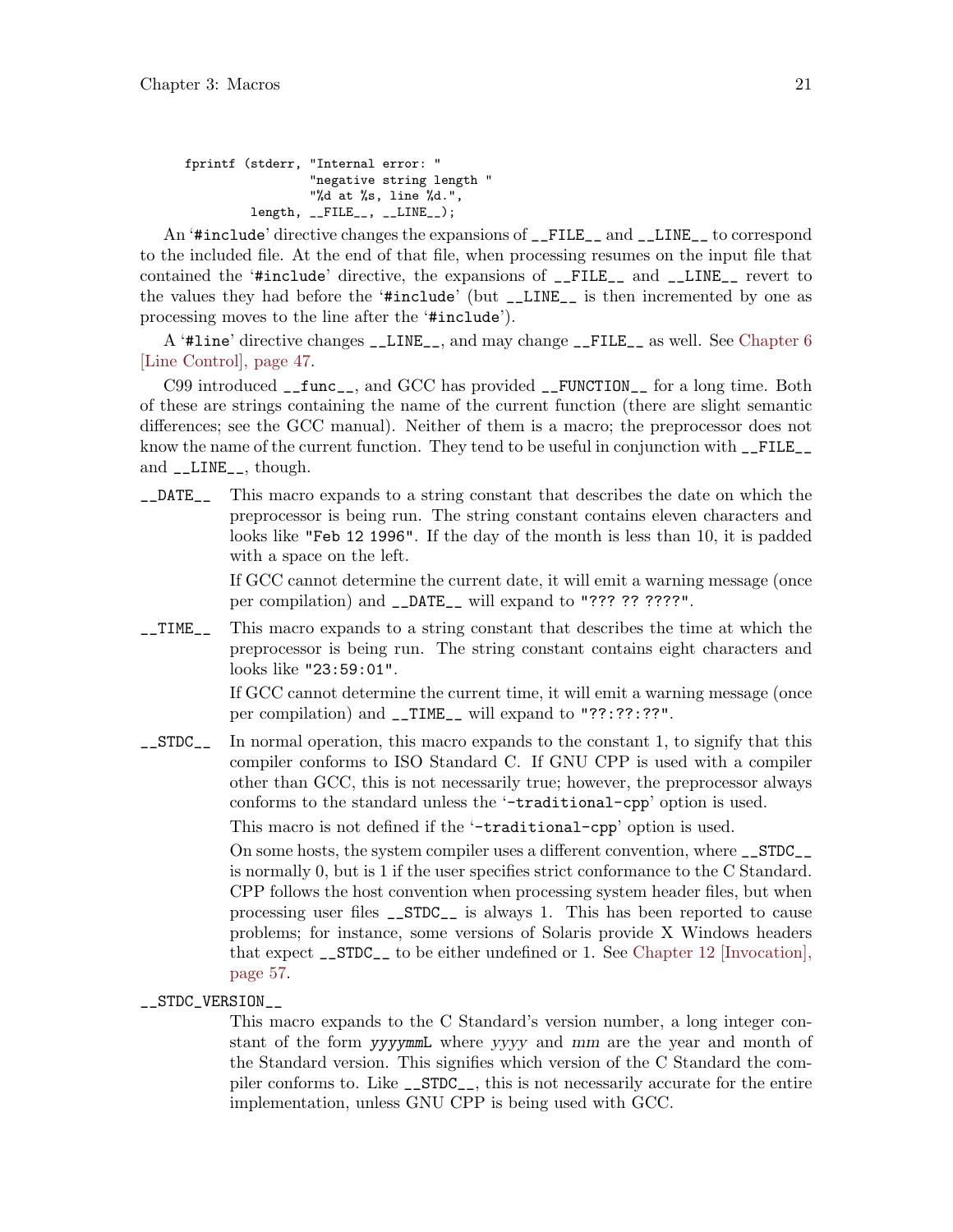```
fprintf (stderr, "Internal error: "
                 "negative string length "
                 "%d at %s, line %d.",
         length, __FILE__, __LINE__);
```

An '#include' directive changes the expansions of `__FILE__` and `__LINE__` to correspond to the included file. At the end of that file, when processing resumes on the input file that contained the '#include' directive, the expansions of `__FILE__` and `__LINE__` revert to the values they had before the '#include' (but `__LINE__` is then incremented by one as processing moves to the line after the '#include').

A '#line' directive changes `__LINE__`, and may change `__FILE__` as well. See Chapter 6 [Line Control], page 47.

C99 introduced `__func__`, and GCC has provided `__FUNCTION__` for a long time. Both of these are strings containing the name of the current function (there are slight semantic differences; see the GCC manual). Neither of them is a macro; the preprocessor does not know the name of the current function. They tend to be useful in conjunction with `__FILE__` and `__LINE__`, though.

`__DATE__`
: This macro expands to a string constant that describes the date on which the preprocessor is being run. The string constant contains eleven characters and looks like `"Feb 12 1996"`. If the day of the month is less than 10, it is padded with a space on the left.

  If GCC cannot determine the current date, it will emit a warning message (once per compilation) and `__DATE__` will expand to `"??? ?? ????"`.

`__TIME__`
: This macro expands to a string constant that describes the time at which the preprocessor is being run. The string constant contains eight characters and looks like `"23:59:01"`.

  If GCC cannot determine the current time, it will emit a warning message (once per compilation) and `__TIME__` will expand to `"??:??:??"`.

`__STDC__`
: In normal operation, this macro expands to the constant 1, to signify that this compiler conforms to ISO Standard C. If GNU CPP is used with a compiler other than GCC, this is not necessarily true; however, the preprocessor always conforms to the standard unless the '-traditional-cpp' option is used.

  This macro is not defined if the '-traditional-cpp' option is used.

  On some hosts, the system compiler uses a different convention, where `__STDC__` is normally 0, but is 1 if the user specifies strict conformance to the C Standard. CPP follows the host convention when processing system header files, but when processing user files `__STDC__` is always 1. This has been reported to cause problems; for instance, some versions of Solaris provide X Windows headers that expect `__STDC__` to be either undefined or 1. See Chapter 12 [Invocation], page 57.

`__STDC_VERSION__`
: This macro expands to the C Standard's version number, a long integer constant of the form *yyyymm*L where *yyyy* and *mm* are the year and month of the Standard version. This signifies which version of the C Standard the compiler conforms to. Like `__STDC__`, this is not necessarily accurate for the entire implementation, unless GNU CPP is being used with GCC.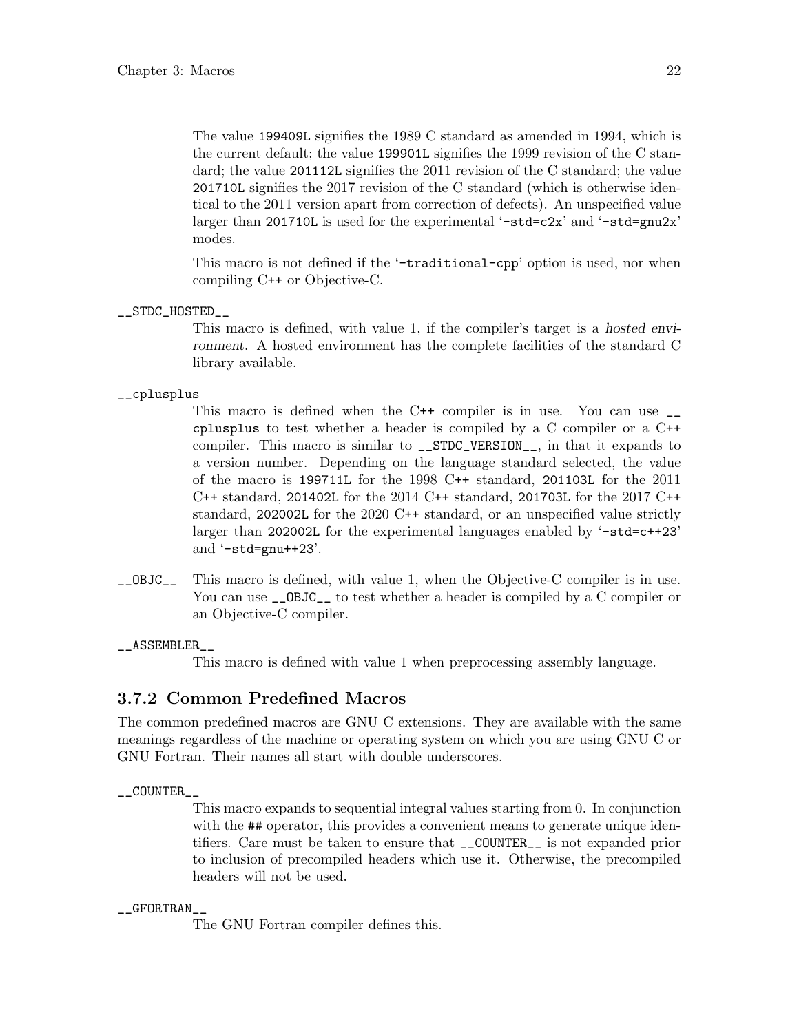The value `199409L` signifies the 1989 C standard as amended in 1994, which is the current default; the value `199901L` signifies the 1999 revision of the C standard; the value `201112L` signifies the 2011 revision of the C standard; the value `201710L` signifies the 2017 revision of the C standard (which is otherwise identical to the 2011 version apart from correction of defects). An unspecified value larger than `201710L` is used for the experimental '`-std=c2x`' and '`-std=gnu2x`' modes.

This macro is not defined if the '`-traditional-cpp`' option is used, nor when compiling C++ or Objective-C.

`__STDC_HOSTED__`

This macro is defined, with value 1, if the compiler's target is a *hosted environment*. A hosted environment has the complete facilities of the standard C library available.

`__cplusplus`

This macro is defined when the C++ compiler is in use. You can use `__cplusplus` to test whether a header is compiled by a C compiler or a C++ compiler. This macro is similar to `__STDC_VERSION__`, in that it expands to a version number. Depending on the language standard selected, the value of the macro is `199711L` for the 1998 C++ standard, `201103L` for the 2011 C++ standard, `201402L` for the 2014 C++ standard, `201703L` for the 2017 C++ standard, `202002L` for the 2020 C++ standard, or an unspecified value strictly larger than `202002L` for the experimental languages enabled by '`-std=c++23`' and '`-std=gnu++23`'.

`__OBJC__`

This macro is defined, with value 1, when the Objective-C compiler is in use. You can use `__OBJC__` to test whether a header is compiled by a C compiler or an Objective-C compiler.

`__ASSEMBLER__`

This macro is defined with value 1 when preprocessing assembly language.

### 3.7.2 Common Predefined Macros

The common predefined macros are GNU C extensions. They are available with the same meanings regardless of the machine or operating system on which you are using GNU C or GNU Fortran. Their names all start with double underscores.

`__COUNTER__`

This macro expands to sequential integral values starting from 0. In conjunction with the `##` operator, this provides a convenient means to generate unique identifiers. Care must be taken to ensure that `__COUNTER__` is not expanded prior to inclusion of precompiled headers which use it. Otherwise, the precompiled headers will not be used.

`__GFORTRAN__`

The GNU Fortran compiler defines this.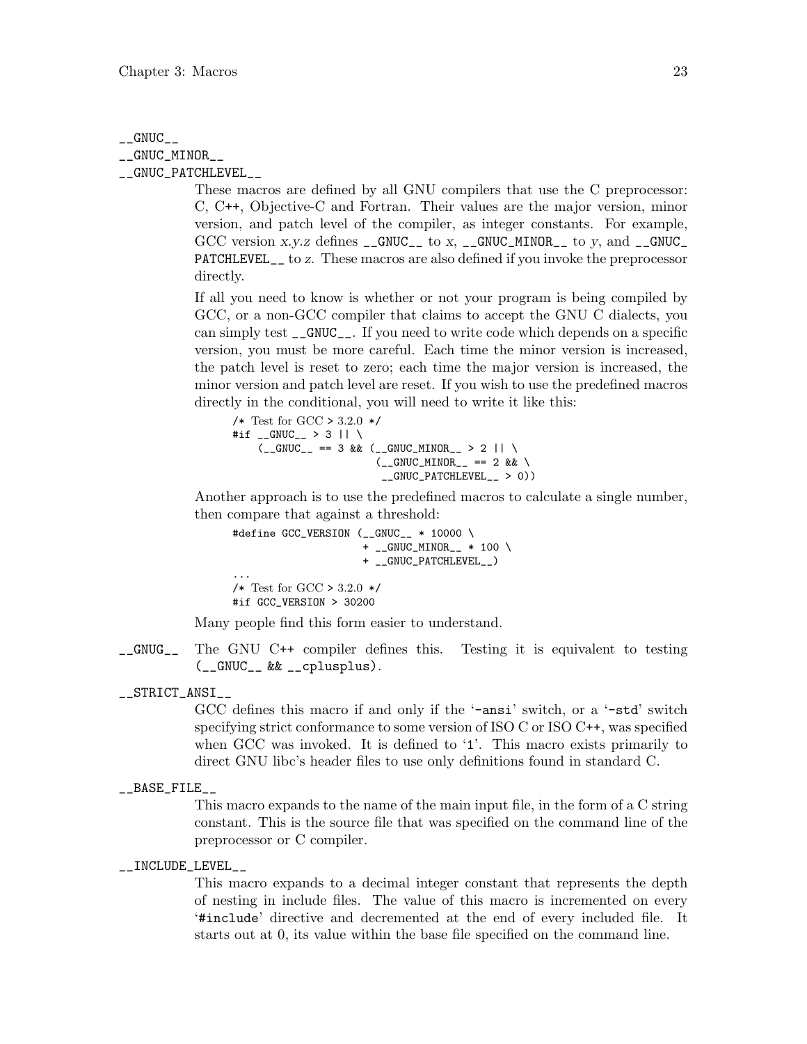`__GNUC__`
`__GNUC_MINOR__`
`__GNUC_PATCHLEVEL__`

These macros are defined by all GNU compilers that use the C preprocessor: C, C++, Objective-C and Fortran. Their values are the major version, minor version, and patch level of the compiler, as integer constants. For example, GCC version *x.y.z* defines `__GNUC__` to *x*, `__GNUC_MINOR__` to *y*, and `__GNUC_PATCHLEVEL__` to *z*. These macros are also defined if you invoke the preprocessor directly.

If all you need to know is whether or not your program is being compiled by GCC, or a non-GCC compiler that claims to accept the GNU C dialects, you can simply test `__GNUC__`. If you need to write code which depends on a specific version, you must be more careful. Each time the minor version is increased, the patch level is reset to zero; each time the major version is increased, the minor version and patch level are reset. If you wish to use the predefined macros directly in the conditional, you will need to write it like this:

```
/* Test for GCC > 3.2.0 */
#if __GNUC__ > 3 || \
    (__GNUC__ == 3 && (__GNUC_MINOR__ > 2 || \
                       (__GNUC_MINOR__ == 2 && \
                        __GNUC_PATCHLEVEL__ > 0))
```

Another approach is to use the predefined macros to calculate a single number, then compare that against a threshold:

```
#define GCC_VERSION (__GNUC__ * 10000 \
                     + __GNUC_MINOR__ * 100 \
                     + __GNUC_PATCHLEVEL__)
...
/* Test for GCC > 3.2.0 */
#if GCC_VERSION > 30200
```

Many people find this form easier to understand.

`__GNUG__`

The GNU C++ compiler defines this. Testing it is equivalent to testing `(__GNUC__ && __cplusplus)`.

`__STRICT_ANSI__`

GCC defines this macro if and only if the '`-ansi`' switch, or a '`-std`' switch specifying strict conformance to some version of ISO C or ISO C++, was specified when GCC was invoked. It is defined to '`1`'. This macro exists primarily to direct GNU libc's header files to use only definitions found in standard C.

`__BASE_FILE__`

This macro expands to the name of the main input file, in the form of a C string constant. This is the source file that was specified on the command line of the preprocessor or C compiler.

`__INCLUDE_LEVEL__`

This macro expands to a decimal integer constant that represents the depth of nesting in include files. The value of this macro is incremented on every '`#include`' directive and decremented at the end of every included file. It starts out at 0, its value within the base file specified on the command line.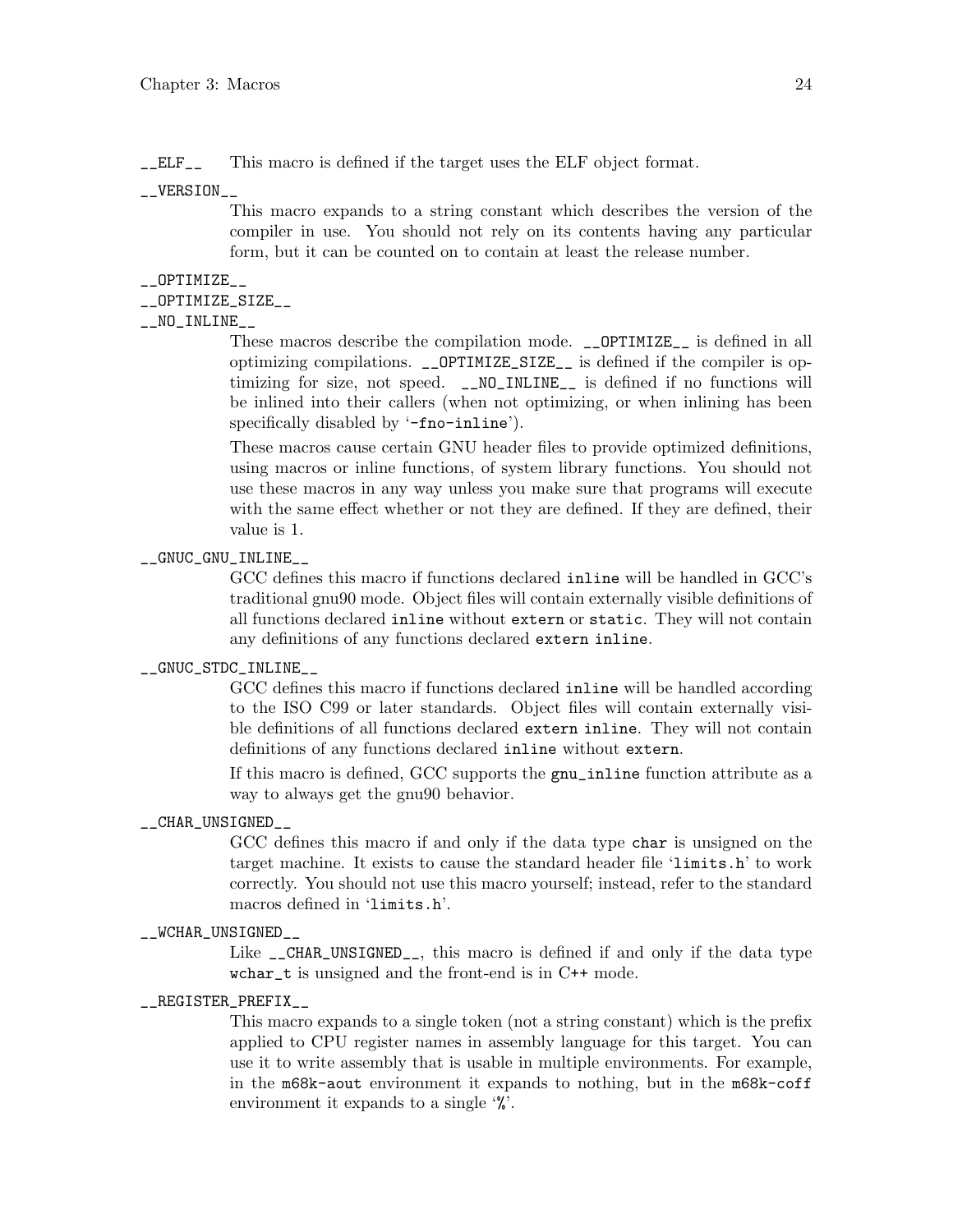`__ELF__` This macro is defined if the target uses the ELF object format.

`__VERSION__`
: This macro expands to a string constant which describes the version of the compiler in use. You should not rely on its contents having any particular form, but it can be counted on to contain at least the release number.

`__OPTIMIZE__`
`__OPTIMIZE_SIZE__`
`__NO_INLINE__`
: These macros describe the compilation mode. `__OPTIMIZE__` is defined in all optimizing compilations. `__OPTIMIZE_SIZE__` is defined if the compiler is optimizing for size, not speed. `__NO_INLINE__` is defined if no functions will be inlined into their callers (when not optimizing, or when inlining has been specifically disabled by '`-fno-inline`').

  These macros cause certain GNU header files to provide optimized definitions, using macros or inline functions, of system library functions. You should not use these macros in any way unless you make sure that programs will execute with the same effect whether or not they are defined. If they are defined, their value is 1.

`__GNUC_GNU_INLINE__`
: GCC defines this macro if functions declared `inline` will be handled in GCC's traditional gnu90 mode. Object files will contain externally visible definitions of all functions declared `inline` without `extern` or `static`. They will not contain any definitions of any functions declared `extern inline`.

`__GNUC_STDC_INLINE__`
: GCC defines this macro if functions declared `inline` will be handled according to the ISO C99 or later standards. Object files will contain externally visible definitions of all functions declared `extern inline`. They will not contain definitions of any functions declared `inline` without `extern`.

  If this macro is defined, GCC supports the `gnu_inline` function attribute as a way to always get the gnu90 behavior.

`__CHAR_UNSIGNED__`
: GCC defines this macro if and only if the data type `char` is unsigned on the target machine. It exists to cause the standard header file '`limits.h`' to work correctly. You should not use this macro yourself; instead, refer to the standard macros defined in '`limits.h`'.

`__WCHAR_UNSIGNED__`
: Like `__CHAR_UNSIGNED__`, this macro is defined if and only if the data type `wchar_t` is unsigned and the front-end is in C++ mode.

`__REGISTER_PREFIX__`
: This macro expands to a single token (not a string constant) which is the prefix applied to CPU register names in assembly language for this target. You can use it to write assembly that is usable in multiple environments. For example, in the `m68k-aout` environment it expands to nothing, but in the `m68k-coff` environment it expands to a single '`%`'.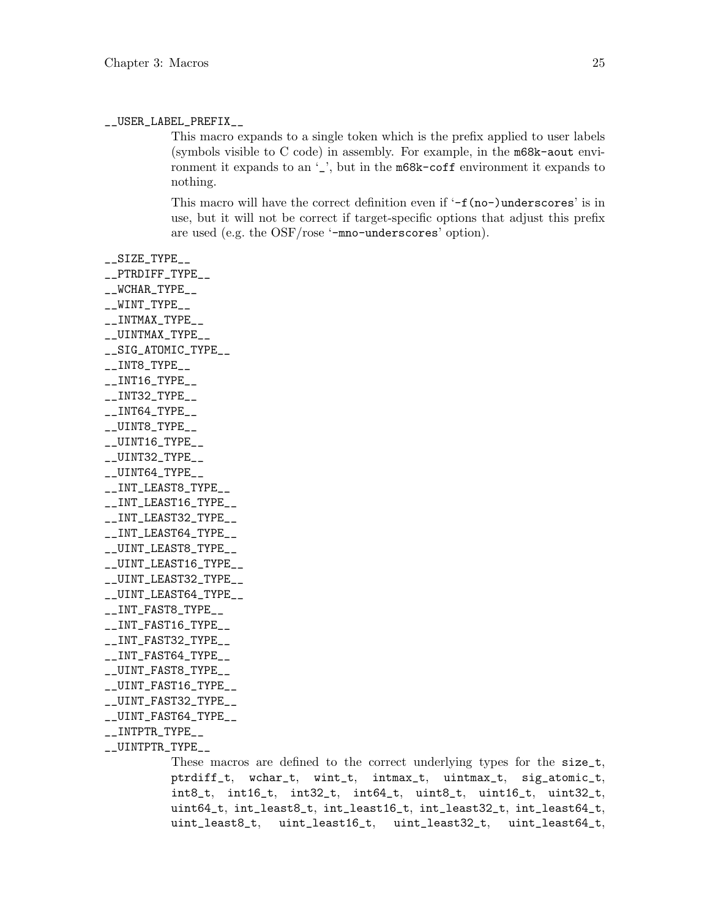`__USER_LABEL_PREFIX__`

This macro expands to a single token which is the prefix applied to user labels (symbols visible to C code) in assembly. For example, in the `m68k-aout` environment it expands to an '`_`', but in the `m68k-coff` environment it expands to nothing.

This macro will have the correct definition even if '`-f(no-)underscores`' is in use, but it will not be correct if target-specific options that adjust this prefix are used (e.g. the OSF/rose '`-mno-underscores`' option).

`__SIZE_TYPE__`
`__PTRDIFF_TYPE__`
`__WCHAR_TYPE__`
`__WINT_TYPE__`
`__INTMAX_TYPE__`
`__UINTMAX_TYPE__`
`__SIG_ATOMIC_TYPE__`
`__INT8_TYPE__`
`__INT16_TYPE__`
`__INT32_TYPE__`
`__INT64_TYPE__`
`__UINT8_TYPE__`
`__UINT16_TYPE__`
`__UINT32_TYPE__`
`__UINT64_TYPE__`
`__INT_LEAST8_TYPE__`
`__INT_LEAST16_TYPE__`
`__INT_LEAST32_TYPE__`
`__INT_LEAST64_TYPE__`
`__UINT_LEAST8_TYPE__`
`__UINT_LEAST16_TYPE__`
`__UINT_LEAST32_TYPE__`
`__UINT_LEAST64_TYPE__`
`__INT_FAST8_TYPE__`
`__INT_FAST16_TYPE__`
`__INT_FAST32_TYPE__`
`__INT_FAST64_TYPE__`
`__UINT_FAST8_TYPE__`
`__UINT_FAST16_TYPE__`
`__UINT_FAST32_TYPE__`
`__UINT_FAST64_TYPE__`
`__INTPTR_TYPE__`
`__UINTPTR_TYPE__`

These macros are defined to the correct underlying types for the `size_t`, `ptrdiff_t`, `wchar_t`, `wint_t`, `intmax_t`, `uintmax_t`, `sig_atomic_t`, `int8_t`, `int16_t`, `int32_t`, `int64_t`, `uint8_t`, `uint16_t`, `uint32_t`, `uint64_t`, `int_least8_t`, `int_least16_t`, `int_least32_t`, `int_least64_t`, `uint_least8_t`, `uint_least16_t`, `uint_least32_t`, `uint_least64_t`,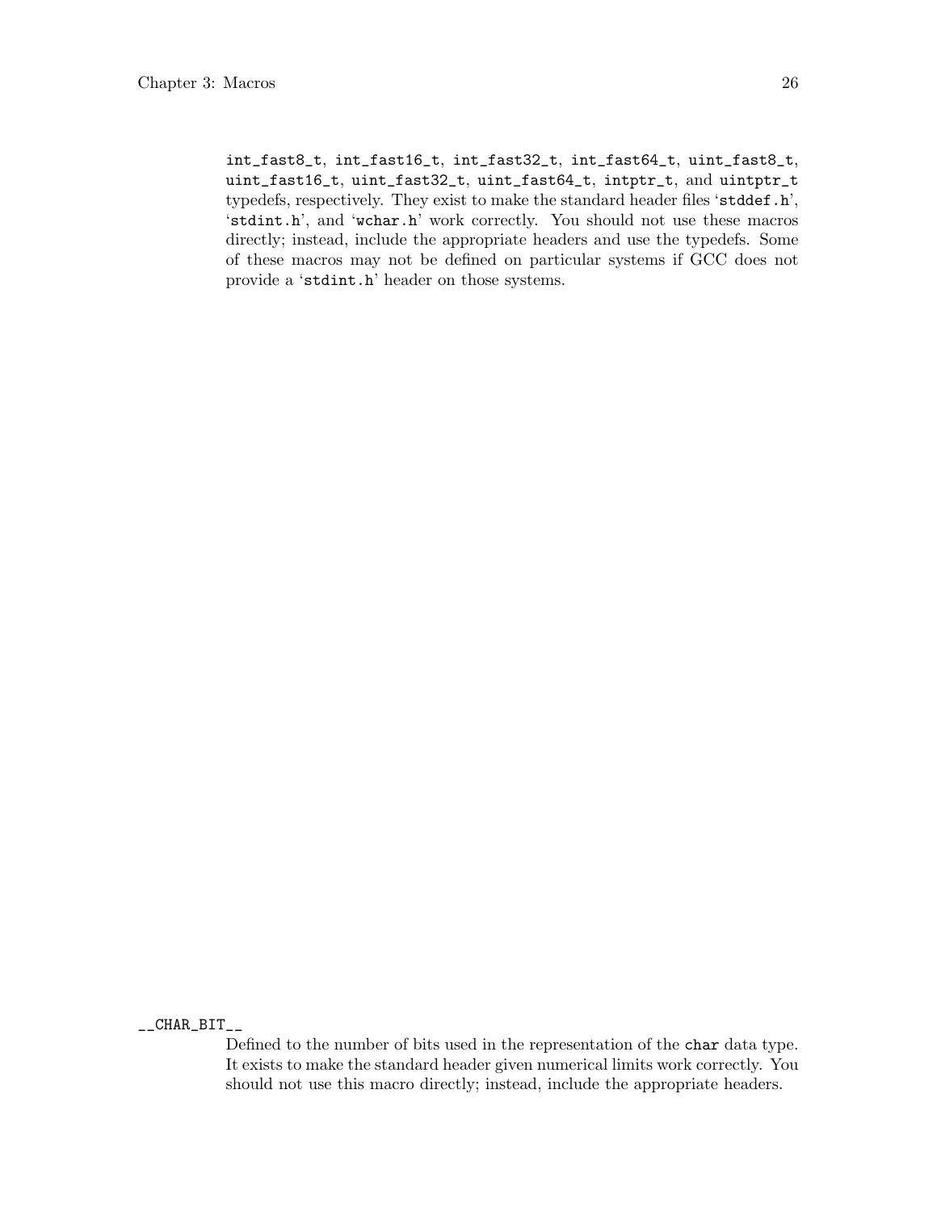`int_fast8_t`, `int_fast16_t`, `int_fast32_t`, `int_fast64_t`, `uint_fast8_t`, `uint_fast16_t`, `uint_fast32_t`, `uint_fast64_t`, `intptr_t`, and `uintptr_t` typedefs, respectively. They exist to make the standard header files '`stddef.h`', '`stdint.h`', and '`wchar.h`' work correctly. You should not use these macros directly; instead, include the appropriate headers and use the typedefs. Some of these macros may not be defined on particular systems if GCC does not provide a '`stdint.h`' header on those systems.

`__CHAR_BIT__`

Defined to the number of bits used in the representation of the `char` data type. It exists to make the standard header given numerical limits work correctly. You should not use this macro directly; instead, include the appropriate headers.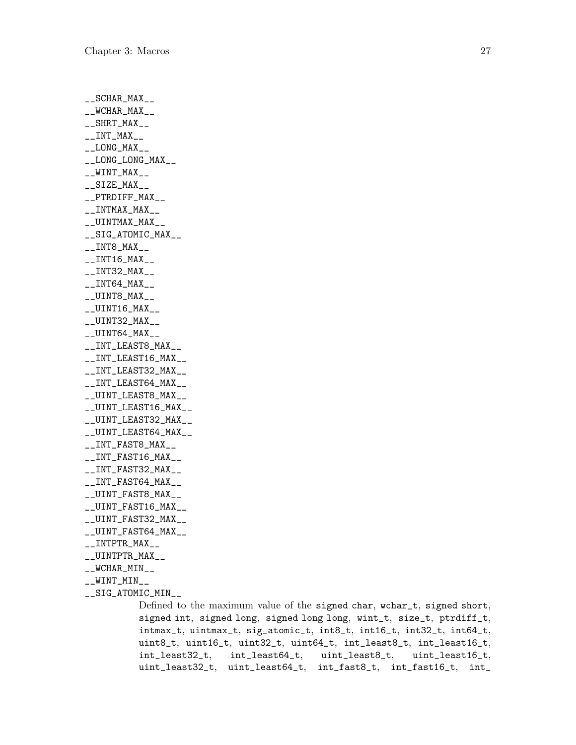`__SCHAR_MAX__`
`__WCHAR_MAX__`
`__SHRT_MAX__`
`__INT_MAX__`
`__LONG_MAX__`
`__LONG_LONG_MAX__`
`__WINT_MAX__`
`__SIZE_MAX__`
`__PTRDIFF_MAX__`
`__INTMAX_MAX__`
`__UINTMAX_MAX__`
`__SIG_ATOMIC_MAX__`
`__INT8_MAX__`
`__INT16_MAX__`
`__INT32_MAX__`
`__INT64_MAX__`
`__UINT8_MAX__`
`__UINT16_MAX__`
`__UINT32_MAX__`
`__UINT64_MAX__`
`__INT_LEAST8_MAX__`
`__INT_LEAST16_MAX__`
`__INT_LEAST32_MAX__`
`__INT_LEAST64_MAX__`
`__UINT_LEAST8_MAX__`
`__UINT_LEAST16_MAX__`
`__UINT_LEAST32_MAX__`
`__UINT_LEAST64_MAX__`
`__INT_FAST8_MAX__`
`__INT_FAST16_MAX__`
`__INT_FAST32_MAX__`
`__INT_FAST64_MAX__`
`__UINT_FAST8_MAX__`
`__UINT_FAST16_MAX__`
`__UINT_FAST32_MAX__`
`__UINT_FAST64_MAX__`
`__INTPTR_MAX__`
`__UINTPTR_MAX__`
`__WCHAR_MIN__`
`__WINT_MIN__`
`__SIG_ATOMIC_MIN__`

Defined to the maximum value of the `signed char`, `wchar_t`, `signed short`, `signed int`, `signed long`, `signed long long`, `wint_t`, `size_t`, `ptrdiff_t`, `intmax_t`, `uintmax_t`, `sig_atomic_t`, `int8_t`, `int16_t`, `int32_t`, `int64_t`, `uint8_t`, `uint16_t`, `uint32_t`, `uint64_t`, `int_least8_t`, `int_least16_t`, `int_least32_t`, `int_least64_t`, `uint_least8_t`, `uint_least16_t`, `uint_least32_t`, `uint_least64_t`, `int_fast8_t`, `int_fast16_t`, `int_`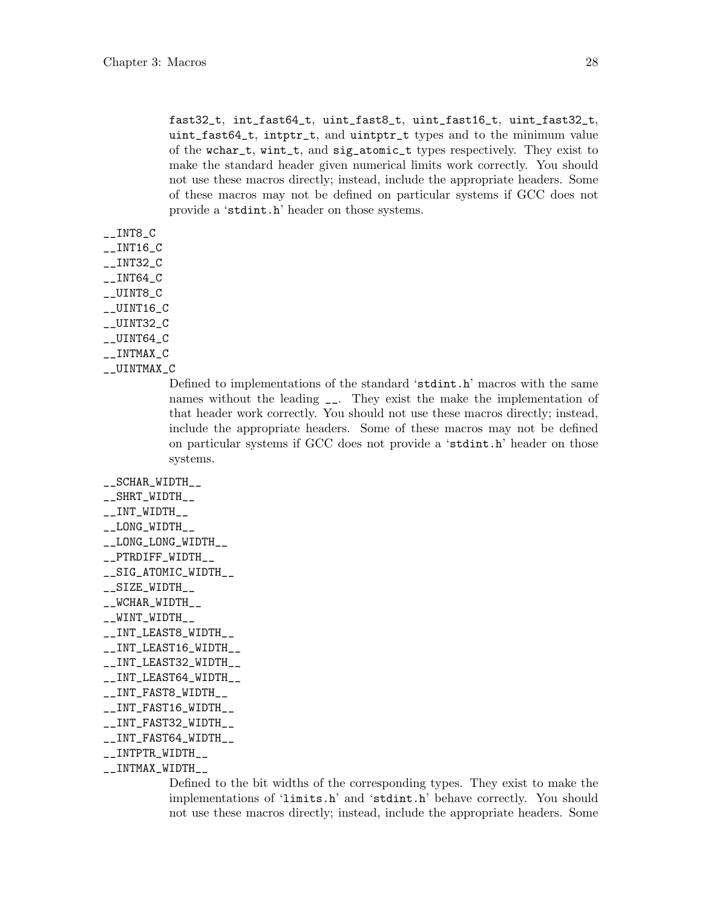fast32_t, int_fast64_t, uint_fast8_t, uint_fast16_t, uint_fast32_t, uint_fast64_t, intptr_t, and uintptr_t types and to the minimum value of the wchar_t, wint_t, and sig_atomic_t types respectively. They exist to make the standard header given numerical limits work correctly. You should not use these macros directly; instead, include the appropriate headers. Some of these macros may not be defined on particular systems if GCC does not provide a 'stdint.h' header on those systems.

__INT8_C
__INT16_C
__INT32_C
__INT64_C
__UINT8_C
__UINT16_C
__UINT32_C
__UINT64_C
__INTMAX_C
__UINTMAX_C

Defined to implementations of the standard 'stdint.h' macros with the same names without the leading __. They exist the make the implementation of that header work correctly. You should not use these macros directly; instead, include the appropriate headers. Some of these macros may not be defined on particular systems if GCC does not provide a 'stdint.h' header on those systems.

__SCHAR_WIDTH__
__SHRT_WIDTH__
__INT_WIDTH__
__LONG_WIDTH__
__LONG_LONG_WIDTH__
__PTRDIFF_WIDTH__
__SIG_ATOMIC_WIDTH__
__SIZE_WIDTH__
__WCHAR_WIDTH__
__WINT_WIDTH__
__INT_LEAST8_WIDTH__
__INT_LEAST16_WIDTH__
__INT_LEAST32_WIDTH__
__INT_LEAST64_WIDTH__
__INT_FAST8_WIDTH__
__INT_FAST16_WIDTH__
__INT_FAST32_WIDTH__
__INT_FAST64_WIDTH__
__INTPTR_WIDTH__
__INTMAX_WIDTH__

Defined to the bit widths of the corresponding types. They exist to make the implementations of 'limits.h' and 'stdint.h' behave correctly. You should not use these macros directly; instead, include the appropriate headers. Some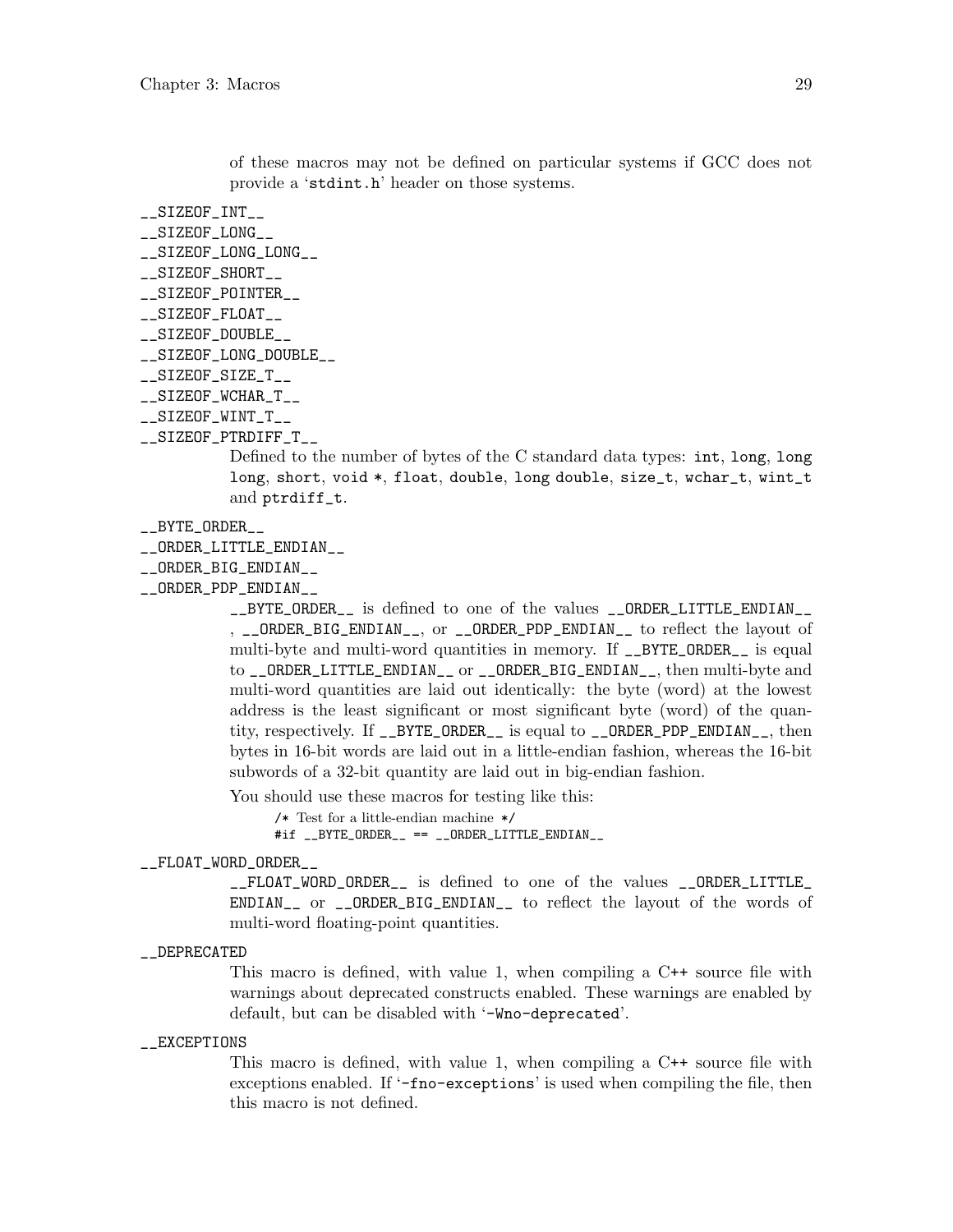of these macros may not be defined on particular systems if GCC does not provide a 'stdint.h' header on those systems.

`__SIZEOF_INT__`
`__SIZEOF_LONG__`
`__SIZEOF_LONG_LONG__`
`__SIZEOF_SHORT__`
`__SIZEOF_POINTER__`
`__SIZEOF_FLOAT__`
`__SIZEOF_DOUBLE__`
`__SIZEOF_LONG_DOUBLE__`
`__SIZEOF_SIZE_T__`
`__SIZEOF_WCHAR_T__`
`__SIZEOF_WINT_T__`
`__SIZEOF_PTRDIFF_T__`

Defined to the number of bytes of the C standard data types: `int`, `long`, `long long`, `short`, `void *`, `float`, `double`, `long double`, `size_t`, `wchar_t`, `wint_t` and `ptrdiff_t`.

`__BYTE_ORDER__`
`__ORDER_LITTLE_ENDIAN__`
`__ORDER_BIG_ENDIAN__`
`__ORDER_PDP_ENDIAN__`

`__BYTE_ORDER__` is defined to one of the values `__ORDER_LITTLE_ENDIAN__`, `__ORDER_BIG_ENDIAN__`, or `__ORDER_PDP_ENDIAN__` to reflect the layout of multi-byte and multi-word quantities in memory. If `__BYTE_ORDER__` is equal to `__ORDER_LITTLE_ENDIAN__` or `__ORDER_BIG_ENDIAN__`, then multi-byte and multi-word quantities are laid out identically: the byte (word) at the lowest address is the least significant or most significant byte (word) of the quantity, respectively. If `__BYTE_ORDER__` is equal to `__ORDER_PDP_ENDIAN__`, then bytes in 16-bit words are laid out in a little-endian fashion, whereas the 16-bit subwords of a 32-bit quantity are laid out in big-endian fashion.

You should use these macros for testing like this:

```
/* Test for a little-endian machine */
#if __BYTE_ORDER__ == __ORDER_LITTLE_ENDIAN__
```

`__FLOAT_WORD_ORDER__`

`__FLOAT_WORD_ORDER__` is defined to one of the values `__ORDER_LITTLE_ENDIAN__` or `__ORDER_BIG_ENDIAN__` to reflect the layout of the words of multi-word floating-point quantities.

`__DEPRECATED`

This macro is defined, with value 1, when compiling a C++ source file with warnings about deprecated constructs enabled. These warnings are enabled by default, but can be disabled with '-Wno-deprecated'.

`__EXCEPTIONS`

This macro is defined, with value 1, when compiling a C++ source file with exceptions enabled. If '-fno-exceptions' is used when compiling the file, then this macro is not defined.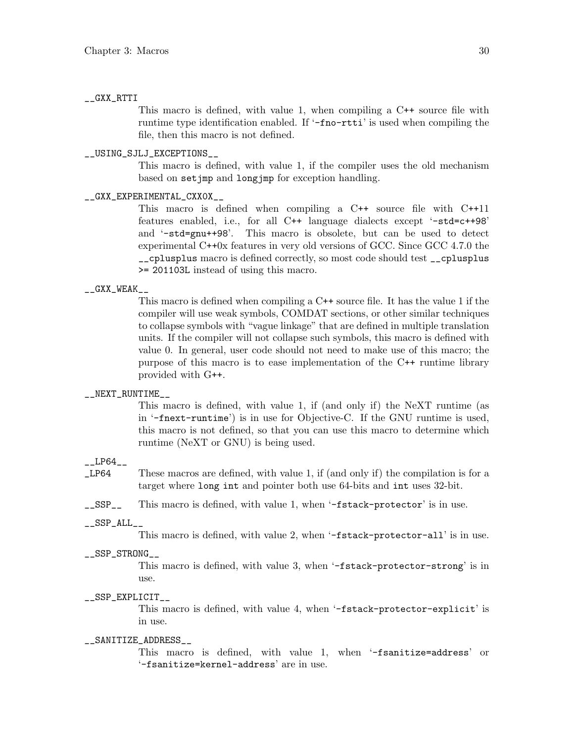`__GXX_RTTI`
: This macro is defined, with value 1, when compiling a C++ source file with runtime type identification enabled. If '`-fno-rtti`' is used when compiling the file, then this macro is not defined.

`__USING_SJLJ_EXCEPTIONS__`
: This macro is defined, with value 1, if the compiler uses the old mechanism based on `setjmp` and `longjmp` for exception handling.

`__GXX_EXPERIMENTAL_CXX0X__`
: This macro is defined when compiling a C++ source file with C++11 features enabled, i.e., for all C++ language dialects except '`-std=c++98`' and '`-std=gnu++98`'. This macro is obsolete, but can be used to detect experimental C++0x features in very old versions of GCC. Since GCC 4.7.0 the `__cplusplus` macro is defined correctly, so most code should test `__cplusplus >= 201103L` instead of using this macro.

`__GXX_WEAK__`
: This macro is defined when compiling a C++ source file. It has the value 1 if the compiler will use weak symbols, COMDAT sections, or other similar techniques to collapse symbols with "vague linkage" that are defined in multiple translation units. If the compiler will not collapse such symbols, this macro is defined with value 0. In general, user code should not need to make use of this macro; the purpose of this macro is to ease implementation of the C++ runtime library provided with G++.

`__NEXT_RUNTIME__`
: This macro is defined, with value 1, if (and only if) the NeXT runtime (as in '`-fnext-runtime`') is in use for Objective-C. If the GNU runtime is used, this macro is not defined, so that you can use this macro to determine which runtime (NeXT or GNU) is being used.

`__LP64__`
`_LP64`
: These macros are defined, with value 1, if (and only if) the compilation is for a target where `long int` and pointer both use 64-bits and `int` uses 32-bit.

`__SSP__`
: This macro is defined, with value 1, when '`-fstack-protector`' is in use.

`__SSP_ALL__`
: This macro is defined, with value 2, when '`-fstack-protector-all`' is in use.

`__SSP_STRONG__`
: This macro is defined, with value 3, when '`-fstack-protector-strong`' is in use.

`__SSP_EXPLICIT__`
: This macro is defined, with value 4, when '`-fstack-protector-explicit`' is in use.

`__SANITIZE_ADDRESS__`
: This macro is defined, with value 1, when '`-fsanitize=address`' or '`-fsanitize=kernel-address`' are in use.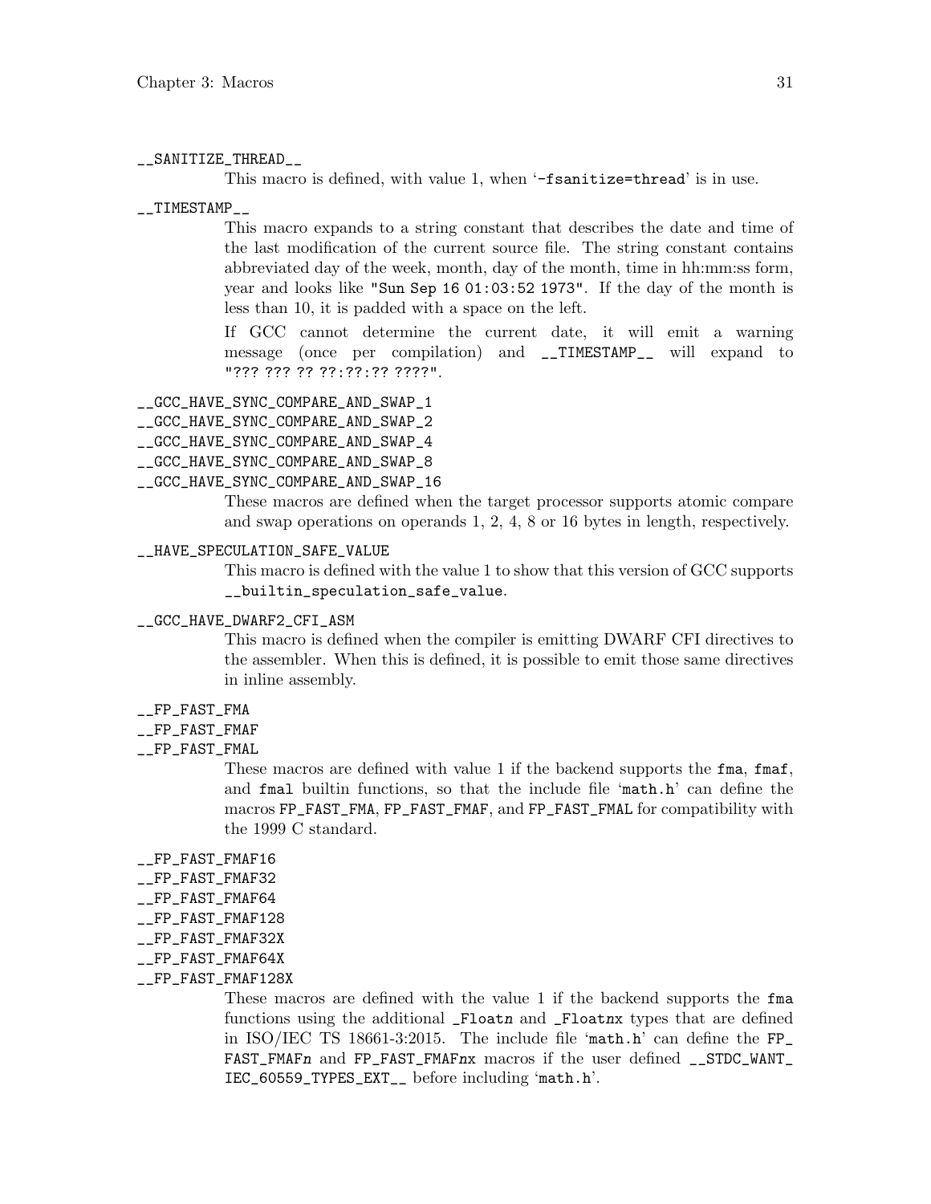`__SANITIZE_THREAD__`

This macro is defined, with value 1, when '`-fsanitize=thread`' is in use.

`__TIMESTAMP__`

This macro expands to a string constant that describes the date and time of the last modification of the current source file. The string constant contains abbreviated day of the week, month, day of the month, time in hh:mm:ss form, year and looks like `"Sun Sep 16 01:03:52 1973"`. If the day of the month is less than 10, it is padded with a space on the left.

If GCC cannot determine the current date, it will emit a warning message (once per compilation) and `__TIMESTAMP__` will expand to `"??? ??? ?? ??:??:?? ????"`.

`__GCC_HAVE_SYNC_COMPARE_AND_SWAP_1`
`__GCC_HAVE_SYNC_COMPARE_AND_SWAP_2`
`__GCC_HAVE_SYNC_COMPARE_AND_SWAP_4`
`__GCC_HAVE_SYNC_COMPARE_AND_SWAP_8`
`__GCC_HAVE_SYNC_COMPARE_AND_SWAP_16`

These macros are defined when the target processor supports atomic compare and swap operations on operands 1, 2, 4, 8 or 16 bytes in length, respectively.

`__HAVE_SPECULATION_SAFE_VALUE`

This macro is defined with the value 1 to show that this version of GCC supports `__builtin_speculation_safe_value`.

`__GCC_HAVE_DWARF2_CFI_ASM`

This macro is defined when the compiler is emitting DWARF CFI directives to the assembler. When this is defined, it is possible to emit those same directives in inline assembly.

`__FP_FAST_FMA`
`__FP_FAST_FMAF`
`__FP_FAST_FMAL`

These macros are defined with value 1 if the backend supports the `fma`, `fmaf`, and `fmal` builtin functions, so that the include file '`math.h`' can define the macros `FP_FAST_FMA`, `FP_FAST_FMAF`, and `FP_FAST_FMAL` for compatibility with the 1999 C standard.

`__FP_FAST_FMAF16`
`__FP_FAST_FMAF32`
`__FP_FAST_FMAF64`
`__FP_FAST_FMAF128`
`__FP_FAST_FMAF32X`
`__FP_FAST_FMAF64X`
`__FP_FAST_FMAF128X`

These macros are defined with the value 1 if the backend supports the `fma` functions using the additional `_Floatn` and `_Floatnx` types that are defined in ISO/IEC TS 18661-3:2015. The include file '`math.h`' can define the `FP_FAST_FMAFn` and `FP_FAST_FMAFnx` macros if the user defined `__STDC_WANT_IEC_60559_TYPES_EXT__` before including '`math.h`'.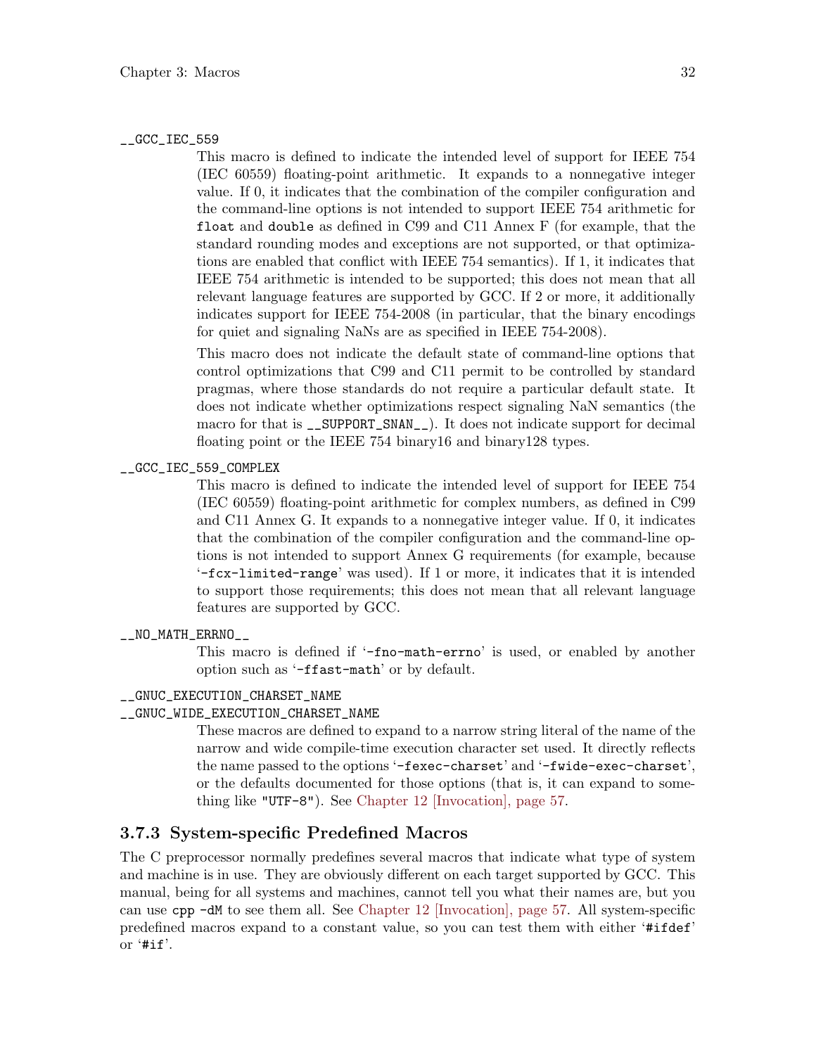`__GCC_IEC_559`

This macro is defined to indicate the intended level of support for IEEE 754 (IEC 60559) floating-point arithmetic. It expands to a nonnegative integer value. If 0, it indicates that the combination of the compiler configuration and the command-line options is not intended to support IEEE 754 arithmetic for `float` and `double` as defined in C99 and C11 Annex F (for example, that the standard rounding modes and exceptions are not supported, or that optimizations are enabled that conflict with IEEE 754 semantics). If 1, it indicates that IEEE 754 arithmetic is intended to be supported; this does not mean that all relevant language features are supported by GCC. If 2 or more, it additionally indicates support for IEEE 754-2008 (in particular, that the binary encodings for quiet and signaling NaNs are as specified in IEEE 754-2008).

This macro does not indicate the default state of command-line options that control optimizations that C99 and C11 permit to be controlled by standard pragmas, where those standards do not require a particular default state. It does not indicate whether optimizations respect signaling NaN semantics (the macro for that is `__SUPPORT_SNAN__`). It does not indicate support for decimal floating point or the IEEE 754 binary16 and binary128 types.

`__GCC_IEC_559_COMPLEX`

This macro is defined to indicate the intended level of support for IEEE 754 (IEC 60559) floating-point arithmetic for complex numbers, as defined in C99 and C11 Annex G. It expands to a nonnegative integer value. If 0, it indicates that the combination of the compiler configuration and the command-line options is not intended to support Annex G requirements (for example, because '`-fcx-limited-range`' was used). If 1 or more, it indicates that it is intended to support those requirements; this does not mean that all relevant language features are supported by GCC.

`__NO_MATH_ERRNO__`

This macro is defined if '`-fno-math-errno`' is used, or enabled by another option such as '`-ffast-math`' or by default.

`__GNUC_EXECUTION_CHARSET_NAME`
`__GNUC_WIDE_EXECUTION_CHARSET_NAME`

These macros are defined to expand to a narrow string literal of the name of the narrow and wide compile-time execution character set used. It directly reflects the name passed to the options '`-fexec-charset`' and '`-fwide-exec-charset`', or the defaults documented for those options (that is, it can expand to something like `"UTF-8"`). See Chapter 12 [Invocation], page 57.

### 3.7.3 System-specific Predefined Macros

The C preprocessor normally predefines several macros that indicate what type of system and machine is in use. They are obviously different on each target supported by GCC. This manual, being for all systems and machines, cannot tell you what their names are, but you can use `cpp -dM` to see them all. See Chapter 12 [Invocation], page 57. All system-specific predefined macros expand to a constant value, so you can test them with either '`#ifdef`' or '`#if`'.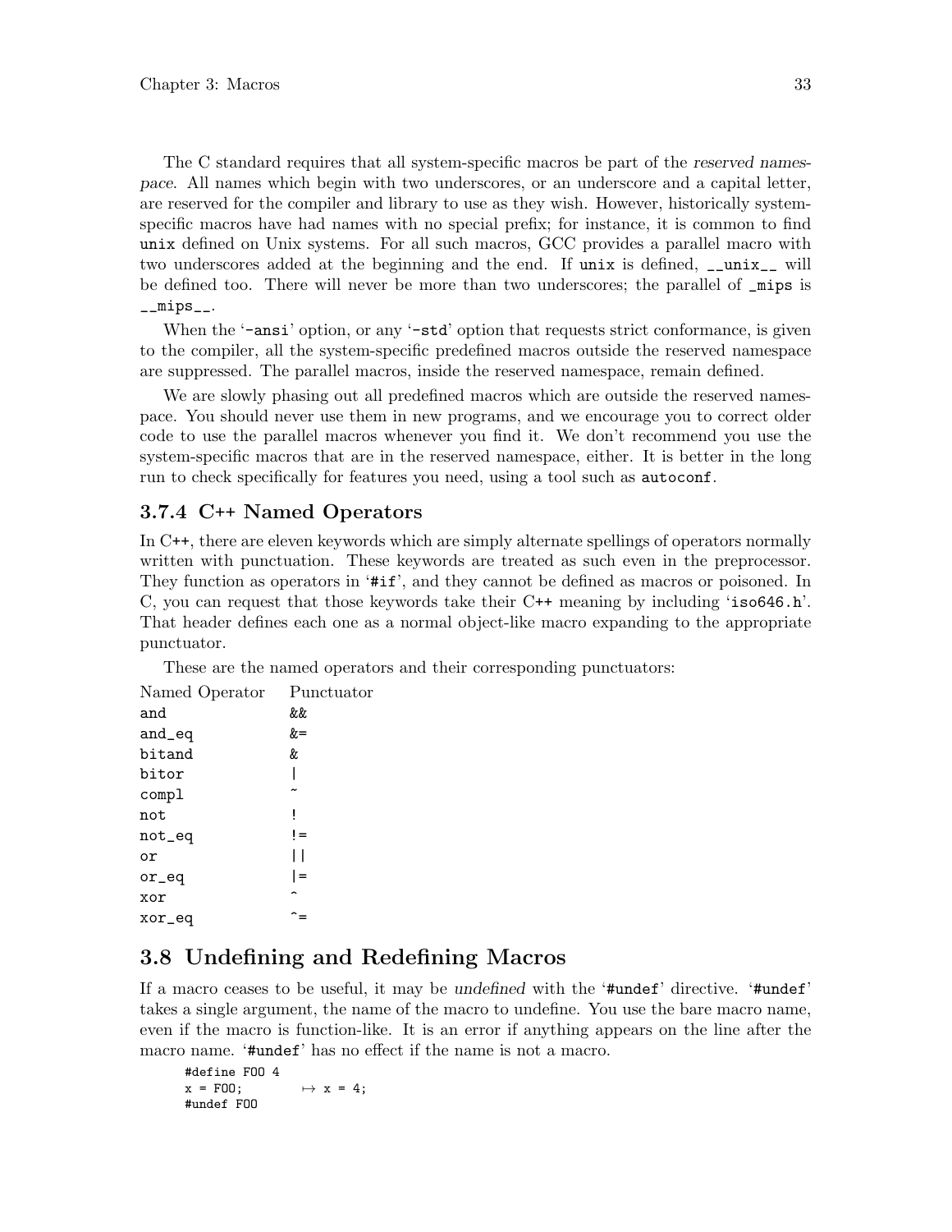The C standard requires that all system-specific macros be part of the *reserved namespace*. All names which begin with two underscores, or an underscore and a capital letter, are reserved for the compiler and library to use as they wish. However, historically system-specific macros have had names with no special prefix; for instance, it is common to find `unix` defined on Unix systems. For all such macros, GCC provides a parallel macro with two underscores added at the beginning and the end. If `unix` is defined, `__unix__` will be defined too. There will never be more than two underscores; the parallel of `_mips` is `__mips__`.

When the '`-ansi`' option, or any '`-std`' option that requests strict conformance, is given to the compiler, all the system-specific predefined macros outside the reserved namespace are suppressed. The parallel macros, inside the reserved namespace, remain defined.

We are slowly phasing out all predefined macros which are outside the reserved namespace. You should never use them in new programs, and we encourage you to correct older code to use the parallel macros whenever you find it. We don't recommend you use the system-specific macros that are in the reserved namespace, either. It is better in the long run to check specifically for features you need, using a tool such as `autoconf`.

### 3.7.4 C++ Named Operators

In C++, there are eleven keywords which are simply alternate spellings of operators normally written with punctuation. These keywords are treated as such even in the preprocessor. They function as operators in '`#if`', and they cannot be defined as macros or poisoned. In C, you can request that those keywords take their C++ meaning by including '`iso646.h`'. That header defines each one as a normal object-like macro expanding to the appropriate punctuator.

These are the named operators and their corresponding punctuators:

| Named Operator | Punctuator |
|---|---|
| `and` | `&&` |
| `and_eq` | `&=` |
| `bitand` | `&` |
| `bitor` | `|` |
| `compl` | `~` |
| `not` | `!` |
| `not_eq` | `!=` |
| `or` | `||` |
| `or_eq` | `|=` |
| `xor` | `^` |
| `xor_eq` | `^=` |

## 3.8 Undefining and Redefining Macros

If a macro ceases to be useful, it may be *undefined* with the '`#undef`' directive. '`#undef`' takes a single argument, the name of the macro to undefine. You use the bare macro name, even if the macro is function-like. It is an error if anything appears on the line after the macro name. '`#undef`' has no effect if the name is not a macro.

```
#define FOO 4
x = FOO;        ↦ x = 4;
#undef FOO
```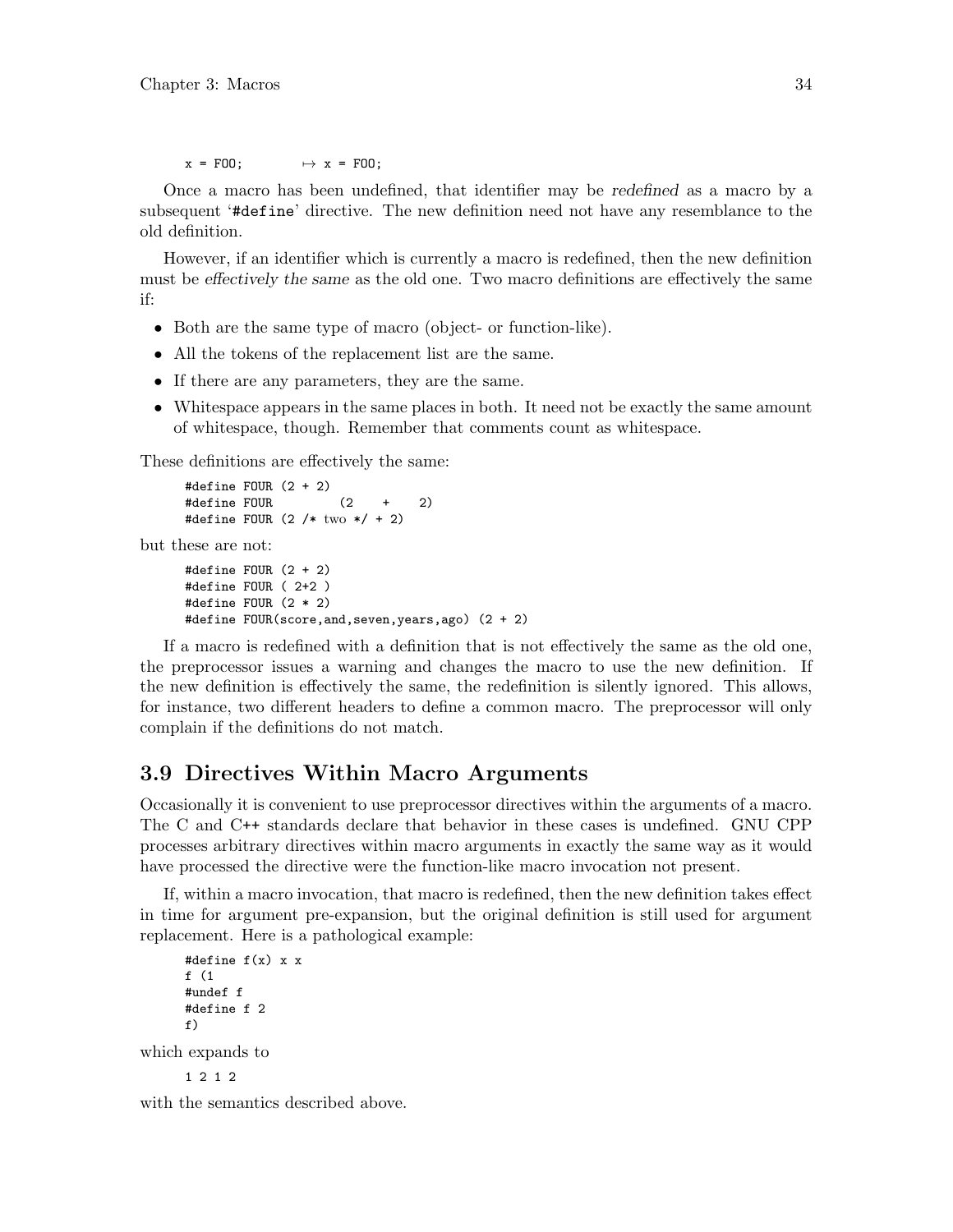```
x = FOO;        ↦ x = FOO;
```

Once a macro has been undefined, that identifier may be *redefined* as a macro by a subsequent '`#define`' directive. The new definition need not have any resemblance to the old definition.

However, if an identifier which is currently a macro is redefined, then the new definition must be *effectively the same* as the old one. Two macro definitions are effectively the same if:

- Both are the same type of macro (object- or function-like).
- All the tokens of the replacement list are the same.
- If there are any parameters, they are the same.
- Whitespace appears in the same places in both. It need not be exactly the same amount of whitespace, though. Remember that comments count as whitespace.

These definitions are effectively the same:

```
#define FOUR (2 + 2)
#define FOUR         (2    +    2)
#define FOUR (2 /* two */ + 2)
```

but these are not:

```
#define FOUR (2 + 2)
#define FOUR ( 2+2 )
#define FOUR (2 * 2)
#define FOUR(score,and,seven,years,ago) (2 + 2)
```

If a macro is redefined with a definition that is not effectively the same as the old one, the preprocessor issues a warning and changes the macro to use the new definition. If the new definition is effectively the same, the redefinition is silently ignored. This allows, for instance, two different headers to define a common macro. The preprocessor will only complain if the definitions do not match.

## 3.9 Directives Within Macro Arguments

Occasionally it is convenient to use preprocessor directives within the arguments of a macro. The C and C++ standards declare that behavior in these cases is undefined. GNU CPP processes arbitrary directives within macro arguments in exactly the same way as it would have processed the directive were the function-like macro invocation not present.

If, within a macro invocation, that macro is redefined, then the new definition takes effect in time for argument pre-expansion, but the original definition is still used for argument replacement. Here is a pathological example:

```
#define f(x) x x
f (1
#undef f
#define f 2
f)
```

which expands to

```
1 2 1 2
```

with the semantics described above.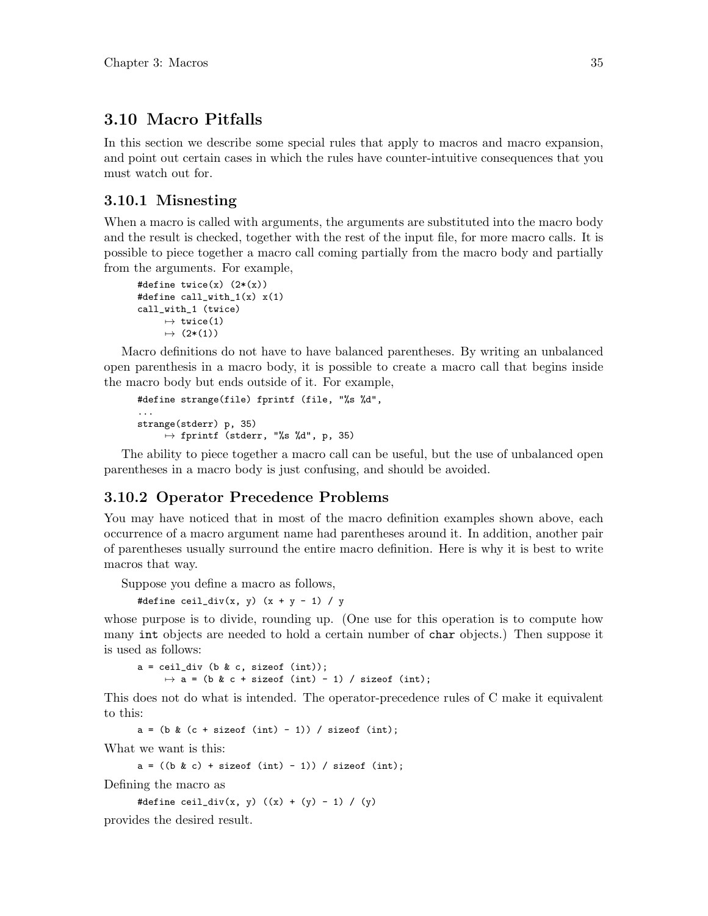## 3.10 Macro Pitfalls

In this section we describe some special rules that apply to macros and macro expansion, and point out certain cases in which the rules have counter-intuitive consequences that you must watch out for.

### 3.10.1 Misnesting

When a macro is called with arguments, the arguments are substituted into the macro body and the result is checked, together with the rest of the input file, for more macro calls. It is possible to piece together a macro call coming partially from the macro body and partially from the arguments. For example,

```
#define twice(x) (2*(x))
#define call_with_1(x) x(1)
call_with_1 (twice)
     ↦ twice(1)
     ↦ (2*(1))
```

Macro definitions do not have to have balanced parentheses. By writing an unbalanced open parenthesis in a macro body, it is possible to create a macro call that begins inside the macro body but ends outside of it. For example,

```
#define strange(file) fprintf (file, "%s %d",
...
strange(stderr) p, 35)
     ↦ fprintf (stderr, "%s %d", p, 35)
```

The ability to piece together a macro call can be useful, but the use of unbalanced open parentheses in a macro body is just confusing, and should be avoided.

### 3.10.2 Operator Precedence Problems

You may have noticed that in most of the macro definition examples shown above, each occurrence of a macro argument name had parentheses around it. In addition, another pair of parentheses usually surround the entire macro definition. Here is why it is best to write macros that way.

Suppose you define a macro as follows,

```
#define ceil_div(x, y) (x + y - 1) / y
```

whose purpose is to divide, rounding up. (One use for this operation is to compute how many `int` objects are needed to hold a certain number of `char` objects.) Then suppose it is used as follows:

```
a = ceil_div (b & c, sizeof (int));
     ↦ a = (b & c + sizeof (int) - 1) / sizeof (int);
```

This does not do what is intended. The operator-precedence rules of C make it equivalent to this:

```
a = (b & (c + sizeof (int) - 1)) / sizeof (int);
```

What we want is this:

```
a = ((b & c) + sizeof (int) - 1)) / sizeof (int);
```

Defining the macro as

```
#define ceil_div(x, y) ((x) + (y) - 1) / (y)
```

provides the desired result.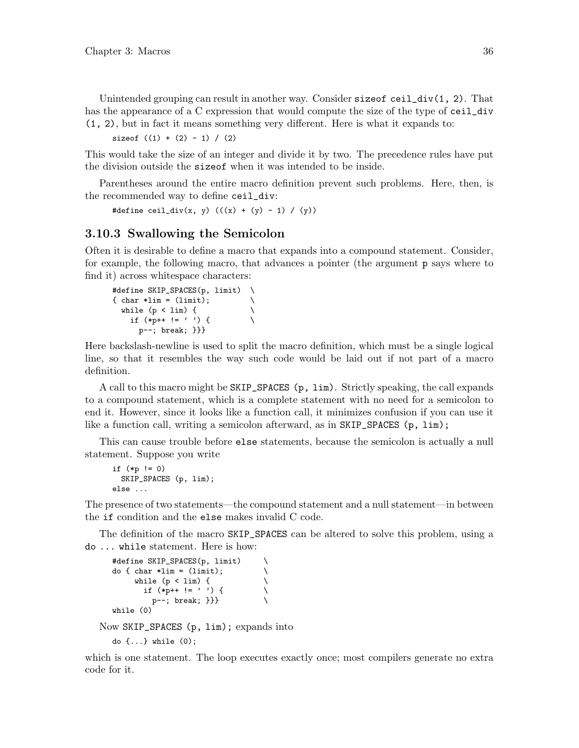Unintended grouping can result in another way. Consider `sizeof ceil_div(1, 2)`. That has the appearance of a C expression that would compute the size of the type of `ceil_div (1, 2)`, but in fact it means something very different. Here is what it expands to:

```
sizeof ((1) + (2) - 1) / (2)
```

This would take the size of an integer and divide it by two. The precedence rules have put the division outside the `sizeof` when it was intended to be inside.

Parentheses around the entire macro definition prevent such problems. Here, then, is the recommended way to define `ceil_div`:

```
#define ceil_div(x, y) (((x) + (y) - 1) / (y))
```

### 3.10.3 Swallowing the Semicolon

Often it is desirable to define a macro that expands into a compound statement. Consider, for example, the following macro, that advances a pointer (the argument `p` says where to find it) across whitespace characters:

```
#define SKIP_SPACES(p, limit)  \
{ char *lim = (limit);         \
  while (p < lim) {            \
    if (*p++ != ' ') {         \
      p--; break; }}}
```

Here backslash-newline is used to split the macro definition, which must be a single logical line, so that it resembles the way such code would be laid out if not part of a macro definition.

A call to this macro might be `SKIP_SPACES (p, lim)`. Strictly speaking, the call expands to a compound statement, which is a complete statement with no need for a semicolon to end it. However, since it looks like a function call, it minimizes confusion if you can use it like a function call, writing a semicolon afterward, as in `SKIP_SPACES (p, lim);`

This can cause trouble before `else` statements, because the semicolon is actually a null statement. Suppose you write

```
if (*p != 0)
  SKIP_SPACES (p, lim);
else ...
```

The presence of two statements—the compound statement and a null statement—in between the `if` condition and the `else` makes invalid C code.

The definition of the macro `SKIP_SPACES` can be altered to solve this problem, using a `do ... while` statement. Here is how:

```
#define SKIP_SPACES(p, limit)     \
do { char *lim = (limit);         \
     while (p < lim) {            \
       if (*p++ != ' ') {         \
         p--; break; }}}          \
while (0)
```

Now `SKIP_SPACES (p, lim);` expands into

```
do {...} while (0);
```

which is one statement. The loop executes exactly once; most compilers generate no extra code for it.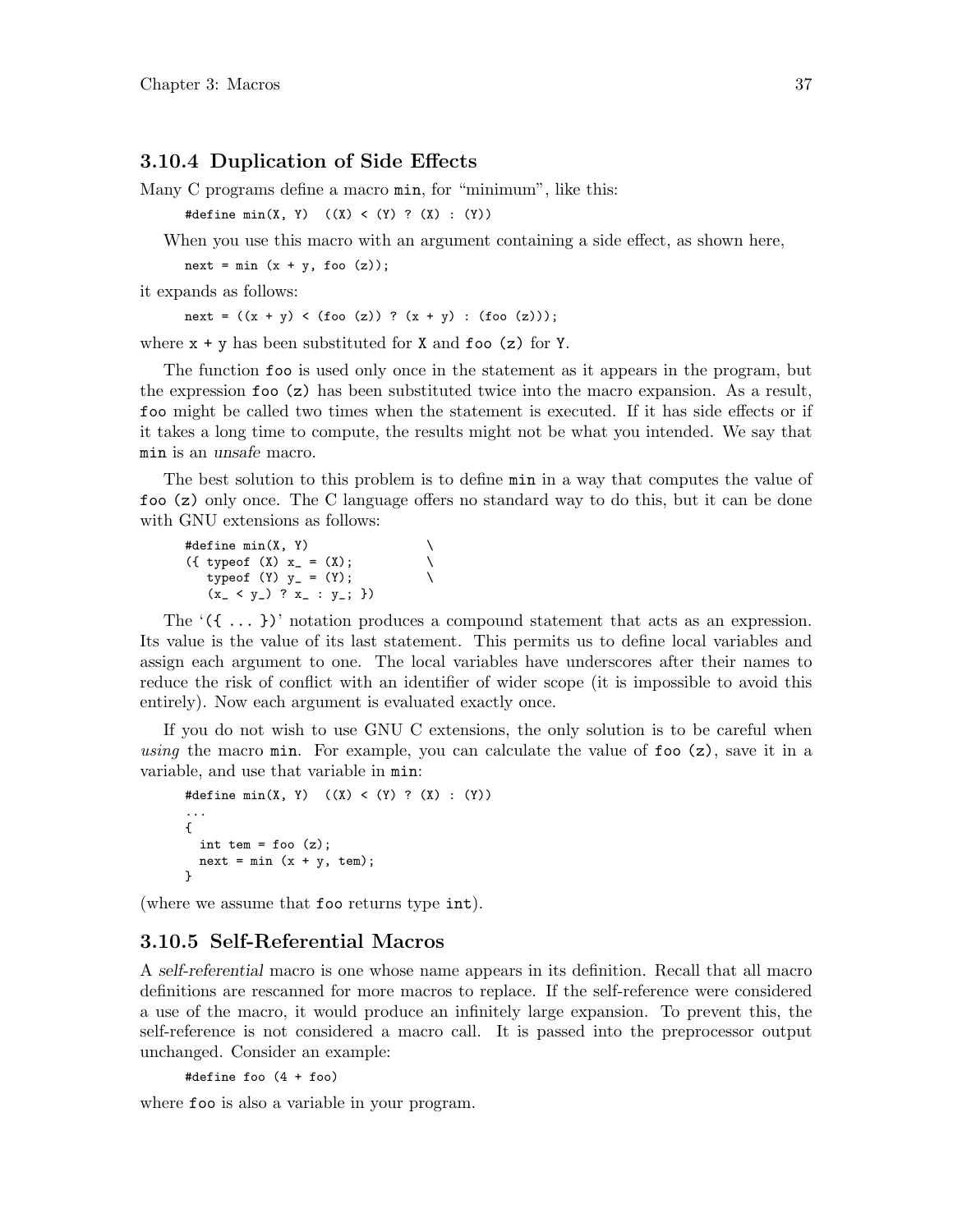### 3.10.4 Duplication of Side Effects

Many C programs define a macro `min`, for "minimum", like this:

```
#define min(X, Y)  ((X) < (Y) ? (X) : (Y))
```

When you use this macro with an argument containing a side effect, as shown here,

```
next = min (x + y, foo (z));
```

it expands as follows:

```
next = ((x + y) < (foo (z)) ? (x + y) : (foo (z)));
```

where `x + y` has been substituted for `X` and `foo (z)` for `Y`.

The function `foo` is used only once in the statement as it appears in the program, but the expression `foo (z)` has been substituted twice into the macro expansion. As a result, `foo` might be called two times when the statement is executed. If it has side effects or if it takes a long time to compute, the results might not be what you intended. We say that `min` is an *unsafe* macro.

The best solution to this problem is to define `min` in a way that computes the value of `foo (z)` only once. The C language offers no standard way to do this, but it can be done with GNU extensions as follows:

```
#define min(X, Y)                \
({ typeof (X) x_ = (X);          \
   typeof (Y) y_ = (Y);          \
   (x_ < y_) ? x_ : y_; })
```

The '`({ ... })`' notation produces a compound statement that acts as an expression. Its value is the value of its last statement. This permits us to define local variables and assign each argument to one. The local variables have underscores after their names to reduce the risk of conflict with an identifier of wider scope (it is impossible to avoid this entirely). Now each argument is evaluated exactly once.

If you do not wish to use GNU C extensions, the only solution is to be careful when *using* the macro `min`. For example, you can calculate the value of `foo (z)`, save it in a variable, and use that variable in `min`:

```
#define min(X, Y)  ((X) < (Y) ? (X) : (Y))
...
{
  int tem = foo (z);
  next = min (x + y, tem);
}
```

(where we assume that `foo` returns type `int`).

### 3.10.5 Self-Referential Macros

A *self-referential* macro is one whose name appears in its definition. Recall that all macro definitions are rescanned for more macros to replace. If the self-reference were considered a use of the macro, it would produce an infinitely large expansion. To prevent this, the self-reference is not considered a macro call. It is passed into the preprocessor output unchanged. Consider an example:

```
#define foo (4 + foo)
```

where `foo` is also a variable in your program.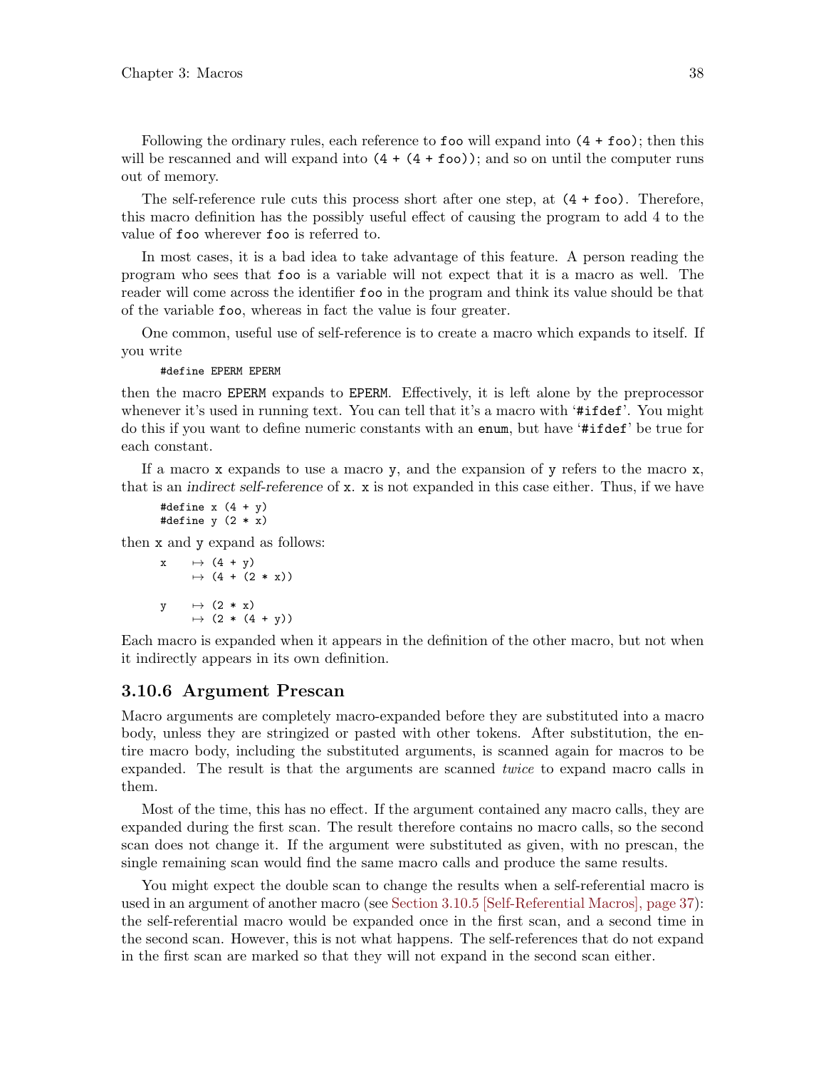Following the ordinary rules, each reference to `foo` will expand into `(4 + foo)`; then this will be rescanned and will expand into `(4 + (4 + foo))`; and so on until the computer runs out of memory.

The self-reference rule cuts this process short after one step, at `(4 + foo)`. Therefore, this macro definition has the possibly useful effect of causing the program to add 4 to the value of `foo` wherever `foo` is referred to.

In most cases, it is a bad idea to take advantage of this feature. A person reading the program who sees that `foo` is a variable will not expect that it is a macro as well. The reader will come across the identifier `foo` in the program and think its value should be that of the variable `foo`, whereas in fact the value is four greater.

One common, useful use of self-reference is to create a macro which expands to itself. If you write

```
#define EPERM EPERM
```

then the macro `EPERM` expands to `EPERM`. Effectively, it is left alone by the preprocessor whenever it's used in running text. You can tell that it's a macro with '`#ifdef`'. You might do this if you want to define numeric constants with an `enum`, but have '`#ifdef`' be true for each constant.

If a macro `x` expands to use a macro `y`, and the expansion of `y` refers to the macro `x`, that is an *indirect self-reference* of `x`. `x` is not expanded in this case either. Thus, if we have

```
#define x (4 + y)
#define y (2 * x)
```

then `x` and `y` expand as follows:

```
x    ↦ (4 + y)
     ↦ (4 + (2 * x))

y    ↦ (2 * x)
     ↦ (2 * (4 + y))
```

Each macro is expanded when it appears in the definition of the other macro, but not when it indirectly appears in its own definition.

### 3.10.6 Argument Prescan

Macro arguments are completely macro-expanded before they are substituted into a macro body, unless they are stringized or pasted with other tokens. After substitution, the entire macro body, including the substituted arguments, is scanned again for macros to be expanded. The result is that the arguments are scanned *twice* to expand macro calls in them.

Most of the time, this has no effect. If the argument contained any macro calls, they are expanded during the first scan. The result therefore contains no macro calls, so the second scan does not change it. If the argument were substituted as given, with no prescan, the single remaining scan would find the same macro calls and produce the same results.

You might expect the double scan to change the results when a self-referential macro is used in an argument of another macro (see Section 3.10.5 [Self-Referential Macros], page 37): the self-referential macro would be expanded once in the first scan, and a second time in the second scan. However, this is not what happens. The self-references that do not expand in the first scan are marked so that they will not expand in the second scan either.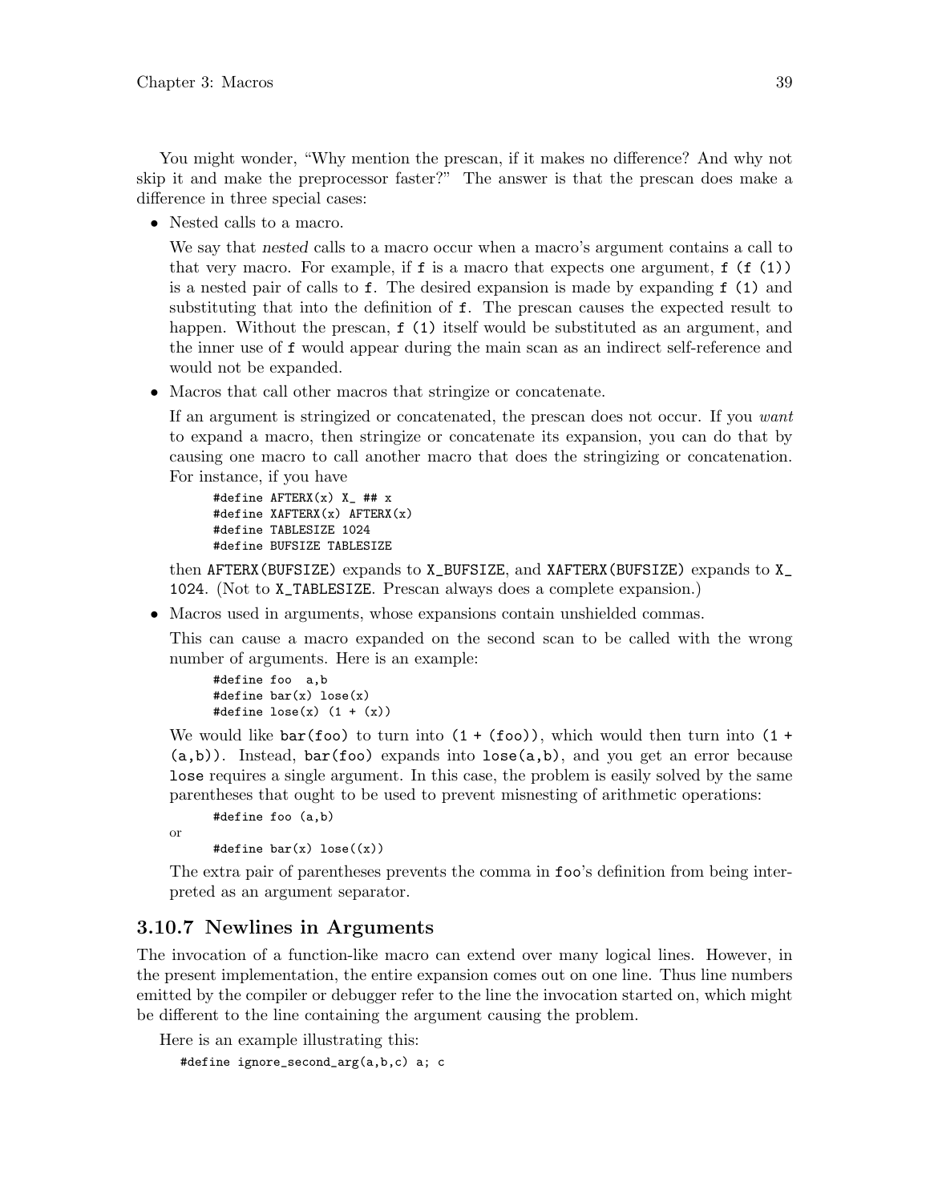You might wonder, "Why mention the prescan, if it makes no difference? And why not skip it and make the preprocessor faster?" The answer is that the prescan does make a difference in three special cases:

- Nested calls to a macro.

  We say that *nested* calls to a macro occur when a macro's argument contains a call to that very macro. For example, if `f` is a macro that expects one argument, `f (f (1))` is a nested pair of calls to `f`. The desired expansion is made by expanding `f (1)` and substituting that into the definition of `f`. The prescan causes the expected result to happen. Without the prescan, `f (1)` itself would be substituted as an argument, and the inner use of `f` would appear during the main scan as an indirect self-reference and would not be expanded.

- Macros that call other macros that stringize or concatenate.

  If an argument is stringized or concatenated, the prescan does not occur. If you *want* to expand a macro, then stringize or concatenate its expansion, you can do that by causing one macro to call another macro that does the stringizing or concatenation. For instance, if you have

  ```
  #define AFTERX(x) X_ ## x
  #define XAFTERX(x) AFTERX(x)
  #define TABLESIZE 1024
  #define BUFSIZE TABLESIZE
  ```

  then `AFTERX(BUFSIZE)` expands to `X_BUFSIZE`, and `XAFTERX(BUFSIZE)` expands to `X_1024`. (Not to `X_TABLESIZE`. Prescan always does a complete expansion.)

- Macros used in arguments, whose expansions contain unshielded commas.

  This can cause a macro expanded on the second scan to be called with the wrong number of arguments. Here is an example:

  ```
  #define foo  a,b
  #define bar(x) lose(x)
  #define lose(x) (1 + (x))
  ```

  We would like `bar(foo)` to turn into `(1 + (foo))`, which would then turn into `(1 + (a,b))`. Instead, `bar(foo)` expands into `lose(a,b)`, and you get an error because `lose` requires a single argument. In this case, the problem is easily solved by the same parentheses that ought to be used to prevent misnesting of arithmetic operations:

  ```
  #define foo (a,b)
  ```

  or

  ```
  #define bar(x) lose((x))
  ```

  The extra pair of parentheses prevents the comma in `foo`'s definition from being interpreted as an argument separator.

### 3.10.7 Newlines in Arguments

The invocation of a function-like macro can extend over many logical lines. However, in the present implementation, the entire expansion comes out on one line. Thus line numbers emitted by the compiler or debugger refer to the line the invocation started on, which might be different to the line containing the argument causing the problem.

Here is an example illustrating this:

```
#define ignore_second_arg(a,b,c) a; c
```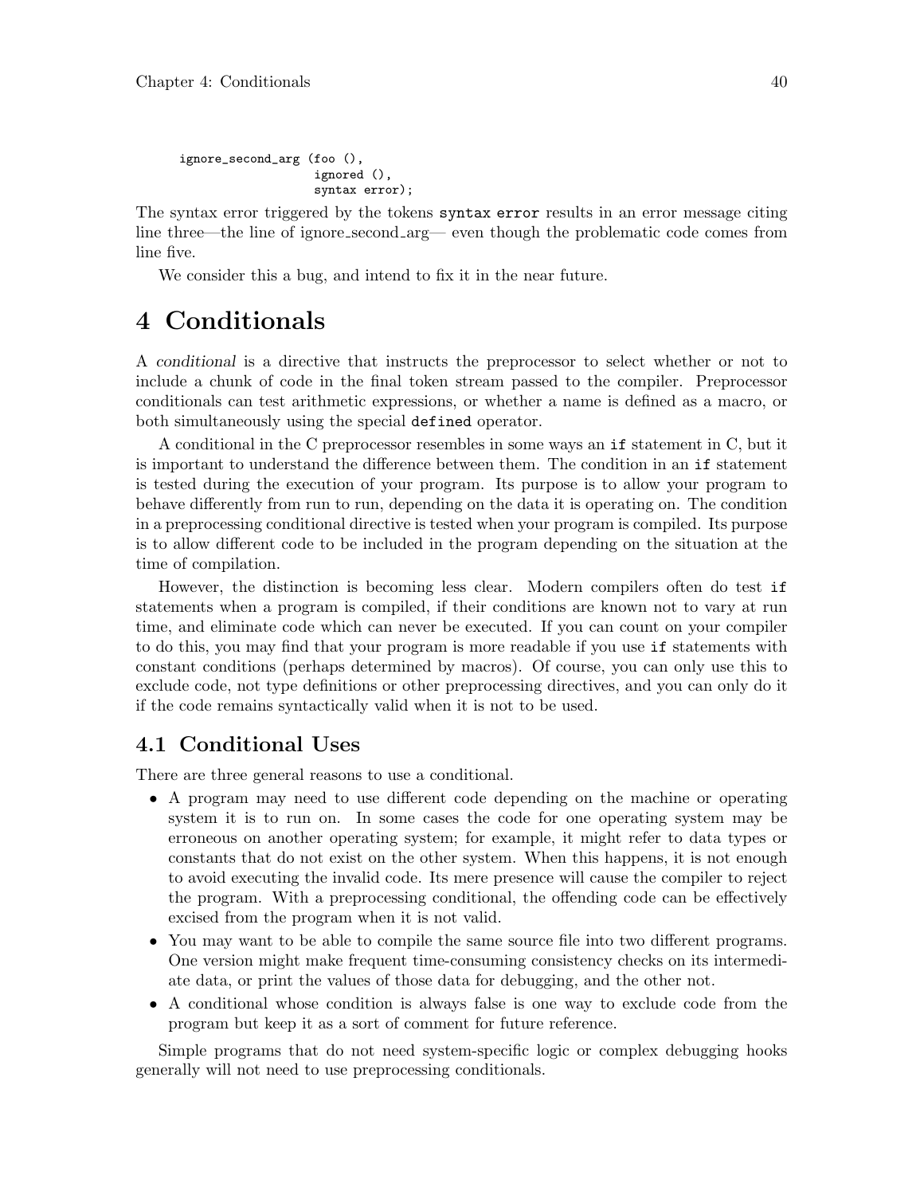```
ignore_second_arg (foo (),
                   ignored (),
                   syntax error);
```

The syntax error triggered by the tokens `syntax error` results in an error message citing line three—the line of ignore_second_arg— even though the problematic code comes from line five.

We consider this a bug, and intend to fix it in the near future.

# 4 Conditionals

A *conditional* is a directive that instructs the preprocessor to select whether or not to include a chunk of code in the final token stream passed to the compiler. Preprocessor conditionals can test arithmetic expressions, or whether a name is defined as a macro, or both simultaneously using the special `defined` operator.

A conditional in the C preprocessor resembles in some ways an `if` statement in C, but it is important to understand the difference between them. The condition in an `if` statement is tested during the execution of your program. Its purpose is to allow your program to behave differently from run to run, depending on the data it is operating on. The condition in a preprocessing conditional directive is tested when your program is compiled. Its purpose is to allow different code to be included in the program depending on the situation at the time of compilation.

However, the distinction is becoming less clear. Modern compilers often do test `if` statements when a program is compiled, if their conditions are known not to vary at run time, and eliminate code which can never be executed. If you can count on your compiler to do this, you may find that your program is more readable if you use `if` statements with constant conditions (perhaps determined by macros). Of course, you can only use this to exclude code, not type definitions or other preprocessing directives, and you can only do it if the code remains syntactically valid when it is not to be used.

## 4.1 Conditional Uses

There are three general reasons to use a conditional.

- A program may need to use different code depending on the machine or operating system it is to run on. In some cases the code for one operating system may be erroneous on another operating system; for example, it might refer to data types or constants that do not exist on the other system. When this happens, it is not enough to avoid executing the invalid code. Its mere presence will cause the compiler to reject the program. With a preprocessing conditional, the offending code can be effectively excised from the program when it is not valid.
- You may want to be able to compile the same source file into two different programs. One version might make frequent time-consuming consistency checks on its intermediate data, or print the values of those data for debugging, and the other not.
- A conditional whose condition is always false is one way to exclude code from the program but keep it as a sort of comment for future reference.

Simple programs that do not need system-specific logic or complex debugging hooks generally will not need to use preprocessing conditionals.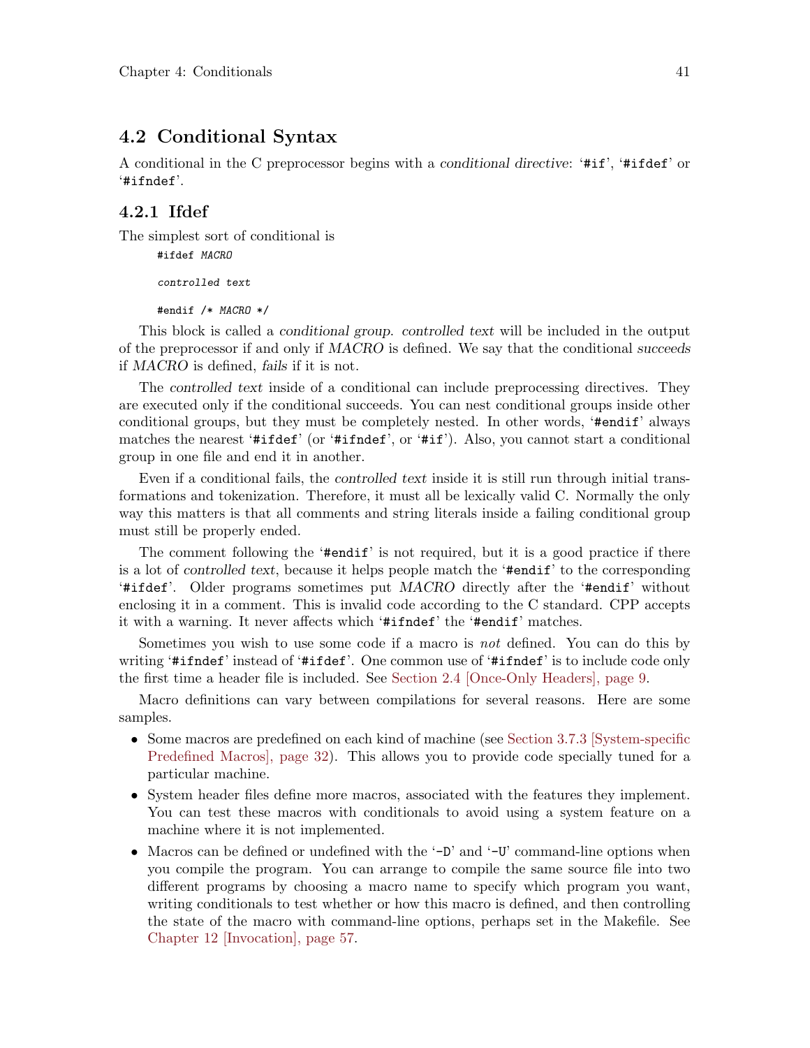## 4.2 Conditional Syntax

A conditional in the C preprocessor begins with a *conditional directive*: '`#if`', '`#ifdef`' or '`#ifndef`'.

### 4.2.1 Ifdef

The simplest sort of conditional is

```
#ifdef MACRO

controlled text

#endif /* MACRO */
```

This block is called a *conditional group*. *controlled text* will be included in the output of the preprocessor if and only if *MACRO* is defined. We say that the conditional *succeeds* if *MACRO* is defined, *fails* if it is not.

The *controlled text* inside of a conditional can include preprocessing directives. They are executed only if the conditional succeeds. You can nest conditional groups inside other conditional groups, but they must be completely nested. In other words, '`#endif`' always matches the nearest '`#ifdef`' (or '`#ifndef`', or '`#if`'). Also, you cannot start a conditional group in one file and end it in another.

Even if a conditional fails, the *controlled text* inside it is still run through initial transformations and tokenization. Therefore, it must all be lexically valid C. Normally the only way this matters is that all comments and string literals inside a failing conditional group must still be properly ended.

The comment following the '`#endif`' is not required, but it is a good practice if there is a lot of *controlled text*, because it helps people match the '`#endif`' to the corresponding '`#ifdef`'. Older programs sometimes put *MACRO* directly after the '`#endif`' without enclosing it in a comment. This is invalid code according to the C standard. CPP accepts it with a warning. It never affects which '`#ifndef`' the '`#endif`' matches.

Sometimes you wish to use some code if a macro is *not* defined. You can do this by writing '`#ifndef`' instead of '`#ifdef`'. One common use of '`#ifndef`' is to include code only the first time a header file is included. See Section 2.4 [Once-Only Headers], page 9.

Macro definitions can vary between compilations for several reasons. Here are some samples.

- Some macros are predefined on each kind of machine (see Section 3.7.3 [System-specific Predefined Macros], page 32). This allows you to provide code specially tuned for a particular machine.
- System header files define more macros, associated with the features they implement. You can test these macros with conditionals to avoid using a system feature on a machine where it is not implemented.
- Macros can be defined or undefined with the '`-D`' and '`-U`' command-line options when you compile the program. You can arrange to compile the same source file into two different programs by choosing a macro name to specify which program you want, writing conditionals to test whether or how this macro is defined, and then controlling the state of the macro with command-line options, perhaps set in the Makefile. See Chapter 12 [Invocation], page 57.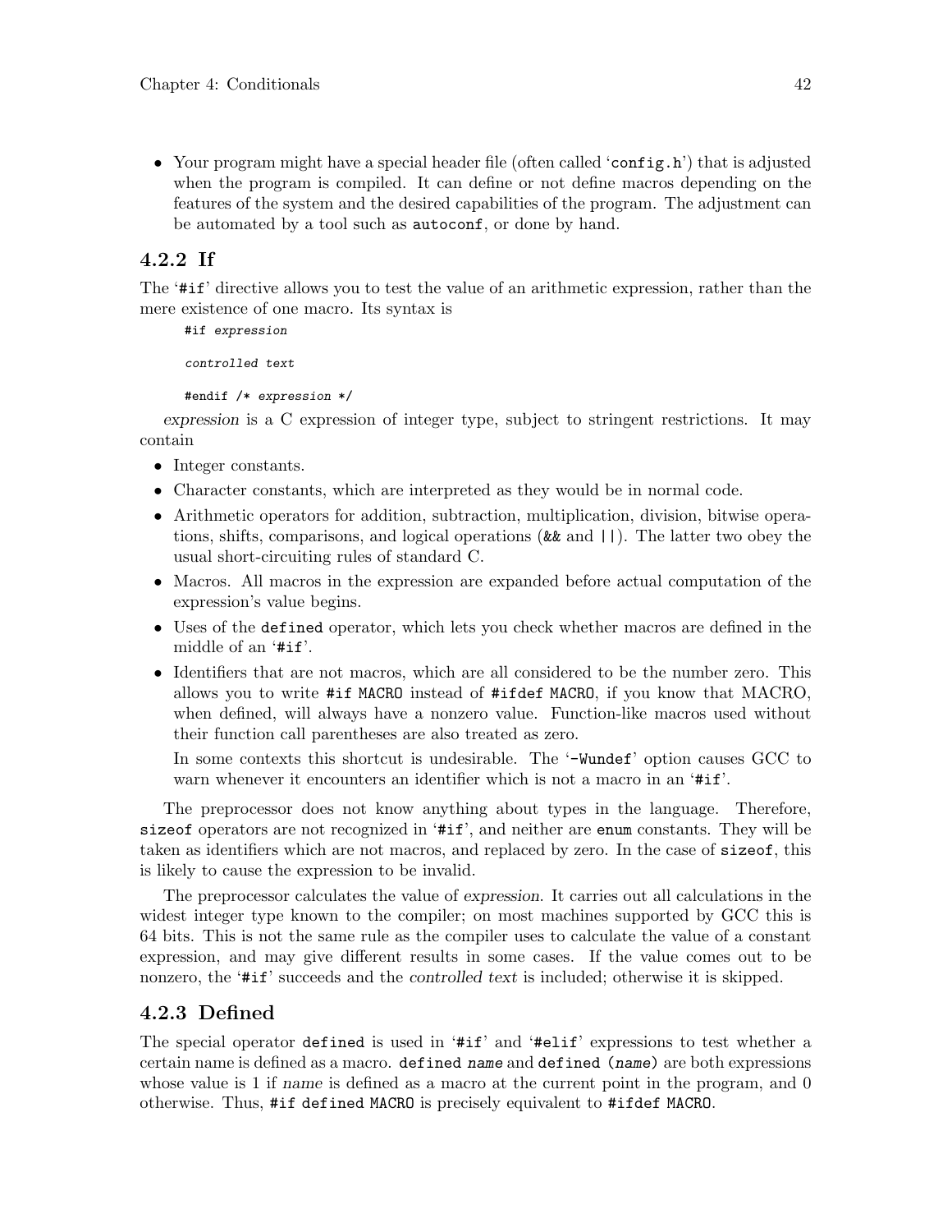- Your program might have a special header file (often called 'config.h') that is adjusted when the program is compiled. It can define or not define macros depending on the features of the system and the desired capabilities of the program. The adjustment can be automated by a tool such as `autoconf`, or done by hand.

### 4.2.2 If

The '#if' directive allows you to test the value of an arithmetic expression, rather than the mere existence of one macro. Its syntax is

```
#if expression

controlled text

#endif /* expression */
```

*expression* is a C expression of integer type, subject to stringent restrictions. It may contain

- Integer constants.
- Character constants, which are interpreted as they would be in normal code.
- Arithmetic operators for addition, subtraction, multiplication, division, bitwise operations, shifts, comparisons, and logical operations (`&&` and `||`). The latter two obey the usual short-circuiting rules of standard C.
- Macros. All macros in the expression are expanded before actual computation of the expression's value begins.
- Uses of the `defined` operator, which lets you check whether macros are defined in the middle of an '#if'.
- Identifiers that are not macros, which are all considered to be the number zero. This allows you to write `#if MACRO` instead of `#ifdef MACRO`, if you know that MACRO, when defined, will always have a nonzero value. Function-like macros used without their function call parentheses are also treated as zero.

  In some contexts this shortcut is undesirable. The '-Wundef' option causes GCC to warn whenever it encounters an identifier which is not a macro in an '#if'.

The preprocessor does not know anything about types in the language. Therefore, `sizeof` operators are not recognized in '#if', and neither are `enum` constants. They will be taken as identifiers which are not macros, and replaced by zero. In the case of `sizeof`, this is likely to cause the expression to be invalid.

The preprocessor calculates the value of *expression*. It carries out all calculations in the widest integer type known to the compiler; on most machines supported by GCC this is 64 bits. This is not the same rule as the compiler uses to calculate the value of a constant expression, and may give different results in some cases. If the value comes out to be nonzero, the '#if' succeeds and the *controlled text* is included; otherwise it is skipped.

### 4.2.3 Defined

The special operator `defined` is used in '#if' and '#elif' expressions to test whether a certain name is defined as a macro. `defined` *name* and `defined (`*name*`)` are both expressions whose value is 1 if *name* is defined as a macro at the current point in the program, and 0 otherwise. Thus, `#if defined MACRO` is precisely equivalent to `#ifdef MACRO`.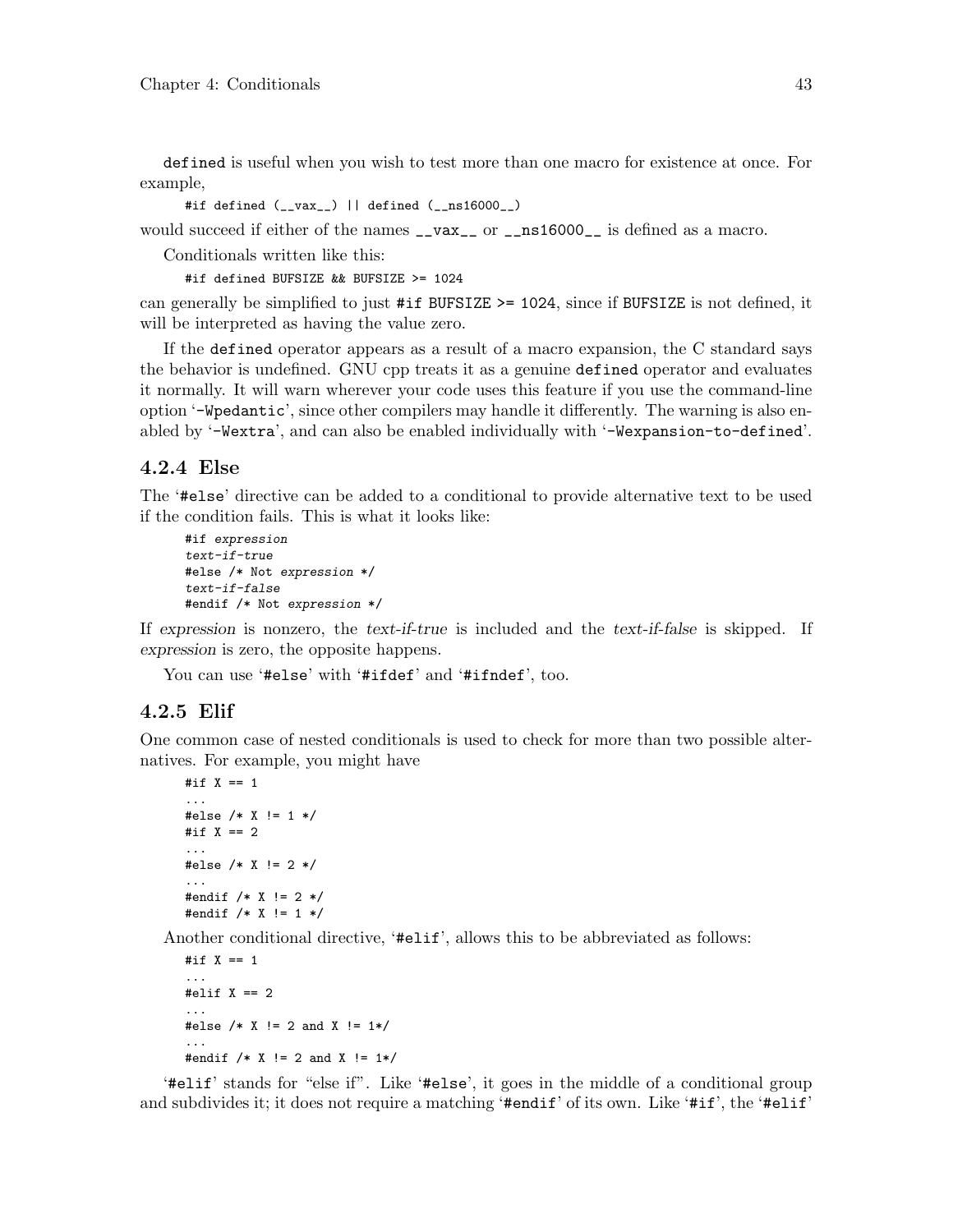`defined` is useful when you wish to test more than one macro for existence at once. For example,

```
#if defined (__vax__) || defined (__ns16000__)
```

would succeed if either of the names `__vax__` or `__ns16000__` is defined as a macro.

Conditionals written like this:

```
#if defined BUFSIZE && BUFSIZE >= 1024
```

can generally be simplified to just `#if BUFSIZE >= 1024`, since if `BUFSIZE` is not defined, it will be interpreted as having the value zero.

If the `defined` operator appears as a result of a macro expansion, the C standard says the behavior is undefined. GNU cpp treats it as a genuine `defined` operator and evaluates it normally. It will warn wherever your code uses this feature if you use the command-line option '`-Wpedantic`', since other compilers may handle it differently. The warning is also enabled by '`-Wextra`', and can also be enabled individually with '`-Wexpansion-to-defined`'.

### 4.2.4 Else

The '`#else`' directive can be added to a conditional to provide alternative text to be used if the condition fails. This is what it looks like:

```
#if expression
text-if-true
#else /* Not expression */
text-if-false
#endif /* Not expression */
```

If *expression* is nonzero, the *text-if-true* is included and the *text-if-false* is skipped. If *expression* is zero, the opposite happens.

You can use '`#else`' with '`#ifdef`' and '`#ifndef`', too.

### 4.2.5 Elif

One common case of nested conditionals is used to check for more than two possible alternatives. For example, you might have

```
#if X == 1
...
#else /* X != 1 */
#if X == 2
...
#else /* X != 2 */
...
#endif /* X != 2 */
#endif /* X != 1 */
```

Another conditional directive, '`#elif`', allows this to be abbreviated as follows:

```
#if X == 1
...
#elif X == 2
...
#else /* X != 2 and X != 1*/
...
#endif /* X != 2 and X != 1*/
```

'`#elif`' stands for "else if". Like '`#else`', it goes in the middle of a conditional group and subdivides it; it does not require a matching '`#endif`' of its own. Like '`#if`', the '`#elif`'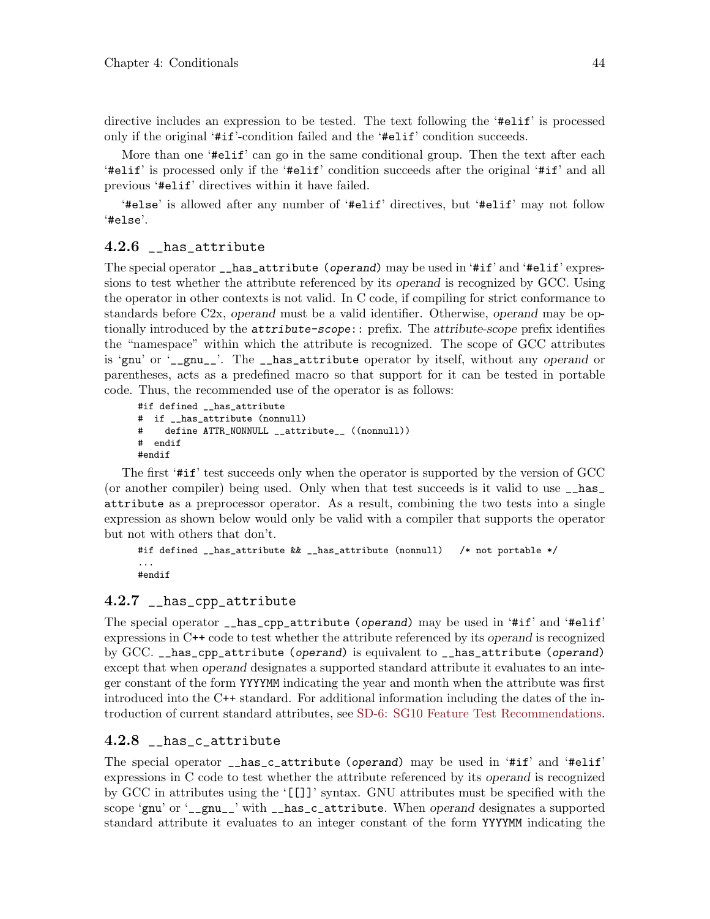directive includes an expression to be tested. The text following the '#elif' is processed only if the original '#if'-condition failed and the '#elif' condition succeeds.

More than one '#elif' can go in the same conditional group. Then the text after each '#elif' is processed only if the '#elif' condition succeeds after the original '#if' and all previous '#elif' directives within it have failed.

'#else' is allowed after any number of '#elif' directives, but '#elif' may not follow '#else'.

### 4.2.6 __has_attribute

The special operator `__has_attribute (operand)` may be used in '#if' and '#elif' expressions to test whether the attribute referenced by its *operand* is recognized by GCC. Using the operator in other contexts is not valid. In C code, if compiling for strict conformance to standards before C2x, *operand* must be a valid identifier. Otherwise, *operand* may be optionally introduced by the `attribute-scope::` prefix. The *attribute-scope* prefix identifies the "namespace" within which the attribute is recognized. The scope of GCC attributes is 'gnu' or '__gnu__'. The `__has_attribute` operator by itself, without any *operand* or parentheses, acts as a predefined macro so that support for it can be tested in portable code. Thus, the recommended use of the operator is as follows:

```
#if defined __has_attribute
#  if __has_attribute (nonnull)
#    define ATTR_NONNULL __attribute__ ((nonnull))
#  endif
#endif
```

The first '#if' test succeeds only when the operator is supported by the version of GCC (or another compiler) being used. Only when that test succeeds is it valid to use `__has_attribute` as a preprocessor operator. As a result, combining the two tests into a single expression as shown below would only be valid with a compiler that supports the operator but not with others that don't.

```
#if defined __has_attribute && __has_attribute (nonnull)   /* not portable */
...
#endif
```

### 4.2.7 __has_cpp_attribute

The special operator `__has_cpp_attribute (operand)` may be used in '#if' and '#elif' expressions in C++ code to test whether the attribute referenced by its *operand* is recognized by GCC. `__has_cpp_attribute (operand)` is equivalent to `__has_attribute (operand)` except that when *operand* designates a supported standard attribute it evaluates to an integer constant of the form `YYYYMM` indicating the year and month when the attribute was first introduced into the C++ standard. For additional information including the dates of the introduction of current standard attributes, see SD-6: SG10 Feature Test Recommendations.

### 4.2.8 __has_c_attribute

The special operator `__has_c_attribute (operand)` may be used in '#if' and '#elif' expressions in C code to test whether the attribute referenced by its *operand* is recognized by GCC in attributes using the '[[]]' syntax. GNU attributes must be specified with the scope 'gnu' or '__gnu__' with `__has_c_attribute`. When *operand* designates a supported standard attribute it evaluates to an integer constant of the form `YYYYMM` indicating the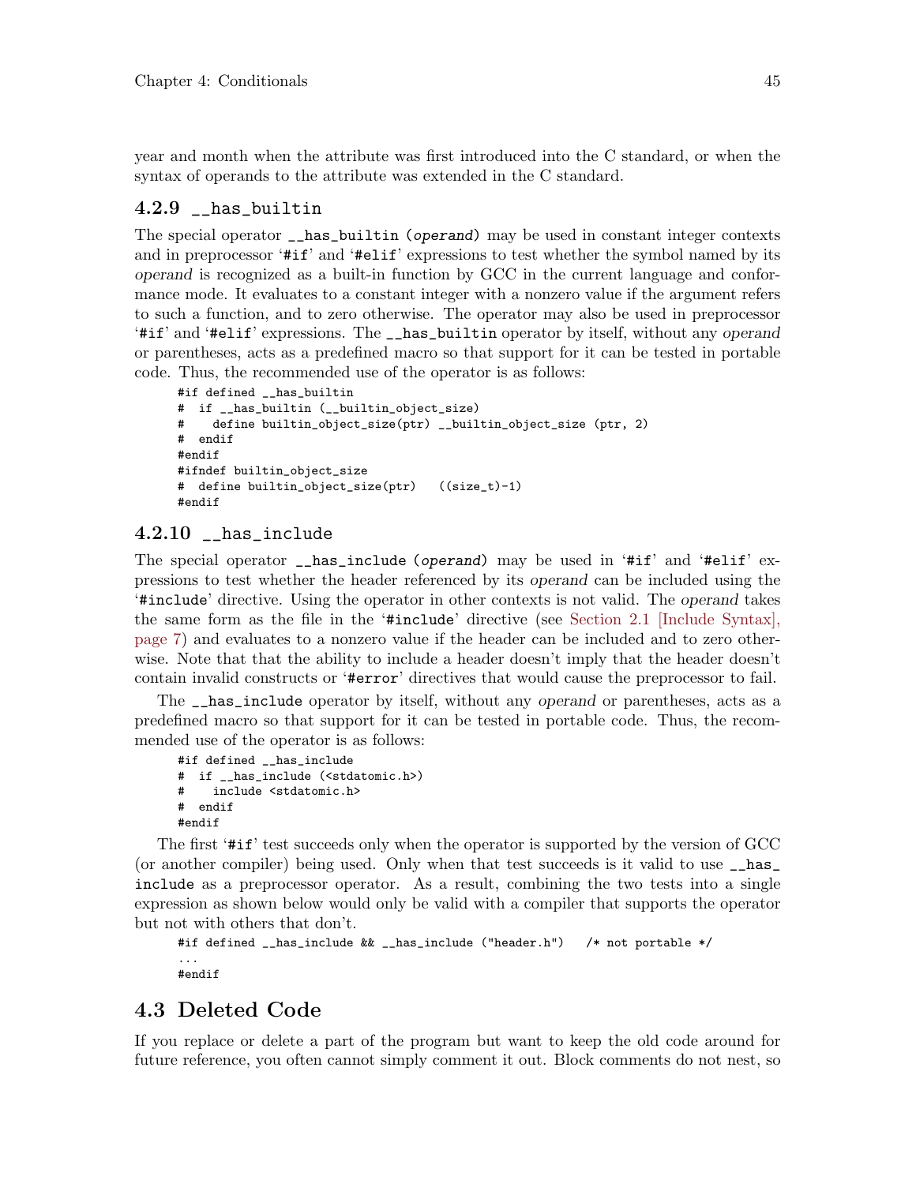year and month when the attribute was first introduced into the C standard, or when the syntax of operands to the attribute was extended in the C standard.

### 4.2.9 `__has_builtin`

The special operator `__has_builtin (`*operand*`)` may be used in constant integer contexts and in preprocessor '`#if`' and '`#elif`' expressions to test whether the symbol named by its *operand* is recognized as a built-in function by GCC in the current language and conformance mode. It evaluates to a constant integer with a nonzero value if the argument refers to such a function, and to zero otherwise. The operator may also be used in preprocessor '`#if`' and '`#elif`' expressions. The `__has_builtin` operator by itself, without any *operand* or parentheses, acts as a predefined macro so that support for it can be tested in portable code. Thus, the recommended use of the operator is as follows:

```
#if defined __has_builtin
#  if __has_builtin (__builtin_object_size)
#    define builtin_object_size(ptr) __builtin_object_size (ptr, 2)
#  endif
#endif
#ifndef builtin_object_size
#  define builtin_object_size(ptr)   ((size_t)-1)
#endif
```

### 4.2.10 `__has_include`

The special operator `__has_include (`*operand*`)` may be used in '`#if`' and '`#elif`' expressions to test whether the header referenced by its *operand* can be included using the '`#include`' directive. Using the operator in other contexts is not valid. The *operand* takes the same form as the file in the '`#include`' directive (see Section 2.1 [Include Syntax], page 7) and evaluates to a nonzero value if the header can be included and to zero otherwise. Note that that the ability to include a header doesn't imply that the header doesn't contain invalid constructs or '`#error`' directives that would cause the preprocessor to fail.

The `__has_include` operator by itself, without any *operand* or parentheses, acts as a predefined macro so that support for it can be tested in portable code. Thus, the recommended use of the operator is as follows:

```
#if defined __has_include
#  if __has_include (<stdatomic.h>)
#    include <stdatomic.h>
#  endif
#endif
```

The first '`#if`' test succeeds only when the operator is supported by the version of GCC (or another compiler) being used. Only when that test succeeds is it valid to use `__has_include` as a preprocessor operator. As a result, combining the two tests into a single expression as shown below would only be valid with a compiler that supports the operator but not with others that don't.

```
#if defined __has_include && __has_include ("header.h")   /* not portable */
...
#endif
```

## 4.3 Deleted Code

If you replace or delete a part of the program but want to keep the old code around for future reference, you often cannot simply comment it out. Block comments do not nest, so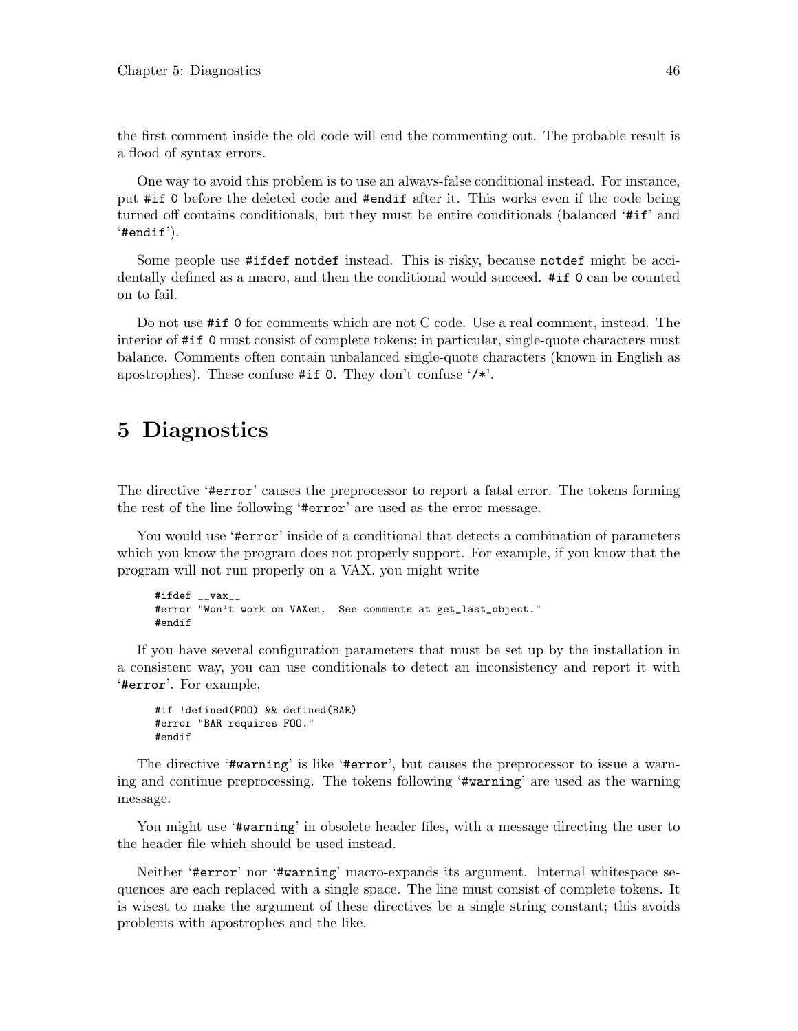the first comment inside the old code will end the commenting-out. The probable result is a flood of syntax errors.

One way to avoid this problem is to use an always-false conditional instead. For instance, put `#if 0` before the deleted code and `#endif` after it. This works even if the code being turned off contains conditionals, but they must be entire conditionals (balanced '`#if`' and '`#endif`').

Some people use `#ifdef notdef` instead. This is risky, because `notdef` might be accidentally defined as a macro, and then the conditional would succeed. `#if 0` can be counted on to fail.

Do not use `#if 0` for comments which are not C code. Use a real comment, instead. The interior of `#if 0` must consist of complete tokens; in particular, single-quote characters must balance. Comments often contain unbalanced single-quote characters (known in English as apostrophes). These confuse `#if 0`. They don't confuse '`/*`'.

# 5 Diagnostics

The directive '`#error`' causes the preprocessor to report a fatal error. The tokens forming the rest of the line following '`#error`' are used as the error message.

You would use '`#error`' inside of a conditional that detects a combination of parameters which you know the program does not properly support. For example, if you know that the program will not run properly on a VAX, you might write

```
#ifdef __vax__
#error "Won't work on VAXen.  See comments at get_last_object."
#endif
```

If you have several configuration parameters that must be set up by the installation in a consistent way, you can use conditionals to detect an inconsistency and report it with '`#error`'. For example,

```
#if !defined(FOO) && defined(BAR)
#error "BAR requires FOO."
#endif
```

The directive '`#warning`' is like '`#error`', but causes the preprocessor to issue a warning and continue preprocessing. The tokens following '`#warning`' are used as the warning message.

You might use '`#warning`' in obsolete header files, with a message directing the user to the header file which should be used instead.

Neither '`#error`' nor '`#warning`' macro-expands its argument. Internal whitespace sequences are each replaced with a single space. The line must consist of complete tokens. It is wisest to make the argument of these directives be a single string constant; this avoids problems with apostrophes and the like.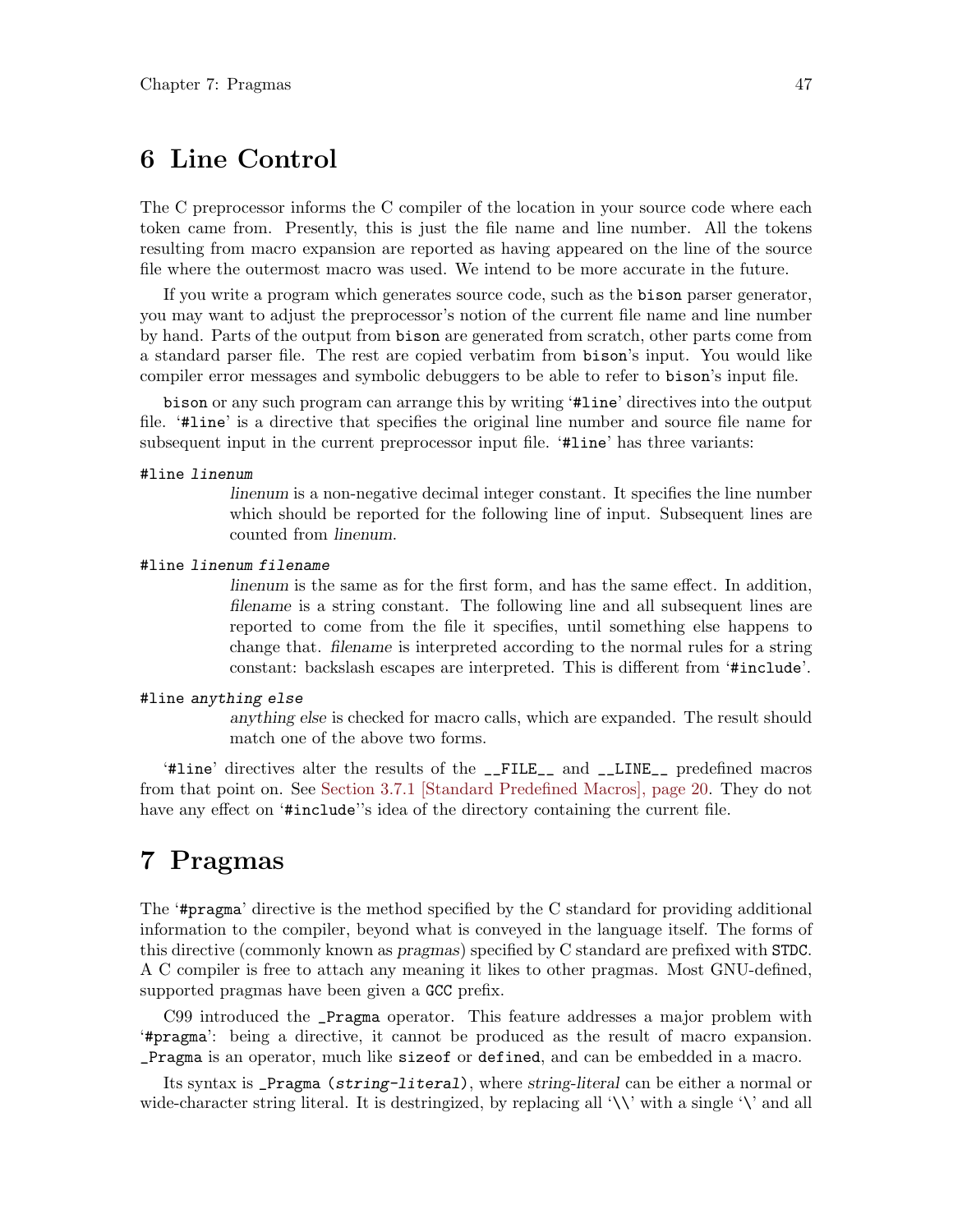# 6 Line Control

The C preprocessor informs the C compiler of the location in your source code where each token came from. Presently, this is just the file name and line number. All the tokens resulting from macro expansion are reported as having appeared on the line of the source file where the outermost macro was used. We intend to be more accurate in the future.

If you write a program which generates source code, such as the `bison` parser generator, you may want to adjust the preprocessor's notion of the current file name and line number by hand. Parts of the output from `bison` are generated from scratch, other parts come from a standard parser file. The rest are copied verbatim from `bison`'s input. You would like compiler error messages and symbolic debuggers to be able to refer to `bison`'s input file.

`bison` or any such program can arrange this by writing '`#line`' directives into the output file. '`#line`' is a directive that specifies the original line number and source file name for subsequent input in the current preprocessor input file. '`#line`' has three variants:

`#line` *linenum*
: *linenum* is a non-negative decimal integer constant. It specifies the line number which should be reported for the following line of input. Subsequent lines are counted from *linenum*.

`#line` *linenum filename*
: *linenum* is the same as for the first form, and has the same effect. In addition, *filename* is a string constant. The following line and all subsequent lines are reported to come from the file it specifies, until something else happens to change that. *filename* is interpreted according to the normal rules for a string constant: backslash escapes are interpreted. This is different from '`#include`'.

`#line` *anything else*
: *anything else* is checked for macro calls, which are expanded. The result should match one of the above two forms.

'`#line`' directives alter the results of the `__FILE__` and `__LINE__` predefined macros from that point on. See Section 3.7.1 [Standard Predefined Macros], page 20. They do not have any effect on '`#include`''s idea of the directory containing the current file.

# 7 Pragmas

The '`#pragma`' directive is the method specified by the C standard for providing additional information to the compiler, beyond what is conveyed in the language itself. The forms of this directive (commonly known as *pragmas*) specified by C standard are prefixed with `STDC`. A C compiler is free to attach any meaning it likes to other pragmas. Most GNU-defined, supported pragmas have been given a `GCC` prefix.

C99 introduced the `_Pragma` operator. This feature addresses a major problem with '`#pragma`': being a directive, it cannot be produced as the result of macro expansion. `_Pragma` is an operator, much like `sizeof` or `defined`, and can be embedded in a macro.

Its syntax is `_Pragma (`*string-literal*`)`, where *string-literal* can be either a normal or wide-character string literal. It is destringized, by replacing all '`\\`' with a single '`\`' and all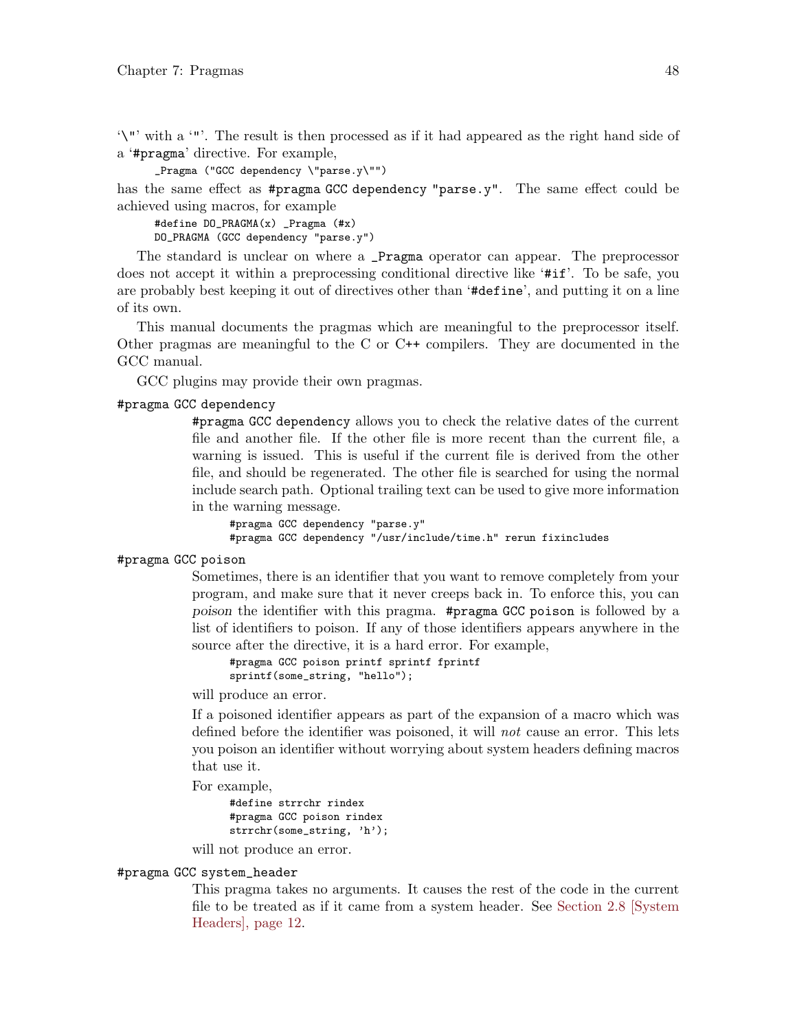'\"' with a '"'. The result is then processed as if it had appeared as the right hand side of a '#pragma' directive. For example,

```
_Pragma ("GCC dependency \"parse.y\"")
```

has the same effect as `#pragma GCC dependency "parse.y"`. The same effect could be achieved using macros, for example

```
#define DO_PRAGMA(x) _Pragma (#x)
DO_PRAGMA (GCC dependency "parse.y")
```

The standard is unclear on where a `_Pragma` operator can appear. The preprocessor does not accept it within a preprocessing conditional directive like '#if'. To be safe, you are probably best keeping it out of directives other than '#define', and putting it on a line of its own.

This manual documents the pragmas which are meaningful to the preprocessor itself. Other pragmas are meaningful to the C or C++ compilers. They are documented in the GCC manual.

GCC plugins may provide their own pragmas.

`#pragma GCC dependency`

`#pragma GCC dependency` allows you to check the relative dates of the current file and another file. If the other file is more recent than the current file, a warning is issued. This is useful if the current file is derived from the other file, and should be regenerated. The other file is searched for using the normal include search path. Optional trailing text can be used to give more information in the warning message.

```
#pragma GCC dependency "parse.y"
#pragma GCC dependency "/usr/include/time.h" rerun fixincludes
```

`#pragma GCC poison`

Sometimes, there is an identifier that you want to remove completely from your program, and make sure that it never creeps back in. To enforce this, you can *poison* the identifier with this pragma. `#pragma GCC poison` is followed by a list of identifiers to poison. If any of those identifiers appears anywhere in the source after the directive, it is a hard error. For example,

```
#pragma GCC poison printf sprintf fprintf
sprintf(some_string, "hello");
```

will produce an error.

If a poisoned identifier appears as part of the expansion of a macro which was defined before the identifier was poisoned, it will *not* cause an error. This lets you poison an identifier without worrying about system headers defining macros that use it.

For example,

```
#define strrchr rindex
#pragma GCC poison rindex
strrchr(some_string, 'h');
```

will not produce an error.

`#pragma GCC system_header`

This pragma takes no arguments. It causes the rest of the code in the current file to be treated as if it came from a system header. See Section 2.8 [System Headers], page 12.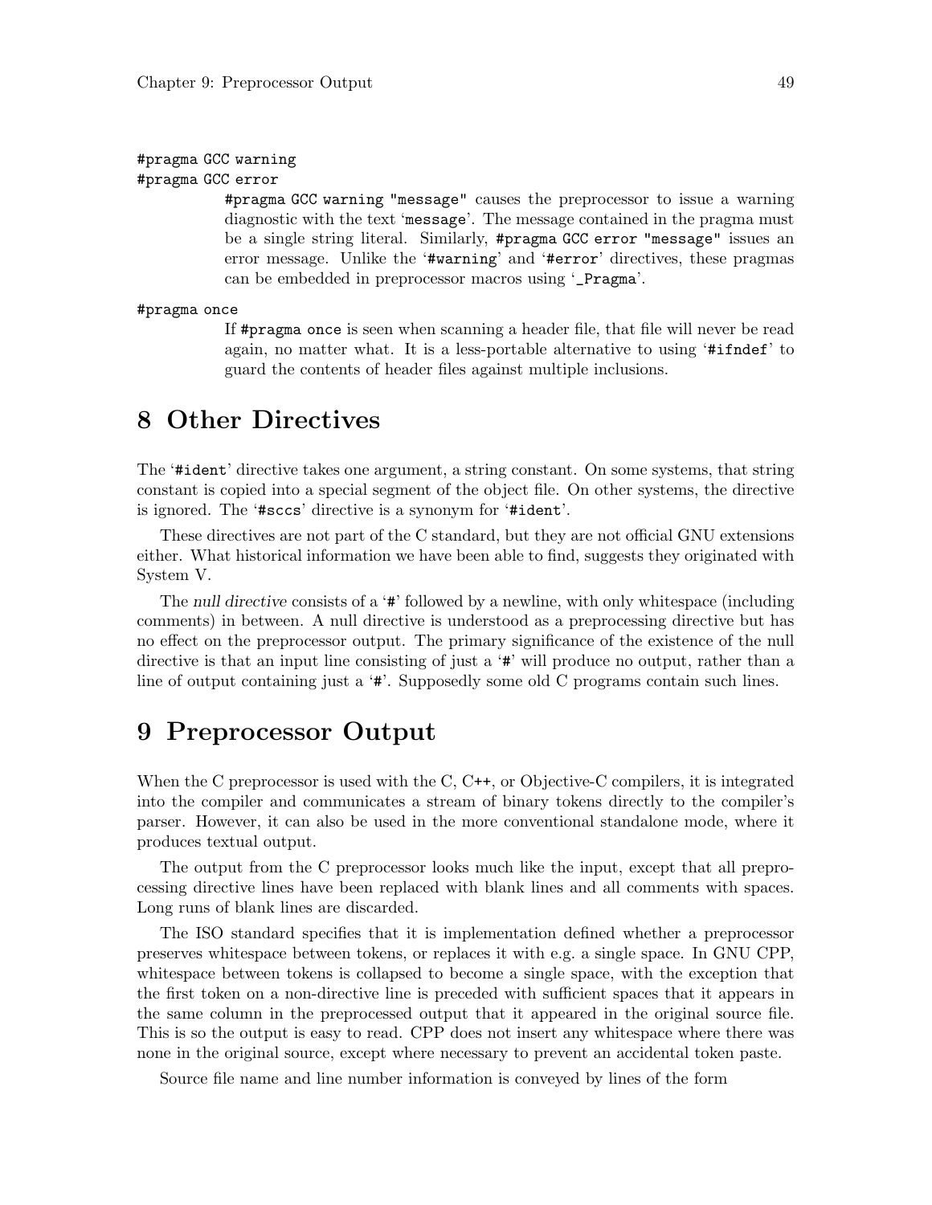`#pragma GCC warning`
`#pragma GCC error`

`#pragma GCC warning "message"` causes the preprocessor to issue a warning diagnostic with the text '`message`'. The message contained in the pragma must be a single string literal. Similarly, `#pragma GCC error "message"` issues an error message. Unlike the '`#warning`' and '`#error`' directives, these pragmas can be embedded in preprocessor macros using '`_Pragma`'.

`#pragma once`

If `#pragma once` is seen when scanning a header file, that file will never be read again, no matter what. It is a less-portable alternative to using '`#ifndef`' to guard the contents of header files against multiple inclusions.

# 8 Other Directives

The '`#ident`' directive takes one argument, a string constant. On some systems, that string constant is copied into a special segment of the object file. On other systems, the directive is ignored. The '`#sccs`' directive is a synonym for '`#ident`'.

These directives are not part of the C standard, but they are not official GNU extensions either. What historical information we have been able to find, suggests they originated with System V.

The *null directive* consists of a '`#`' followed by a newline, with only whitespace (including comments) in between. A null directive is understood as a preprocessing directive but has no effect on the preprocessor output. The primary significance of the existence of the null directive is that an input line consisting of just a '`#`' will produce no output, rather than a line of output containing just a '`#`'. Supposedly some old C programs contain such lines.

# 9 Preprocessor Output

When the C preprocessor is used with the C, C++, or Objective-C compilers, it is integrated into the compiler and communicates a stream of binary tokens directly to the compiler's parser. However, it can also be used in the more conventional standalone mode, where it produces textual output.

The output from the C preprocessor looks much like the input, except that all preprocessing directive lines have been replaced with blank lines and all comments with spaces. Long runs of blank lines are discarded.

The ISO standard specifies that it is implementation defined whether a preprocessor preserves whitespace between tokens, or replaces it with e.g. a single space. In GNU CPP, whitespace between tokens is collapsed to become a single space, with the exception that the first token on a non-directive line is preceded with sufficient spaces that it appears in the same column in the preprocessed output that it appeared in the original source file. This is so the output is easy to read. CPP does not insert any whitespace where there was none in the original source, except where necessary to prevent an accidental token paste.

Source file name and line number information is conveyed by lines of the form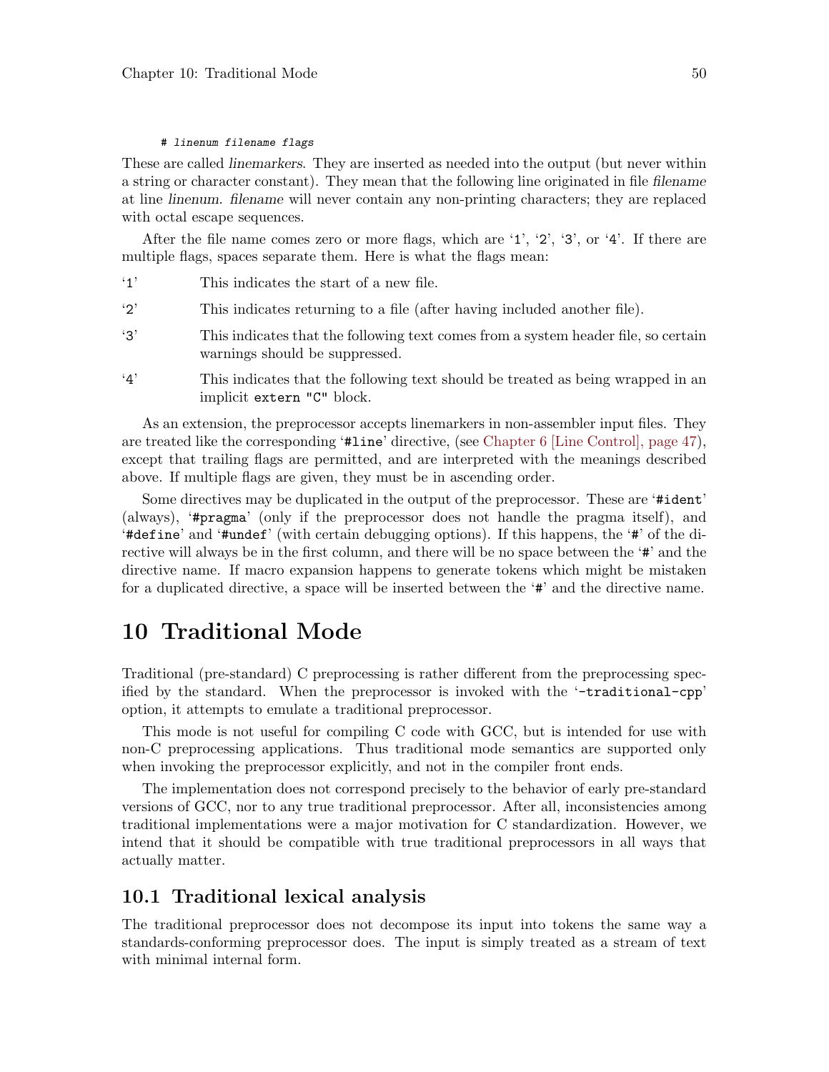```
# linenum filename flags
```

These are called *linemarkers*. They are inserted as needed into the output (but never within a string or character constant). They mean that the following line originated in file *filename* at line *linenum*. *filename* will never contain any non-printing characters; they are replaced with octal escape sequences.

After the file name comes zero or more flags, which are '`1`', '`2`', '`3`', or '`4`'. If there are multiple flags, spaces separate them. Here is what the flags mean:

'`1`' This indicates the start of a new file.

'`2`' This indicates returning to a file (after having included another file).

'`3`' This indicates that the following text comes from a system header file, so certain warnings should be suppressed.

'`4`' This indicates that the following text should be treated as being wrapped in an implicit `extern "C"` block.

As an extension, the preprocessor accepts linemarkers in non-assembler input files. They are treated like the corresponding '`#line`' directive, (see Chapter 6 [Line Control], page 47), except that trailing flags are permitted, and are interpreted with the meanings described above. If multiple flags are given, they must be in ascending order.

Some directives may be duplicated in the output of the preprocessor. These are '`#ident`' (always), '`#pragma`' (only if the preprocessor does not handle the pragma itself), and '`#define`' and '`#undef`' (with certain debugging options). If this happens, the '`#`' of the directive will always be in the first column, and there will be no space between the '`#`' and the directive name. If macro expansion happens to generate tokens which might be mistaken for a duplicated directive, a space will be inserted between the '`#`' and the directive name.

# 10 Traditional Mode

Traditional (pre-standard) C preprocessing is rather different from the preprocessing specified by the standard. When the preprocessor is invoked with the '`-traditional-cpp`' option, it attempts to emulate a traditional preprocessor.

This mode is not useful for compiling C code with GCC, but is intended for use with non-C preprocessing applications. Thus traditional mode semantics are supported only when invoking the preprocessor explicitly, and not in the compiler front ends.

The implementation does not correspond precisely to the behavior of early pre-standard versions of GCC, nor to any true traditional preprocessor. After all, inconsistencies among traditional implementations were a major motivation for C standardization. However, we intend that it should be compatible with true traditional preprocessors in all ways that actually matter.

## 10.1 Traditional lexical analysis

The traditional preprocessor does not decompose its input into tokens the same way a standards-conforming preprocessor does. The input is simply treated as a stream of text with minimal internal form.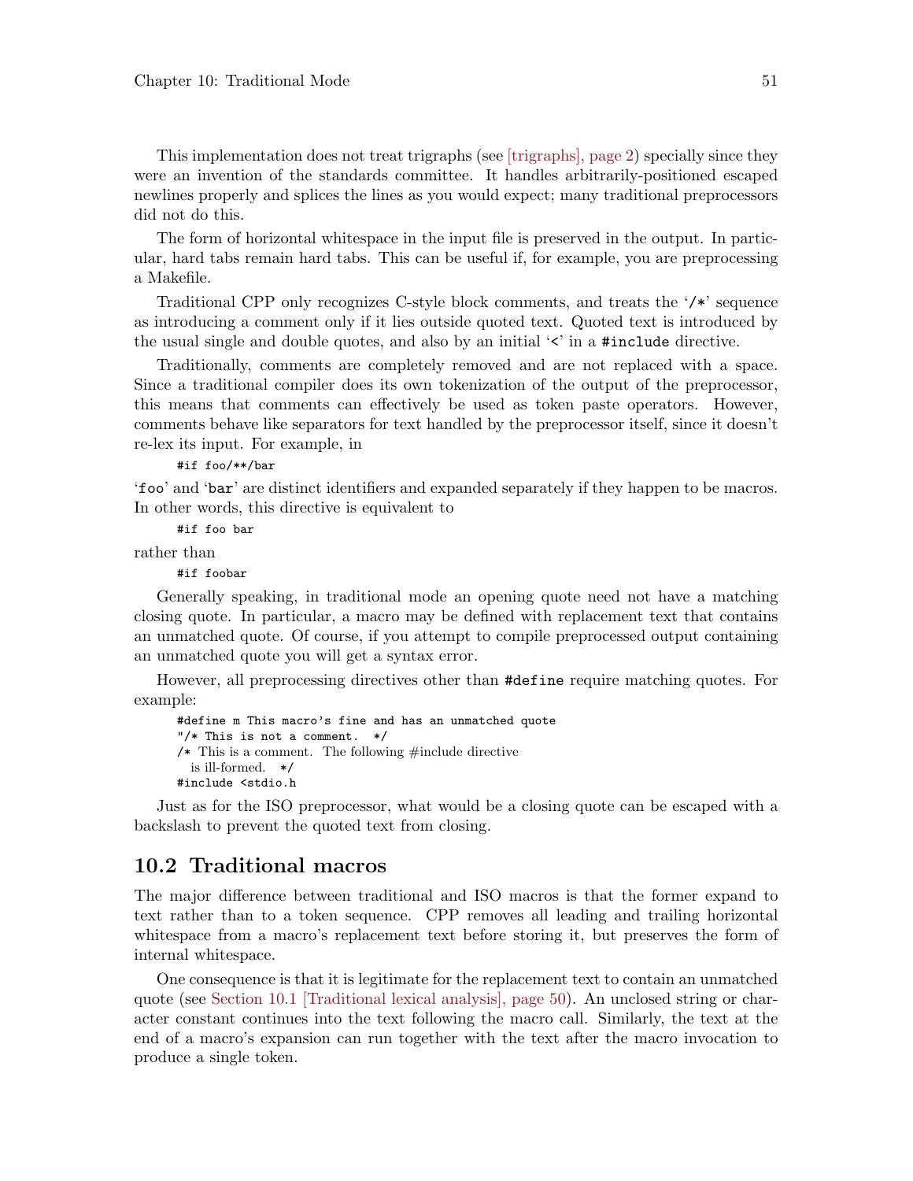This implementation does not treat trigraphs (see [trigraphs], page 2) specially since they were an invention of the standards committee. It handles arbitrarily-positioned escaped newlines properly and splices the lines as you would expect; many traditional preprocessors did not do this.

The form of horizontal whitespace in the input file is preserved in the output. In particular, hard tabs remain hard tabs. This can be useful if, for example, you are preprocessing a Makefile.

Traditional CPP only recognizes C-style block comments, and treats the '`/*`' sequence as introducing a comment only if it lies outside quoted text. Quoted text is introduced by the usual single and double quotes, and also by an initial '`<`' in a `#include` directive.

Traditionally, comments are completely removed and are not replaced with a space. Since a traditional compiler does its own tokenization of the output of the preprocessor, this means that comments can effectively be used as token paste operators. However, comments behave like separators for text handled by the preprocessor itself, since it doesn't re-lex its input. For example, in

```
#if foo/**/bar
```

'`foo`' and '`bar`' are distinct identifiers and expanded separately if they happen to be macros. In other words, this directive is equivalent to

```
#if foo bar
```

rather than

```
#if foobar
```

Generally speaking, in traditional mode an opening quote need not have a matching closing quote. In particular, a macro may be defined with replacement text that contains an unmatched quote. Of course, if you attempt to compile preprocessed output containing an unmatched quote you will get a syntax error.

However, all preprocessing directives other than `#define` require matching quotes. For example:

```
#define m This macro's fine and has an unmatched quote
"/* This is not a comment.  */
/* This is a comment.  The following #include directive
   is ill-formed.  */
#include <stdio.h
```

Just as for the ISO preprocessor, what would be a closing quote can be escaped with a backslash to prevent the quoted text from closing.

## 10.2 Traditional macros

The major difference between traditional and ISO macros is that the former expand to text rather than to a token sequence. CPP removes all leading and trailing horizontal whitespace from a macro's replacement text before storing it, but preserves the form of internal whitespace.

One consequence is that it is legitimate for the replacement text to contain an unmatched quote (see Section 10.1 [Traditional lexical analysis], page 50). An unclosed string or character constant continues into the text following the macro call. Similarly, the text at the end of a macro's expansion can run together with the text after the macro invocation to produce a single token.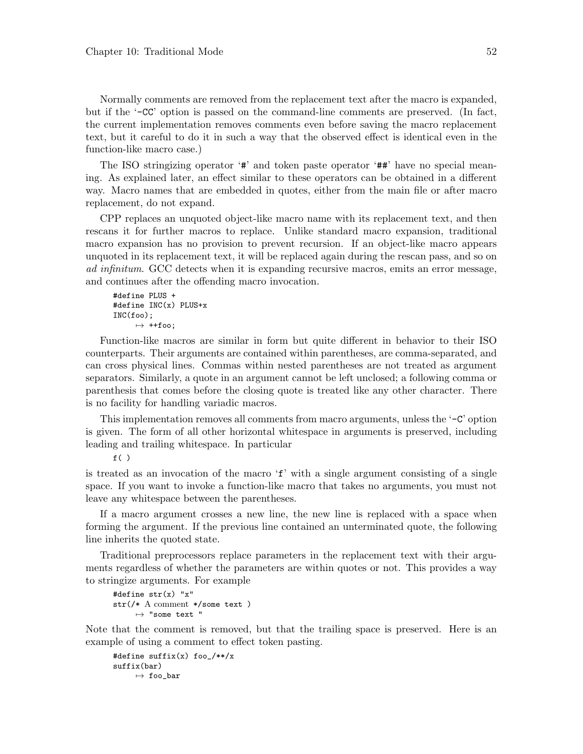Normally comments are removed from the replacement text after the macro is expanded, but if the '-CC' option is passed on the command-line comments are preserved. (In fact, the current implementation removes comments even before saving the macro replacement text, but it careful to do it in such a way that the observed effect is identical even in the function-like macro case.)

The ISO stringizing operator '#' and token paste operator '##' have no special meaning. As explained later, an effect similar to these operators can be obtained in a different way. Macro names that are embedded in quotes, either from the main file or after macro replacement, do not expand.

CPP replaces an unquoted object-like macro name with its replacement text, and then rescans it for further macros to replace. Unlike standard macro expansion, traditional macro expansion has no provision to prevent recursion. If an object-like macro appears unquoted in its replacement text, it will be replaced again during the rescan pass, and so on *ad infinitum*. GCC detects when it is expanding recursive macros, emits an error message, and continues after the offending macro invocation.

```
#define PLUS +
#define INC(x) PLUS+x
INC(foo);
     ↦ ++foo;
```

Function-like macros are similar in form but quite different in behavior to their ISO counterparts. Their arguments are contained within parentheses, are comma-separated, and can cross physical lines. Commas within nested parentheses are not treated as argument separators. Similarly, a quote in an argument cannot be left unclosed; a following comma or parenthesis that comes before the closing quote is treated like any other character. There is no facility for handling variadic macros.

This implementation removes all comments from macro arguments, unless the '-C' option is given. The form of all other horizontal whitespace in arguments is preserved, including leading and trailing whitespace. In particular

```
f( )
```

is treated as an invocation of the macro 'f' with a single argument consisting of a single space. If you want to invoke a function-like macro that takes no arguments, you must not leave any whitespace between the parentheses.

If a macro argument crosses a new line, the new line is replaced with a space when forming the argument. If the previous line contained an unterminated quote, the following line inherits the quoted state.

Traditional preprocessors replace parameters in the replacement text with their arguments regardless of whether the parameters are within quotes or not. This provides a way to stringize arguments. For example

```
#define str(x) "x"
str(/* A comment */some text )
     ↦ "some text "
```

Note that the comment is removed, but that the trailing space is preserved. Here is an example of using a comment to effect token pasting.

```
#define suffix(x) foo_/**/x
suffix(bar)
     ↦ foo_bar
```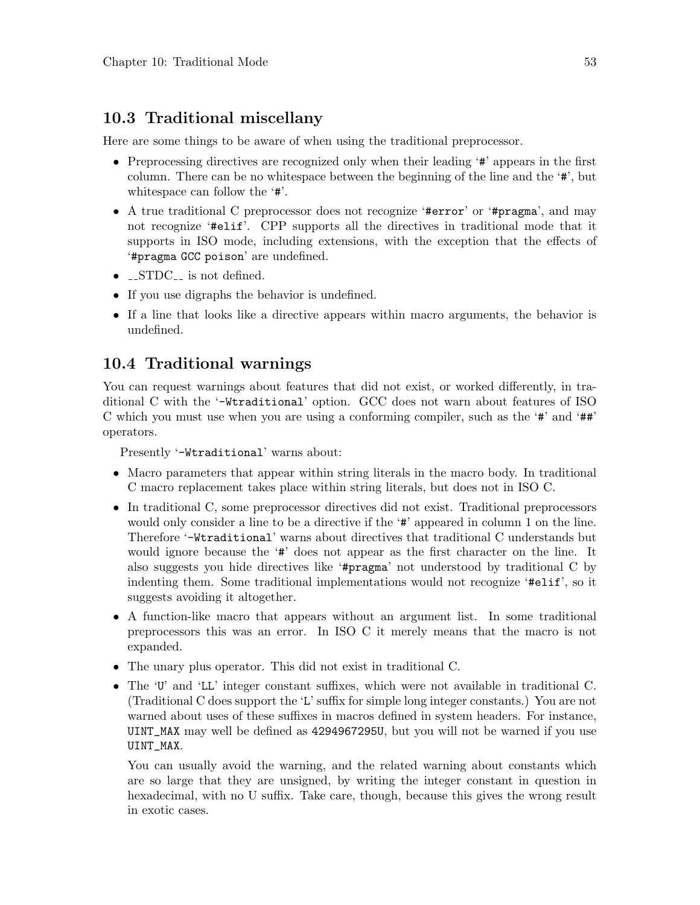## 10.3 Traditional miscellany

Here are some things to be aware of when using the traditional preprocessor.

- Preprocessing directives are recognized only when their leading '`#`' appears in the first column. There can be no whitespace between the beginning of the line and the '`#`', but whitespace can follow the '`#`'.
- A true traditional C preprocessor does not recognize '`#error`' or '`#pragma`', and may not recognize '`#elif`'. CPP supports all the directives in traditional mode that it supports in ISO mode, including extensions, with the exception that the effects of '`#pragma GCC poison`' are undefined.
- __STDC__ is not defined.
- If you use digraphs the behavior is undefined.
- If a line that looks like a directive appears within macro arguments, the behavior is undefined.

## 10.4 Traditional warnings

You can request warnings about features that did not exist, or worked differently, in traditional C with the '`-Wtraditional`' option. GCC does not warn about features of ISO C which you must use when you are using a conforming compiler, such as the '`#`' and '`##`' operators.

Presently '`-Wtraditional`' warns about:

- Macro parameters that appear within string literals in the macro body. In traditional C macro replacement takes place within string literals, but does not in ISO C.
- In traditional C, some preprocessor directives did not exist. Traditional preprocessors would only consider a line to be a directive if the '`#`' appeared in column 1 on the line. Therefore '`-Wtraditional`' warns about directives that traditional C understands but would ignore because the '`#`' does not appear as the first character on the line. It also suggests you hide directives like '`#pragma`' not understood by traditional C by indenting them. Some traditional implementations would not recognize '`#elif`', so it suggests avoiding it altogether.
- A function-like macro that appears without an argument list. In some traditional preprocessors this was an error. In ISO C it merely means that the macro is not expanded.
- The unary plus operator. This did not exist in traditional C.
- The '`U`' and '`LL`' integer constant suffixes, which were not available in traditional C. (Traditional C does support the '`L`' suffix for simple long integer constants.) You are not warned about uses of these suffixes in macros defined in system headers. For instance, `UINT_MAX` may well be defined as `4294967295U`, but you will not be warned if you use `UINT_MAX`.

  You can usually avoid the warning, and the related warning about constants which are so large that they are unsigned, by writing the integer constant in question in hexadecimal, with no U suffix. Take care, though, because this gives the wrong result in exotic cases.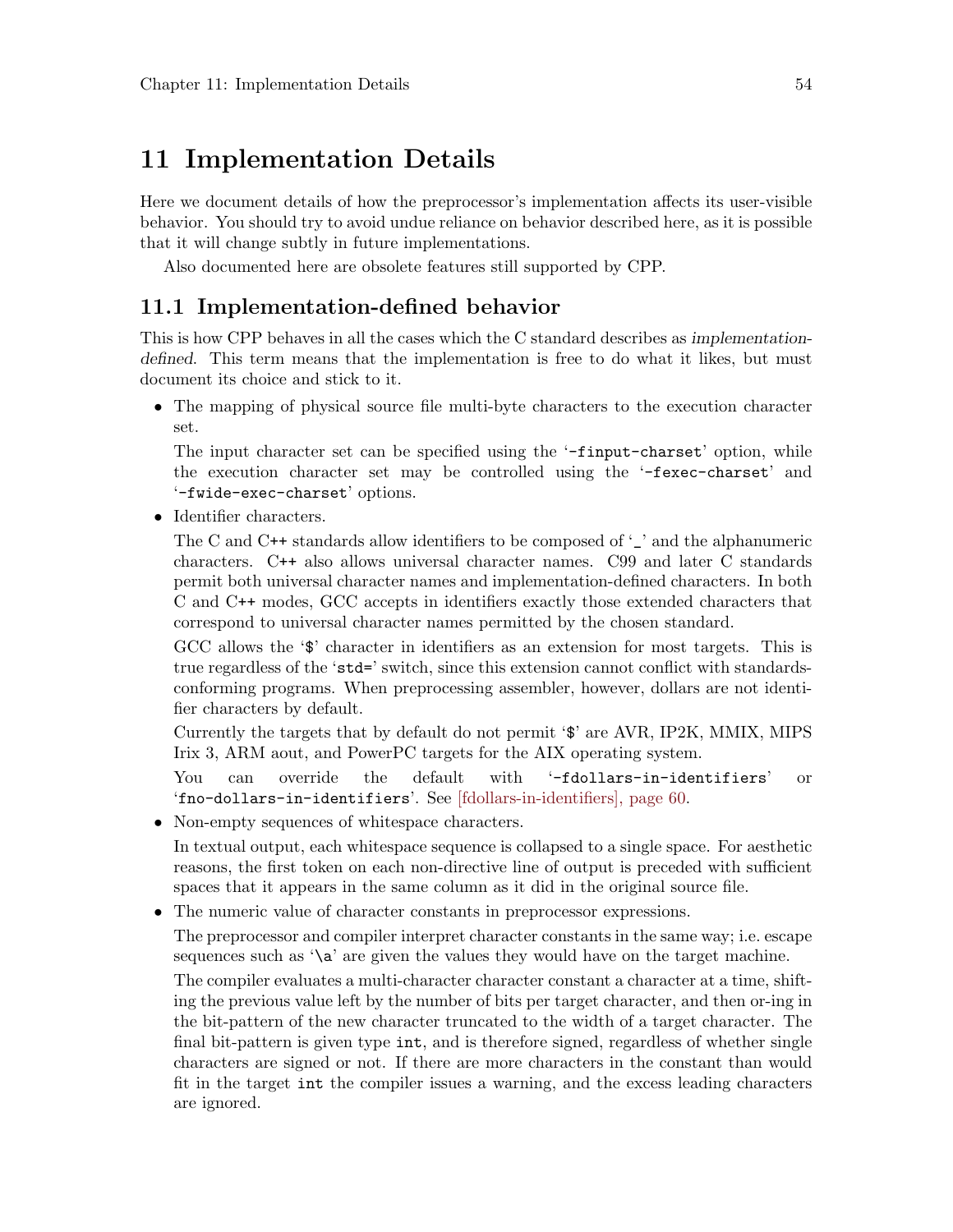# 11 Implementation Details

Here we document details of how the preprocessor's implementation affects its user-visible behavior. You should try to avoid undue reliance on behavior described here, as it is possible that it will change subtly in future implementations.

Also documented here are obsolete features still supported by CPP.

## 11.1 Implementation-defined behavior

This is how CPP behaves in all the cases which the C standard describes as *implementation-defined*. This term means that the implementation is free to do what it likes, but must document its choice and stick to it.

- The mapping of physical source file multi-byte characters to the execution character set.

  The input character set can be specified using the '`-finput-charset`' option, while the execution character set may be controlled using the '`-fexec-charset`' and '`-fwide-exec-charset`' options.

- Identifier characters.

  The C and C++ standards allow identifiers to be composed of '`_`' and the alphanumeric characters. C++ also allows universal character names. C99 and later C standards permit both universal character names and implementation-defined characters. In both C and C++ modes, GCC accepts in identifiers exactly those extended characters that correspond to universal character names permitted by the chosen standard.

  GCC allows the '`$`' character in identifiers as an extension for most targets. This is true regardless of the '`std=`' switch, since this extension cannot conflict with standards-conforming programs. When preprocessing assembler, however, dollars are not identifier characters by default.

  Currently the targets that by default do not permit '`$`' are AVR, IP2K, MMIX, MIPS Irix 3, ARM aout, and PowerPC targets for the AIX operating system.

  You can override the default with '`-fdollars-in-identifiers`' or '`fno-dollars-in-identifiers`'. See [fdollars-in-identifiers], page 60.

- Non-empty sequences of whitespace characters.

  In textual output, each whitespace sequence is collapsed to a single space. For aesthetic reasons, the first token on each non-directive line of output is preceded with sufficient spaces that it appears in the same column as it did in the original source file.

- The numeric value of character constants in preprocessor expressions.

  The preprocessor and compiler interpret character constants in the same way; i.e. escape sequences such as '`\a`' are given the values they would have on the target machine.

  The compiler evaluates a multi-character character constant a character at a time, shifting the previous value left by the number of bits per target character, and then or-ing in the bit-pattern of the new character truncated to the width of a target character. The final bit-pattern is given type `int`, and is therefore signed, regardless of whether single characters are signed or not. If there are more characters in the constant than would fit in the target `int` the compiler issues a warning, and the excess leading characters are ignored.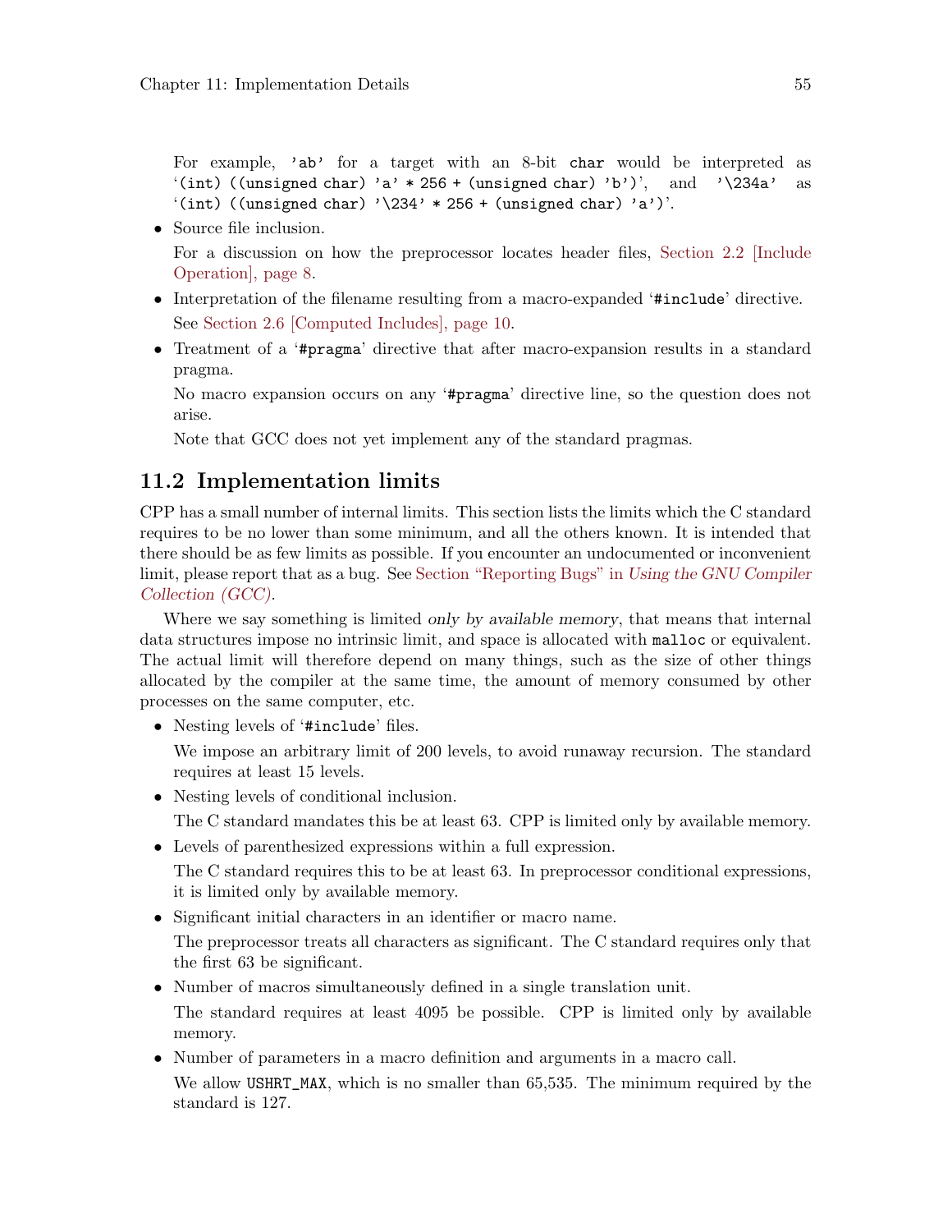For example, `'ab'` for a target with an 8-bit `char` would be interpreted as '`(int) ((unsigned char) 'a' * 256 + (unsigned char) 'b')`', and `'\234a'` as '`(int) ((unsigned char) '\234' * 256 + (unsigned char) 'a')`'.

- Source file inclusion.

  For a discussion on how the preprocessor locates header files, Section 2.2 [Include Operation], page 8.

- Interpretation of the filename resulting from a macro-expanded '`#include`' directive.

  See Section 2.6 [Computed Includes], page 10.

- Treatment of a '`#pragma`' directive that after macro-expansion results in a standard pragma.

  No macro expansion occurs on any '`#pragma`' directive line, so the question does not arise.

  Note that GCC does not yet implement any of the standard pragmas.

## 11.2 Implementation limits

CPP has a small number of internal limits. This section lists the limits which the C standard requires to be no lower than some minimum, and all the others known. It is intended that there should be as few limits as possible. If you encounter an undocumented or inconvenient limit, please report that as a bug. See Section "Reporting Bugs" in *Using the GNU Compiler Collection (GCC)*.

Where we say something is limited *only by available memory*, that means that internal data structures impose no intrinsic limit, and space is allocated with `malloc` or equivalent. The actual limit will therefore depend on many things, such as the size of other things allocated by the compiler at the same time, the amount of memory consumed by other processes on the same computer, etc.

- Nesting levels of '`#include`' files.

  We impose an arbitrary limit of 200 levels, to avoid runaway recursion. The standard requires at least 15 levels.

- Nesting levels of conditional inclusion.

  The C standard mandates this be at least 63. CPP is limited only by available memory.

- Levels of parenthesized expressions within a full expression.

  The C standard requires this to be at least 63. In preprocessor conditional expressions, it is limited only by available memory.

- Significant initial characters in an identifier or macro name.

  The preprocessor treats all characters as significant. The C standard requires only that the first 63 be significant.

- Number of macros simultaneously defined in a single translation unit.

  The standard requires at least 4095 be possible. CPP is limited only by available memory.

- Number of parameters in a macro definition and arguments in a macro call.

  We allow `USHRT_MAX`, which is no smaller than 65,535. The minimum required by the standard is 127.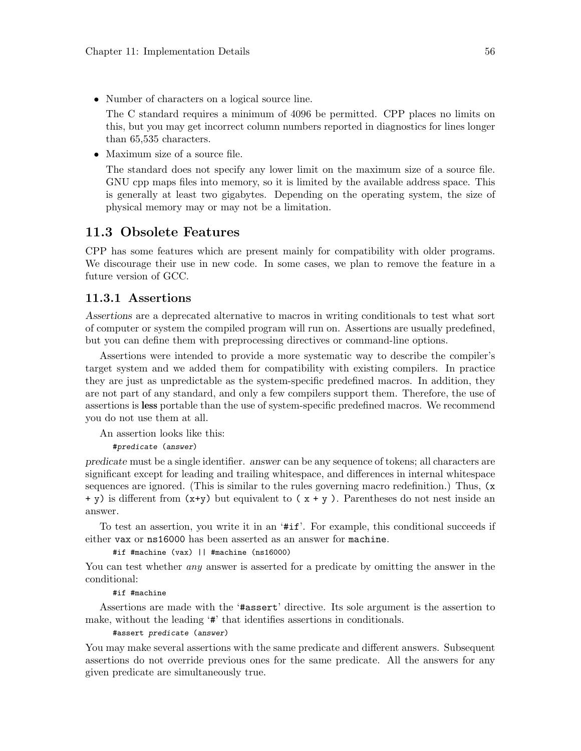- Number of characters on a logical source line.

  The C standard requires a minimum of 4096 be permitted. CPP places no limits on this, but you may get incorrect column numbers reported in diagnostics for lines longer than 65,535 characters.

- Maximum size of a source file.

  The standard does not specify any lower limit on the maximum size of a source file. GNU cpp maps files into memory, so it is limited by the available address space. This is generally at least two gigabytes. Depending on the operating system, the size of physical memory may or may not be a limitation.

## 11.3 Obsolete Features

CPP has some features which are present mainly for compatibility with older programs. We discourage their use in new code. In some cases, we plan to remove the feature in a future version of GCC.

### 11.3.1 Assertions

*Assertions* are a deprecated alternative to macros in writing conditionals to test what sort of computer or system the compiled program will run on. Assertions are usually predefined, but you can define them with preprocessing directives or command-line options.

Assertions were intended to provide a more systematic way to describe the compiler's target system and we added them for compatibility with existing compilers. In practice they are just as unpredictable as the system-specific predefined macros. In addition, they are not part of any standard, and only a few compilers support them. Therefore, the use of assertions is **less** portable than the use of system-specific predefined macros. We recommend you do not use them at all.

An assertion looks like this:

```
#predicate (answer)
```

*predicate* must be a single identifier. *answer* can be any sequence of tokens; all characters are significant except for leading and trailing whitespace, and differences in internal whitespace sequences are ignored. (This is similar to the rules governing macro redefinition.) Thus, `(x + y)` is different from `(x+y)` but equivalent to `( x + y )`. Parentheses do not nest inside an answer.

To test an assertion, you write it in an '`#if`'. For example, this conditional succeeds if either `vax` or `ns16000` has been asserted as an answer for `machine`.

```
#if #machine (vax) || #machine (ns16000)
```

You can test whether *any* answer is asserted for a predicate by omitting the answer in the conditional:

```
#if #machine
```

Assertions are made with the '`#assert`' directive. Its sole argument is the assertion to make, without the leading '`#`' that identifies assertions in conditionals.

```
#assert predicate (answer)
```

You may make several assertions with the same predicate and different answers. Subsequent assertions do not override previous ones for the same predicate. All the answers for any given predicate are simultaneously true.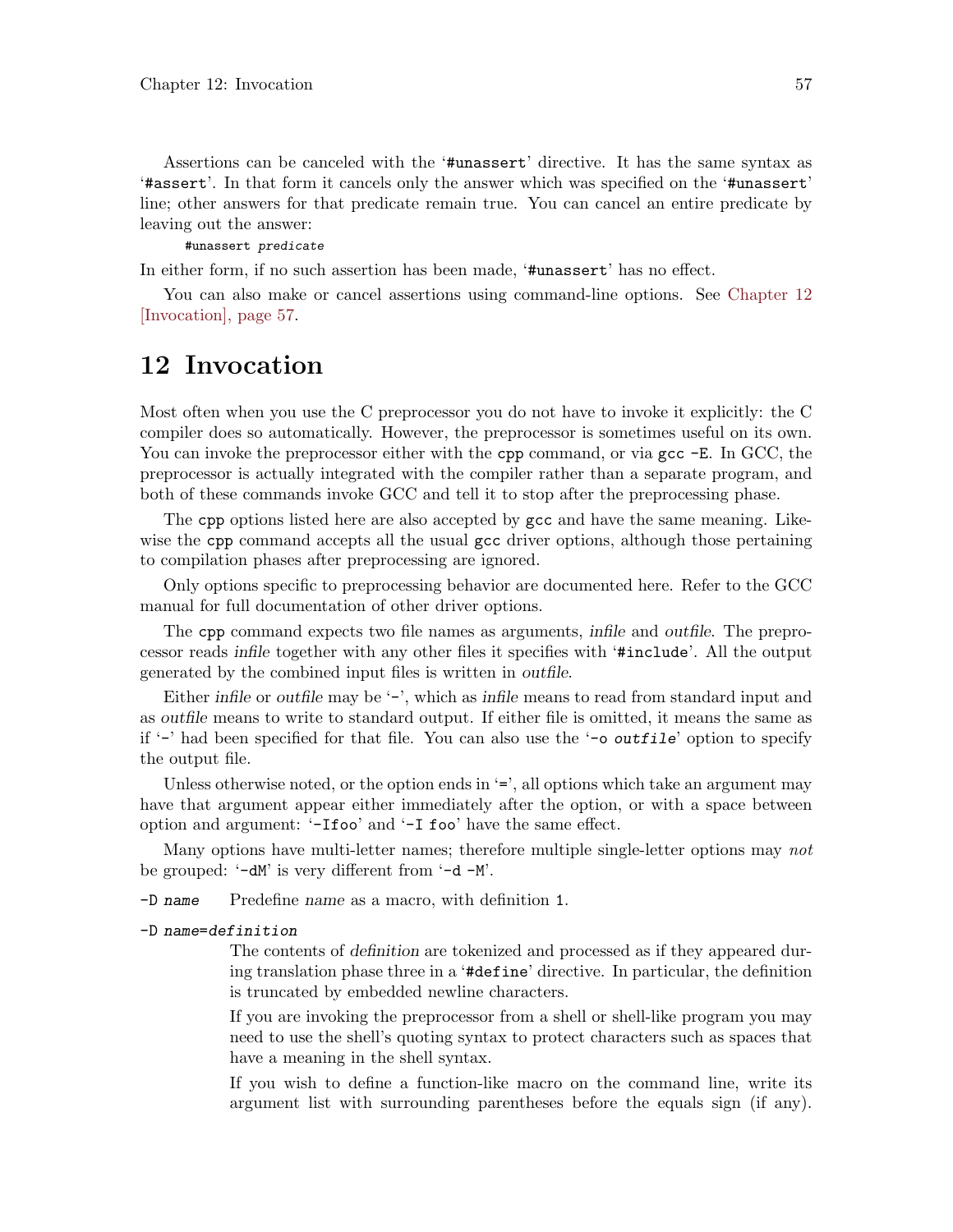Assertions can be canceled with the '`#unassert`' directive. It has the same syntax as '`#assert`'. In that form it cancels only the answer which was specified on the '`#unassert`' line; other answers for that predicate remain true. You can cancel an entire predicate by leaving out the answer:

```
#unassert predicate
```

In either form, if no such assertion has been made, '`#unassert`' has no effect.

You can also make or cancel assertions using command-line options. See Chapter 12 [Invocation], page 57.

# 12 Invocation

Most often when you use the C preprocessor you do not have to invoke it explicitly: the C compiler does so automatically. However, the preprocessor is sometimes useful on its own. You can invoke the preprocessor either with the `cpp` command, or via `gcc -E`. In GCC, the preprocessor is actually integrated with the compiler rather than a separate program, and both of these commands invoke GCC and tell it to stop after the preprocessing phase.

The `cpp` options listed here are also accepted by `gcc` and have the same meaning. Likewise the `cpp` command accepts all the usual `gcc` driver options, although those pertaining to compilation phases after preprocessing are ignored.

Only options specific to preprocessing behavior are documented here. Refer to the GCC manual for full documentation of other driver options.

The `cpp` command expects two file names as arguments, *infile* and *outfile*. The preprocessor reads *infile* together with any other files it specifies with '`#include`'. All the output generated by the combined input files is written in *outfile*.

Either *infile* or *outfile* may be '`-`', which as *infile* means to read from standard input and as *outfile* means to write to standard output. If either file is omitted, it means the same as if '`-`' had been specified for that file. You can also use the '`-o outfile`' option to specify the output file.

Unless otherwise noted, or the option ends in '`=`', all options which take an argument may have that argument appear either immediately after the option, or with a space between option and argument: '`-Ifoo`' and '`-I foo`' have the same effect.

Many options have multi-letter names; therefore multiple single-letter options may *not* be grouped: '`-dM`' is very different from '`-d -M`'.

`-D name`
: Predefine *name* as a macro, with definition `1`.

`-D name=definition`
: The contents of *definition* are tokenized and processed as if they appeared during translation phase three in a '`#define`' directive. In particular, the definition is truncated by embedded newline characters.

  If you are invoking the preprocessor from a shell or shell-like program you may need to use the shell's quoting syntax to protect characters such as spaces that have a meaning in the shell syntax.

  If you wish to define a function-like macro on the command line, write its argument list with surrounding parentheses before the equals sign (if any).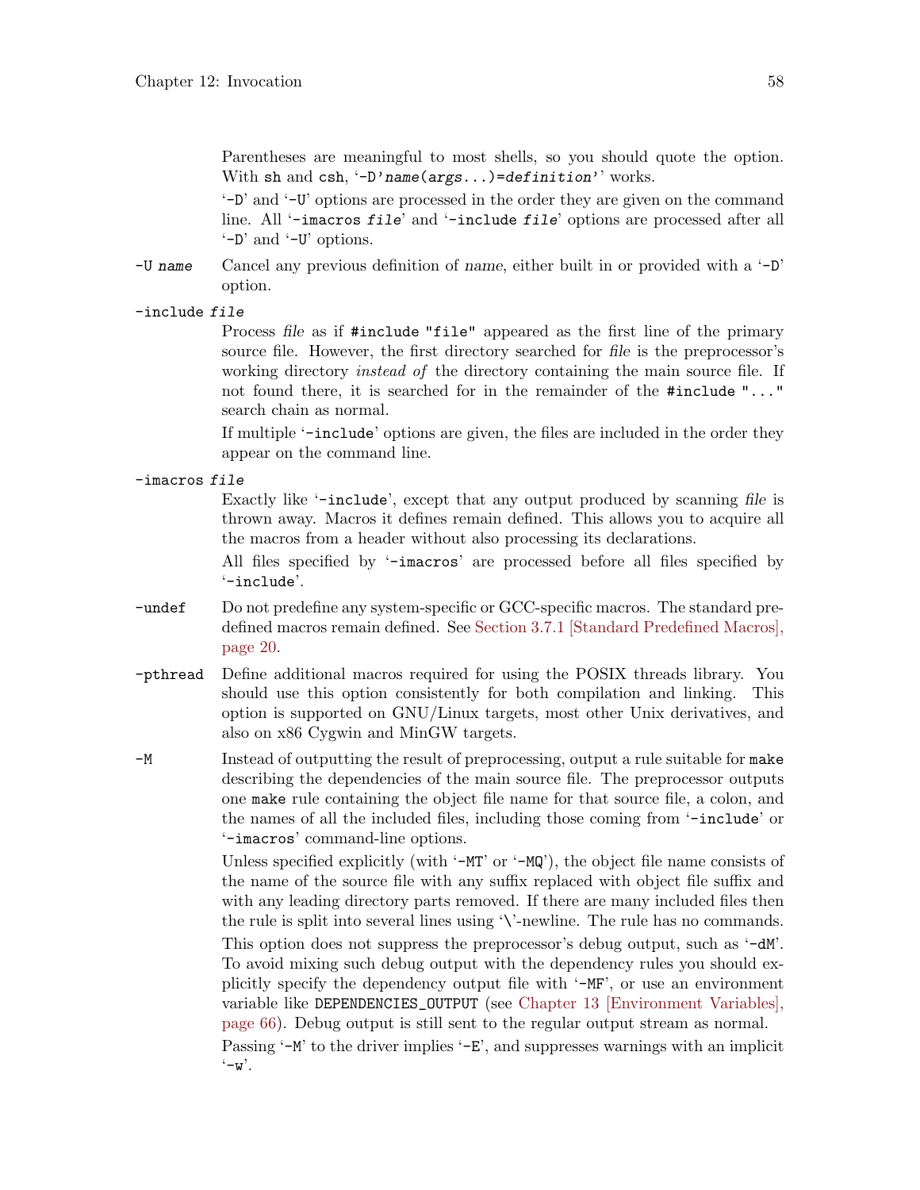Parentheses are meaningful to most shells, so you should quote the option. With `sh` and `csh`, '`-D'name(args...)=definition'`' works.

'`-D`' and '`-U`' options are processed in the order they are given on the command line. All '`-imacros file`' and '`-include file`' options are processed after all '`-D`' and '`-U`' options.

`-U name`
: Cancel any previous definition of *name*, either built in or provided with a '`-D`' option.

`-include file`
: Process *file* as if `#include "file"` appeared as the first line of the primary source file. However, the first directory searched for *file* is the preprocessor's working directory *instead of* the directory containing the main source file. If not found there, it is searched for in the remainder of the `#include "..."` search chain as normal.

  If multiple '`-include`' options are given, the files are included in the order they appear on the command line.

`-imacros file`
: Exactly like '`-include`', except that any output produced by scanning *file* is thrown away. Macros it defines remain defined. This allows you to acquire all the macros from a header without also processing its declarations.

  All files specified by '`-imacros`' are processed before all files specified by '`-include`'.

`-undef`
: Do not predefine any system-specific or GCC-specific macros. The standard predefined macros remain defined. See Section 3.7.1 [Standard Predefined Macros], page 20.

`-pthread`
: Define additional macros required for using the POSIX threads library. You should use this option consistently for both compilation and linking. This option is supported on GNU/Linux targets, most other Unix derivatives, and also on x86 Cygwin and MinGW targets.

`-M`
: Instead of outputting the result of preprocessing, output a rule suitable for `make` describing the dependencies of the main source file. The preprocessor outputs one `make` rule containing the object file name for that source file, a colon, and the names of all the included files, including those coming from '`-include`' or '`-imacros`' command-line options.

  Unless specified explicitly (with '`-MT`' or '`-MQ`'), the object file name consists of the name of the source file with any suffix replaced with object file suffix and with any leading directory parts removed. If there are many included files then the rule is split into several lines using '`\`'-newline. The rule has no commands.

  This option does not suppress the preprocessor's debug output, such as '`-dM`'. To avoid mixing such debug output with the dependency rules you should explicitly specify the dependency output file with '`-MF`', or use an environment variable like `DEPENDENCIES_OUTPUT` (see Chapter 13 [Environment Variables], page 66). Debug output is still sent to the regular output stream as normal.

  Passing '`-M`' to the driver implies '`-E`', and suppresses warnings with an implicit '`-w`'.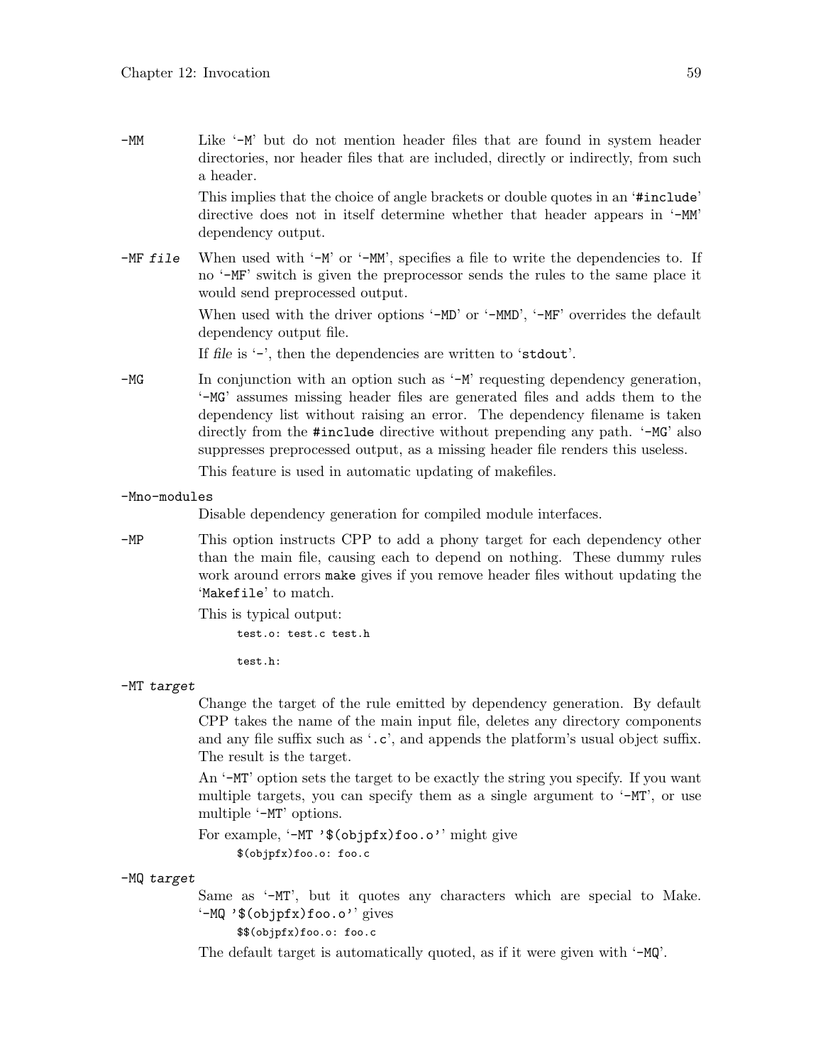`-MM`
: Like '`-M`' but do not mention header files that are found in system header directories, nor header files that are included, directly or indirectly, from such a header.

  This implies that the choice of angle brackets or double quotes in an '`#include`' directive does not in itself determine whether that header appears in '`-MM`' dependency output.

`-MF file`
: When used with '`-M`' or '`-MM`', specifies a file to write the dependencies to. If no '`-MF`' switch is given the preprocessor sends the rules to the same place it would send preprocessed output.

  When used with the driver options '`-MD`' or '`-MMD`', '`-MF`' overrides the default dependency output file.

  If *file* is '`-`', then the dependencies are written to '`stdout`'.

`-MG`
: In conjunction with an option such as '`-M`' requesting dependency generation, '`-MG`' assumes missing header files are generated files and adds them to the dependency list without raising an error. The dependency filename is taken directly from the `#include` directive without prepending any path. '`-MG`' also suppresses preprocessed output, as a missing header file renders this useless.

  This feature is used in automatic updating of makefiles.

`-Mno-modules`
: Disable dependency generation for compiled module interfaces.

`-MP`
: This option instructs CPP to add a phony target for each dependency other than the main file, causing each to depend on nothing. These dummy rules work around errors `make` gives if you remove header files without updating the '`Makefile`' to match.

  This is typical output:

```
test.o: test.c test.h

test.h:
```

`-MT target`
: Change the target of the rule emitted by dependency generation. By default CPP takes the name of the main input file, deletes any directory components and any file suffix such as '`.c`', and appends the platform's usual object suffix. The result is the target.

  An '`-MT`' option sets the target to be exactly the string you specify. If you want multiple targets, you can specify them as a single argument to '`-MT`', or use multiple '`-MT`' options.

  For example, '`-MT '$(objpfx)foo.o'`' might give

```
$(objpfx)foo.o: foo.c
```

`-MQ target`
: Same as '`-MT`', but it quotes any characters which are special to Make. '`-MQ '$(objpfx)foo.o'`' gives

```
$$(objpfx)foo.o: foo.c
```

  The default target is automatically quoted, as if it were given with '`-MQ`'.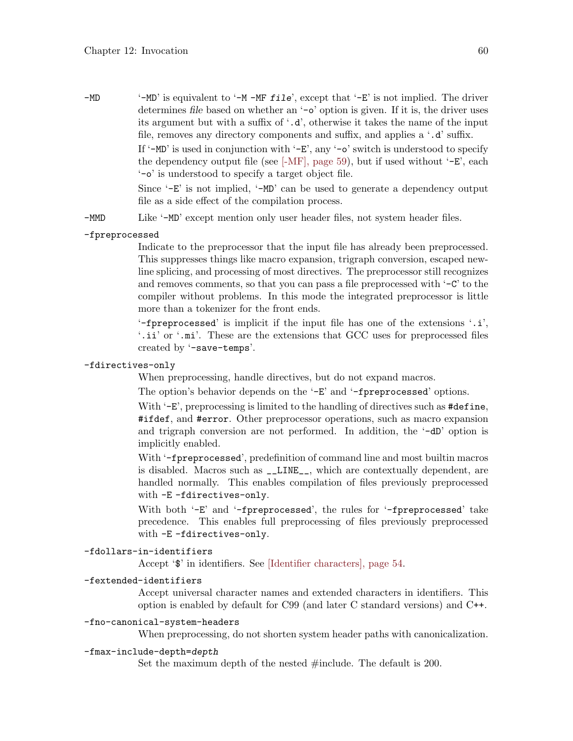`-MD`
: '`-MD`' is equivalent to '`-M -MF file`', except that '`-E`' is not implied. The driver determines *file* based on whether an '`-o`' option is given. If it is, the driver uses its argument but with a suffix of '`.d`', otherwise it takes the name of the input file, removes any directory components and suffix, and applies a '`.d`' suffix.

  If '`-MD`' is used in conjunction with '`-E`', any '`-o`' switch is understood to specify the dependency output file (see [-MF], page 59), but if used without '`-E`', each '`-o`' is understood to specify a target object file.

  Since '`-E`' is not implied, '`-MD`' can be used to generate a dependency output file as a side effect of the compilation process.

`-MMD`
: Like '`-MD`' except mention only user header files, not system header files.

`-fpreprocessed`
: Indicate to the preprocessor that the input file has already been preprocessed. This suppresses things like macro expansion, trigraph conversion, escaped newline splicing, and processing of most directives. The preprocessor still recognizes and removes comments, so that you can pass a file preprocessed with '`-C`' to the compiler without problems. In this mode the integrated preprocessor is little more than a tokenizer for the front ends.

  '`-fpreprocessed`' is implicit if the input file has one of the extensions '`.i`', '`.ii`' or '`.mi`'. These are the extensions that GCC uses for preprocessed files created by '`-save-temps`'.

`-fdirectives-only`
: When preprocessing, handle directives, but do not expand macros.

  The option's behavior depends on the '`-E`' and '`-fpreprocessed`' options.

  With '`-E`', preprocessing is limited to the handling of directives such as `#define`, `#ifdef`, and `#error`. Other preprocessor operations, such as macro expansion and trigraph conversion are not performed. In addition, the '`-dD`' option is implicitly enabled.

  With '`-fpreprocessed`', predefinition of command line and most builtin macros is disabled. Macros such as `__LINE__`, which are contextually dependent, are handled normally. This enables compilation of files previously preprocessed with `-E -fdirectives-only`.

  With both '`-E`' and '`-fpreprocessed`', the rules for '`-fpreprocessed`' take precedence. This enables full preprocessing of files previously preprocessed with `-E -fdirectives-only`.

`-fdollars-in-identifiers`
: Accept '`$`' in identifiers. See [Identifier characters], page 54.

`-fextended-identifiers`
: Accept universal character names and extended characters in identifiers. This option is enabled by default for C99 (and later C standard versions) and C++.

`-fno-canonical-system-headers`
: When preprocessing, do not shorten system header paths with canonicalization.

`-fmax-include-depth=depth`
: Set the maximum depth of the nested #include. The default is 200.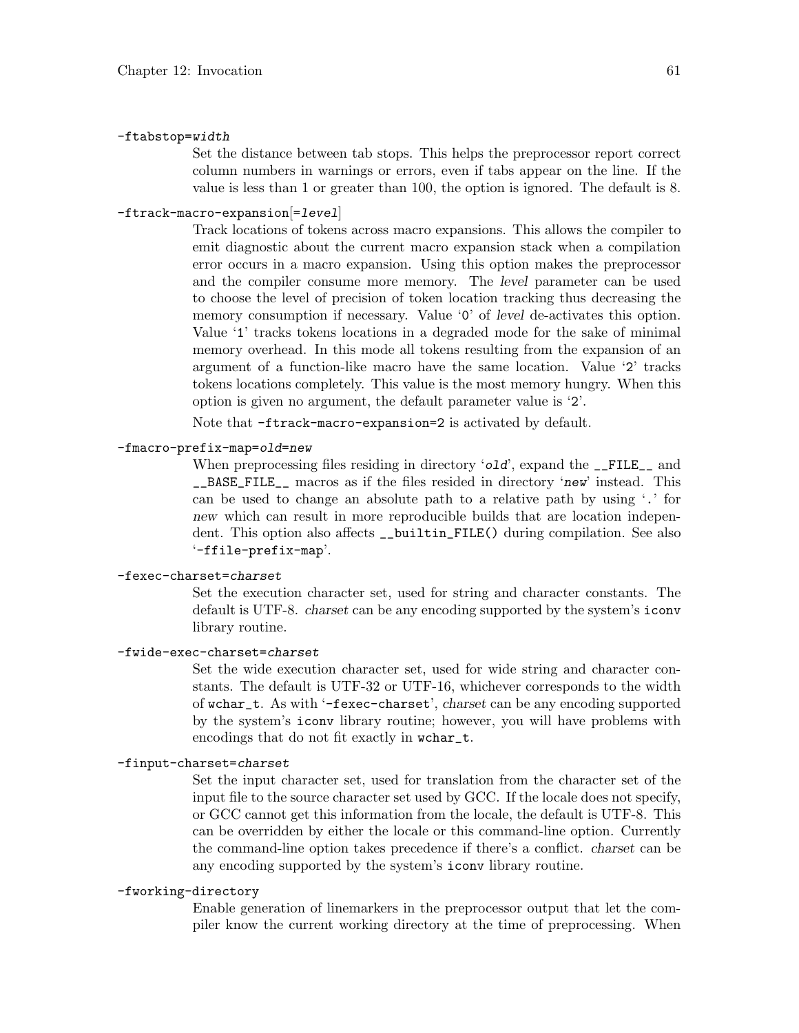`-ftabstop=width`

Set the distance between tab stops. This helps the preprocessor report correct column numbers in warnings or errors, even if tabs appear on the line. If the value is less than 1 or greater than 100, the option is ignored. The default is 8.

`-ftrack-macro-expansion[=level]`

Track locations of tokens across macro expansions. This allows the compiler to emit diagnostic about the current macro expansion stack when a compilation error occurs in a macro expansion. Using this option makes the preprocessor and the compiler consume more memory. The *level* parameter can be used to choose the level of precision of token location tracking thus decreasing the memory consumption if necessary. Value '`0`' of *level* de-activates this option. Value '`1`' tracks tokens locations in a degraded mode for the sake of minimal memory overhead. In this mode all tokens resulting from the expansion of an argument of a function-like macro have the same location. Value '`2`' tracks tokens locations completely. This value is the most memory hungry. When this option is given no argument, the default parameter value is '`2`'.

Note that `-ftrack-macro-expansion=2` is activated by default.

`-fmacro-prefix-map=old=new`

When preprocessing files residing in directory '*old*', expand the `__FILE__` and `__BASE_FILE__` macros as if the files resided in directory '*new*' instead. This can be used to change an absolute path to a relative path by using '`.`' for *new* which can result in more reproducible builds that are location independent. This option also affects `__builtin_FILE()` during compilation. See also '`-ffile-prefix-map`'.

`-fexec-charset=charset`

Set the execution character set, used for string and character constants. The default is UTF-8. *charset* can be any encoding supported by the system's `iconv` library routine.

`-fwide-exec-charset=charset`

Set the wide execution character set, used for wide string and character constants. The default is UTF-32 or UTF-16, whichever corresponds to the width of `wchar_t`. As with '`-fexec-charset`', *charset* can be any encoding supported by the system's `iconv` library routine; however, you will have problems with encodings that do not fit exactly in `wchar_t`.

`-finput-charset=charset`

Set the input character set, used for translation from the character set of the input file to the source character set used by GCC. If the locale does not specify, or GCC cannot get this information from the locale, the default is UTF-8. This can be overridden by either the locale or this command-line option. Currently the command-line option takes precedence if there's a conflict. *charset* can be any encoding supported by the system's `iconv` library routine.

`-fworking-directory`

Enable generation of linemarkers in the preprocessor output that let the compiler know the current working directory at the time of preprocessing. When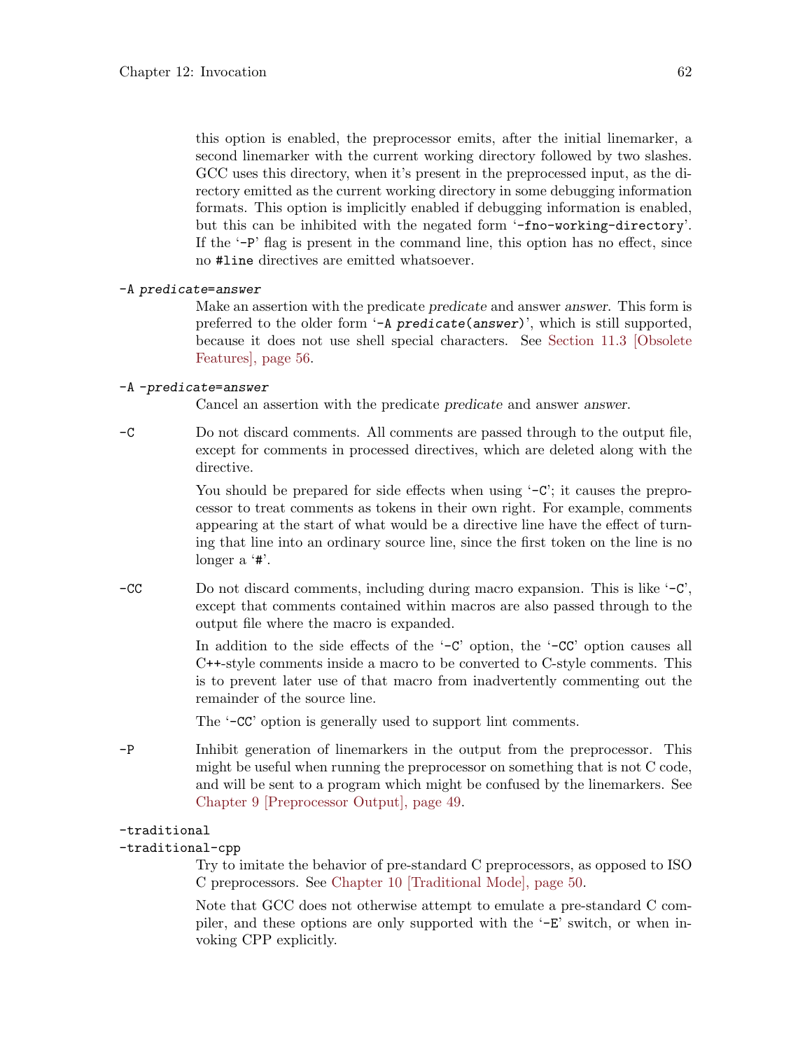this option is enabled, the preprocessor emits, after the initial linemarker, a second linemarker with the current working directory followed by two slashes. GCC uses this directory, when it's present in the preprocessed input, as the directory emitted as the current working directory in some debugging information formats. This option is implicitly enabled if debugging information is enabled, but this can be inhibited with the negated form '`-fno-working-directory`'. If the '`-P`' flag is present in the command line, this option has no effect, since no `#line` directives are emitted whatsoever.

`-A` *predicate*`=`*answer*
: Make an assertion with the predicate *predicate* and answer *answer*. This form is preferred to the older form '`-A` *predicate*`(`*answer*`)`', which is still supported, because it does not use shell special characters. See Section 11.3 [Obsolete Features], page 56.

`-A -`*predicate*`=`*answer*
: Cancel an assertion with the predicate *predicate* and answer *answer*.

`-C`
: Do not discard comments. All comments are passed through to the output file, except for comments in processed directives, which are deleted along with the directive.

  You should be prepared for side effects when using '`-C`'; it causes the preprocessor to treat comments as tokens in their own right. For example, comments appearing at the start of what would be a directive line have the effect of turning that line into an ordinary source line, since the first token on the line is no longer a '`#`'.

`-CC`
: Do not discard comments, including during macro expansion. This is like '`-C`', except that comments contained within macros are also passed through to the output file where the macro is expanded.

  In addition to the side effects of the '`-C`' option, the '`-CC`' option causes all C++-style comments inside a macro to be converted to C-style comments. This is to prevent later use of that macro from inadvertently commenting out the remainder of the source line.

  The '`-CC`' option is generally used to support lint comments.

`-P`
: Inhibit generation of linemarkers in the output from the preprocessor. This might be useful when running the preprocessor on something that is not C code, and will be sent to a program which might be confused by the linemarkers. See Chapter 9 [Preprocessor Output], page 49.

`-traditional`
`-traditional-cpp`
: Try to imitate the behavior of pre-standard C preprocessors, as opposed to ISO C preprocessors. See Chapter 10 [Traditional Mode], page 50.

  Note that GCC does not otherwise attempt to emulate a pre-standard C compiler, and these options are only supported with the '`-E`' switch, or when invoking CPP explicitly.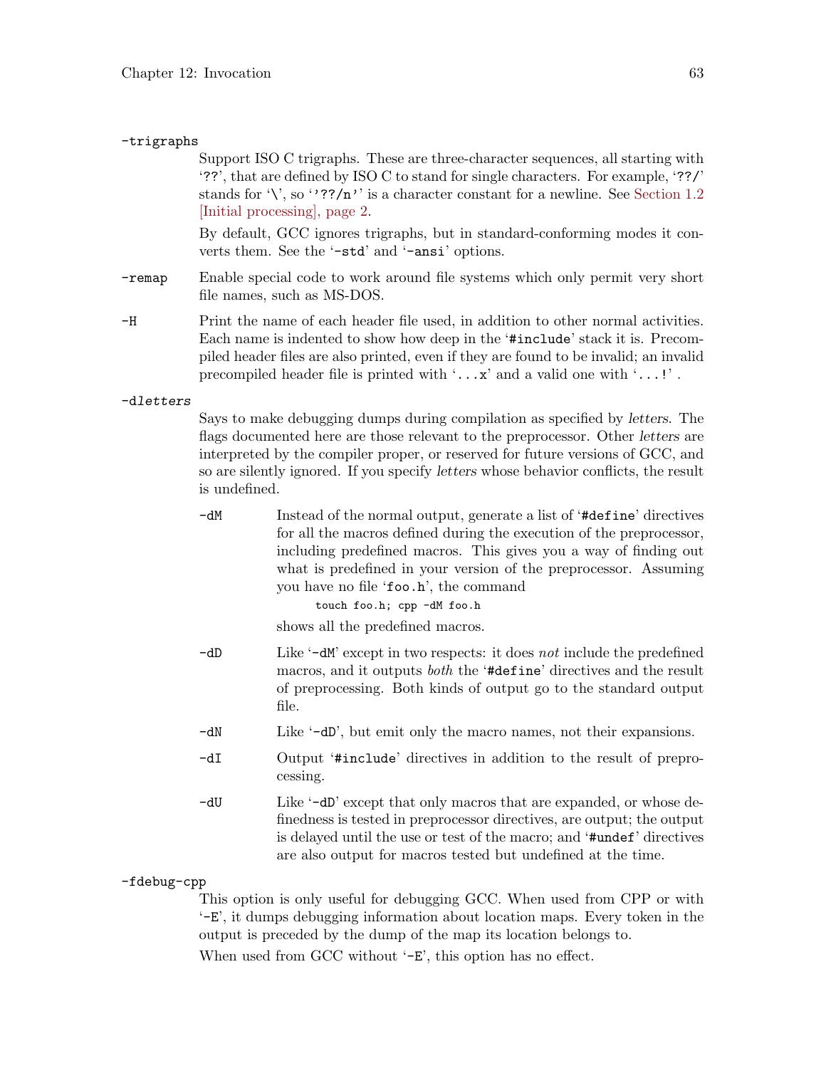`-trigraphs`

Support ISO C trigraphs. These are three-character sequences, all starting with '`??`', that are defined by ISO C to stand for single characters. For example, '`??/`' stands for '`\`', so '`'??/n'`' is a character constant for a newline. See Section 1.2 [Initial processing], page 2.

By default, GCC ignores trigraphs, but in standard-conforming modes it converts them. See the '`-std`' and '`-ansi`' options.

`-remap`

Enable special code to work around file systems which only permit very short file names, such as MS-DOS.

`-H`

Print the name of each header file used, in addition to other normal activities. Each name is indented to show how deep in the '`#include`' stack it is. Precompiled header files are also printed, even if they are found to be invalid; an invalid precompiled header file is printed with '`...x`' and a valid one with '`...!`' .

`-d`*letters*

Says to make debugging dumps during compilation as specified by *letters*. The flags documented here are those relevant to the preprocessor. Other *letters* are interpreted by the compiler proper, or reserved for future versions of GCC, and so are silently ignored. If you specify *letters* whose behavior conflicts, the result is undefined.

- `-dM` Instead of the normal output, generate a list of '`#define`' directives for all the macros defined during the execution of the preprocessor, including predefined macros. This gives you a way of finding out what is predefined in your version of the preprocessor. Assuming you have no file '`foo.h`', the command

  ```
  touch foo.h; cpp -dM foo.h
  ```

  shows all the predefined macros.

- `-dD` Like '`-dM`' except in two respects: it does *not* include the predefined macros, and it outputs *both* the '`#define`' directives and the result of preprocessing. Both kinds of output go to the standard output file.

- `-dN` Like '`-dD`', but emit only the macro names, not their expansions.

- `-dI` Output '`#include`' directives in addition to the result of preprocessing.

- `-dU` Like '`-dD`' except that only macros that are expanded, or whose definedness is tested in preprocessor directives, are output; the output is delayed until the use or test of the macro; and '`#undef`' directives are also output for macros tested but undefined at the time.

`-fdebug-cpp`

This option is only useful for debugging GCC. When used from CPP or with '`-E`', it dumps debugging information about location maps. Every token in the output is preceded by the dump of the map its location belongs to.

When used from GCC without '`-E`', this option has no effect.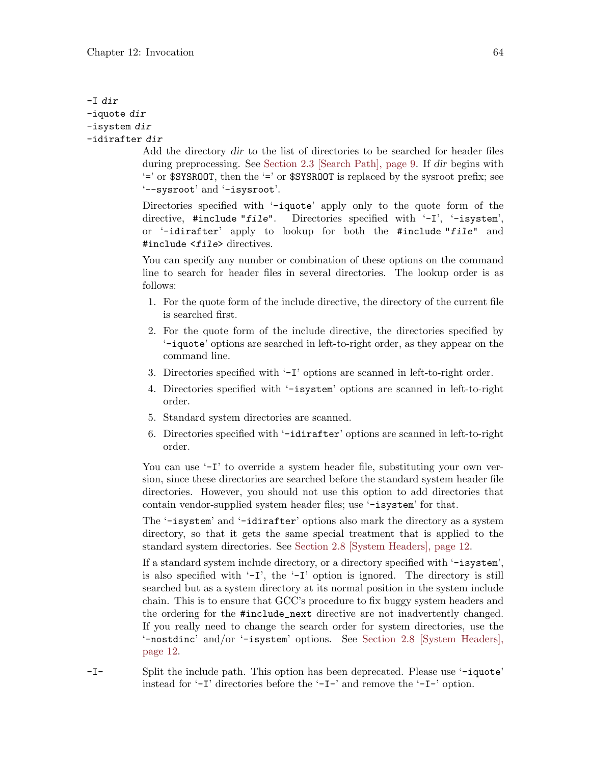`-I dir`
`-iquote dir`
`-isystem dir`
`-idirafter dir`

Add the directory *dir* to the list of directories to be searched for header files during preprocessing. See Section 2.3 [Search Path], page 9. If *dir* begins with '`=`' or `$SYSROOT`, then the '`=`' or `$SYSROOT` is replaced by the sysroot prefix; see '`--sysroot`' and '`-isysroot`'.

Directories specified with '`-iquote`' apply only to the quote form of the directive, `#include "file"`. Directories specified with '`-I`', '`-isystem`', or '`-idirafter`' apply to lookup for both the `#include "file"` and `#include <file>` directives.

You can specify any number or combination of these options on the command line to search for header files in several directories. The lookup order is as follows:

1. For the quote form of the include directive, the directory of the current file is searched first.
2. For the quote form of the include directive, the directories specified by '`-iquote`' options are searched in left-to-right order, as they appear on the command line.
3. Directories specified with '`-I`' options are scanned in left-to-right order.
4. Directories specified with '`-isystem`' options are scanned in left-to-right order.
5. Standard system directories are scanned.
6. Directories specified with '`-idirafter`' options are scanned in left-to-right order.

You can use '`-I`' to override a system header file, substituting your own version, since these directories are searched before the standard system header file directories. However, you should not use this option to add directories that contain vendor-supplied system header files; use '`-isystem`' for that.

The '`-isystem`' and '`-idirafter`' options also mark the directory as a system directory, so that it gets the same special treatment that is applied to the standard system directories. See Section 2.8 [System Headers], page 12.

If a standard system include directory, or a directory specified with '`-isystem`', is also specified with '`-I`', the '`-I`' option is ignored. The directory is still searched but as a system directory at its normal position in the system include chain. This is to ensure that GCC's procedure to fix buggy system headers and the ordering for the `#include_next` directive are not inadvertently changed. If you really need to change the search order for system directories, use the '`-nostdinc`' and/or '`-isystem`' options. See Section 2.8 [System Headers], page 12.

`-I-`

Split the include path. This option has been deprecated. Please use '`-iquote`' instead for '`-I`' directories before the '`-I-`' and remove the '`-I-`' option.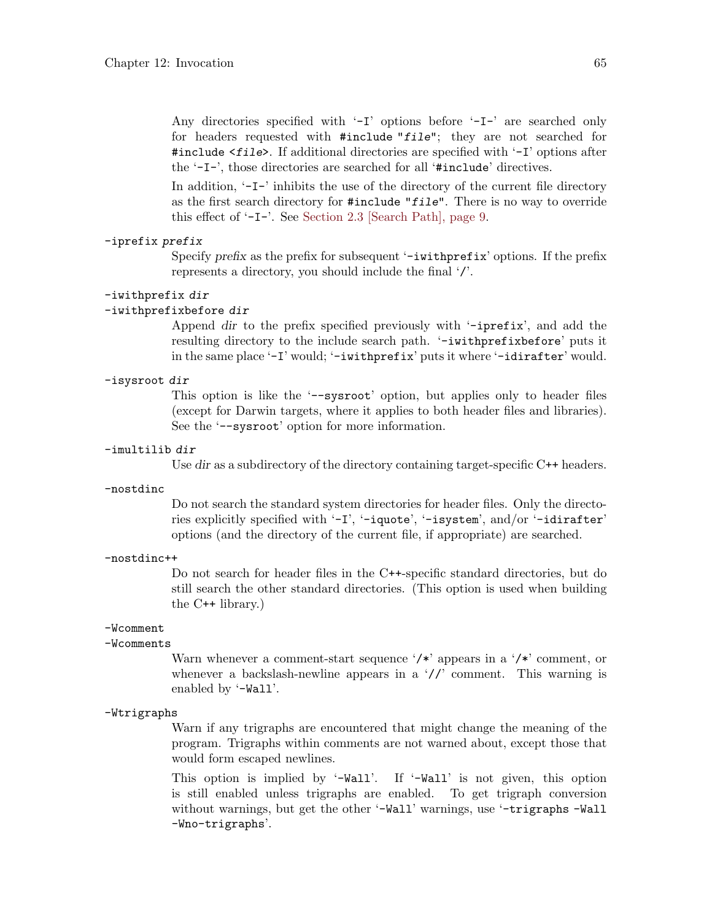Any directories specified with '-I' options before '-I-' are searched only for headers requested with `#include "file"`; they are not searched for `#include <file>`. If additional directories are specified with '-I' options after the '-I-', those directories are searched for all '`#include`' directives.

In addition, '-I-' inhibits the use of the directory of the current file directory as the first search directory for `#include "file"`. There is no way to override this effect of '-I-'. See Section 2.3 [Search Path], page 9.

`-iprefix prefix`

Specify *prefix* as the prefix for subsequent '`-iwithprefix`' options. If the prefix represents a directory, you should include the final '/'.

`-iwithprefix dir`
`-iwithprefixbefore dir`

Append *dir* to the prefix specified previously with '`-iprefix`', and add the resulting directory to the include search path. '`-iwithprefixbefore`' puts it in the same place '`-I`' would; '`-iwithprefix`' puts it where '`-idirafter`' would.

`-isysroot dir`

This option is like the '`--sysroot`' option, but applies only to header files (except for Darwin targets, where it applies to both header files and libraries). See the '`--sysroot`' option for more information.

`-imultilib dir`

Use *dir* as a subdirectory of the directory containing target-specific C++ headers.

`-nostdinc`

Do not search the standard system directories for header files. Only the directories explicitly specified with '`-I`', '`-iquote`', '`-isystem`', and/or '`-idirafter`' options (and the directory of the current file, if appropriate) are searched.

`-nostdinc++`

Do not search for header files in the C++-specific standard directories, but do still search the other standard directories. (This option is used when building the C++ library.)

`-Wcomment`
`-Wcomments`

Warn whenever a comment-start sequence '/*' appears in a '/*' comment, or whenever a backslash-newline appears in a '//' comment. This warning is enabled by '`-Wall`'.

`-Wtrigraphs`

Warn if any trigraphs are encountered that might change the meaning of the program. Trigraphs within comments are not warned about, except those that would form escaped newlines.

This option is implied by '`-Wall`'. If '`-Wall`' is not given, this option is still enabled unless trigraphs are enabled. To get trigraph conversion without warnings, but get the other '`-Wall`' warnings, use '`-trigraphs -Wall -Wno-trigraphs`'.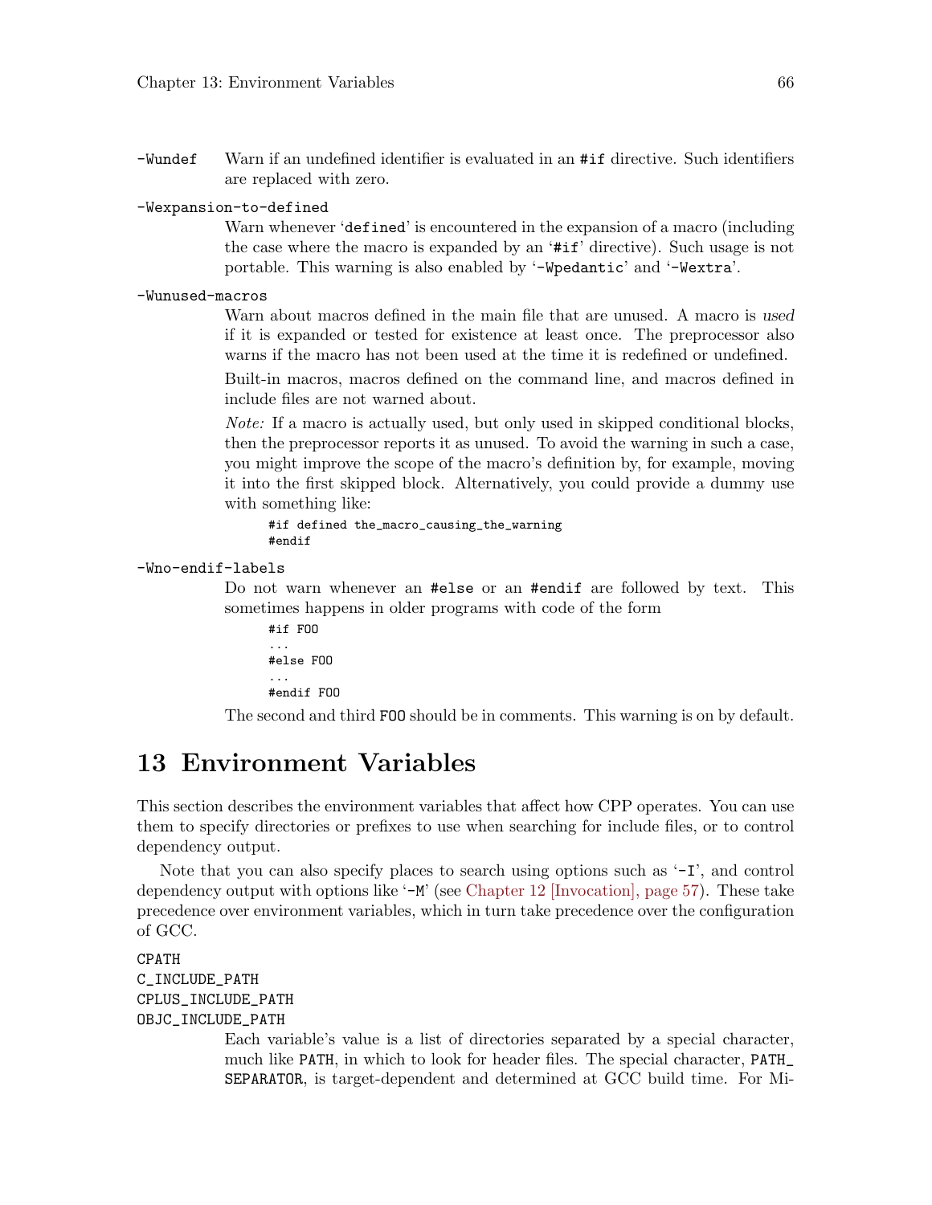`-Wundef`
: Warn if an undefined identifier is evaluated in an `#if` directive. Such identifiers are replaced with zero.

`-Wexpansion-to-defined`
: Warn whenever '`defined`' is encountered in the expansion of a macro (including the case where the macro is expanded by an '`#if`' directive). Such usage is not portable. This warning is also enabled by '`-Wpedantic`' and '`-Wextra`'.

`-Wunused-macros`
: Warn about macros defined in the main file that are unused. A macro is *used* if it is expanded or tested for existence at least once. The preprocessor also warns if the macro has not been used at the time it is redefined or undefined.

  Built-in macros, macros defined on the command line, and macros defined in include files are not warned about.

  *Note:* If a macro is actually used, but only used in skipped conditional blocks, then the preprocessor reports it as unused. To avoid the warning in such a case, you might improve the scope of the macro's definition by, for example, moving it into the first skipped block. Alternatively, you could provide a dummy use with something like:

  ```
  #if defined the_macro_causing_the_warning
  #endif
  ```

`-Wno-endif-labels`
: Do not warn whenever an `#else` or an `#endif` are followed by text. This sometimes happens in older programs with code of the form

  ```
  #if FOO
  ...
  #else FOO
  ...
  #endif FOO
  ```

  The second and third `FOO` should be in comments. This warning is on by default.

# 13 Environment Variables

This section describes the environment variables that affect how CPP operates. You can use them to specify directories or prefixes to use when searching for include files, or to control dependency output.

Note that you can also specify places to search using options such as '`-I`', and control dependency output with options like '`-M`' (see Chapter 12 [Invocation], page 57). These take precedence over environment variables, which in turn take precedence over the configuration of GCC.

`CPATH`
`C_INCLUDE_PATH`
`CPLUS_INCLUDE_PATH`
`OBJC_INCLUDE_PATH`
: Each variable's value is a list of directories separated by a special character, much like `PATH`, in which to look for header files. The special character, `PATH_SEPARATOR`, is target-dependent and determined at GCC build time. For Mi-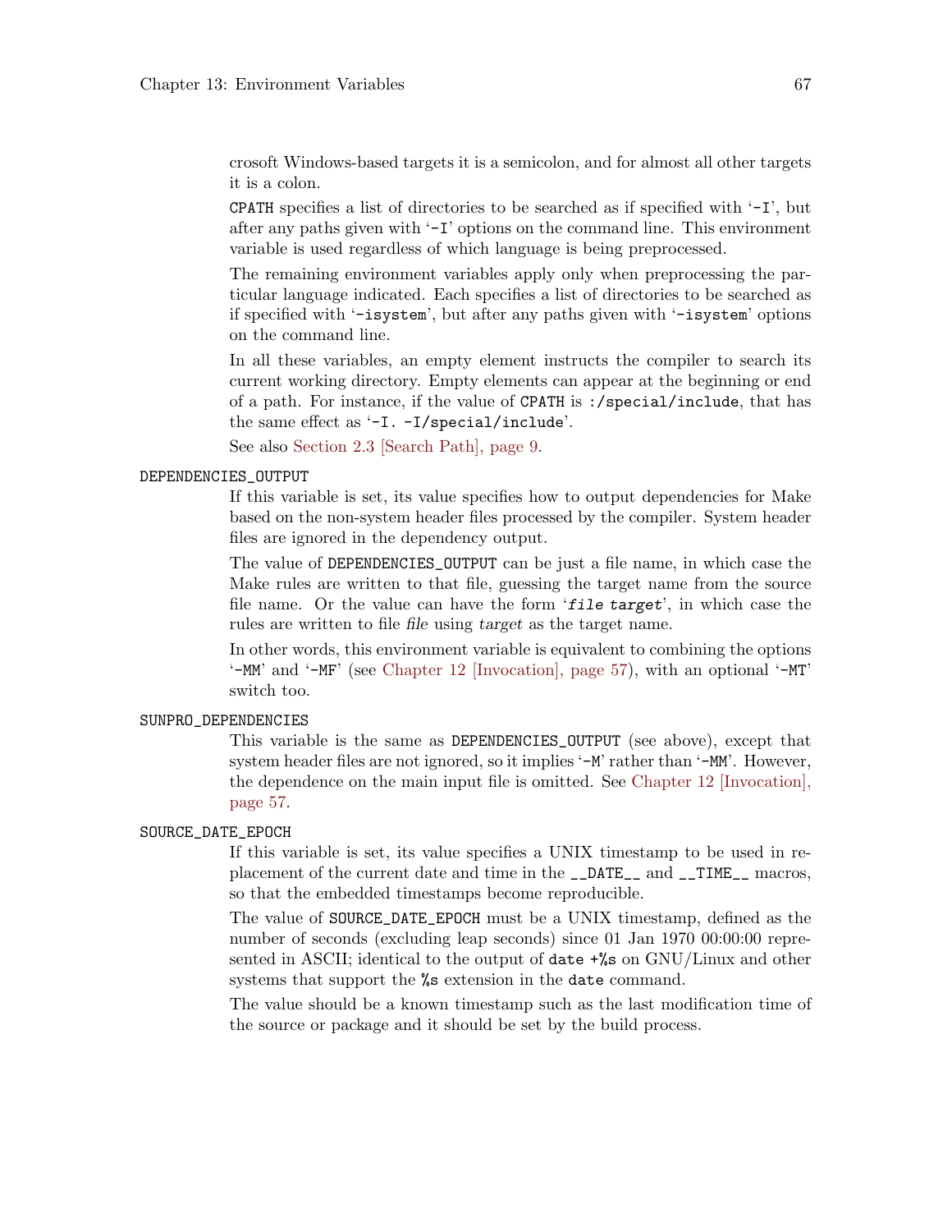crosoft Windows-based targets it is a semicolon, and for almost all other targets it is a colon.

`CPATH` specifies a list of directories to be searched as if specified with '`-I`', but after any paths given with '`-I`' options on the command line. This environment variable is used regardless of which language is being preprocessed.

The remaining environment variables apply only when preprocessing the particular language indicated. Each specifies a list of directories to be searched as if specified with '`-isystem`', but after any paths given with '`-isystem`' options on the command line.

In all these variables, an empty element instructs the compiler to search its current working directory. Empty elements can appear at the beginning or end of a path. For instance, if the value of `CPATH` is `:/special/include`, that has the same effect as '`-I. -I/special/include`'.

See also Section 2.3 [Search Path], page 9.

`DEPENDENCIES_OUTPUT`

If this variable is set, its value specifies how to output dependencies for Make based on the non-system header files processed by the compiler. System header files are ignored in the dependency output.

The value of `DEPENDENCIES_OUTPUT` can be just a file name, in which case the Make rules are written to that file, guessing the target name from the source file name. Or the value can have the form '*`file target`*', in which case the rules are written to file *file* using *target* as the target name.

In other words, this environment variable is equivalent to combining the options '`-MM`' and '`-MF`' (see Chapter 12 [Invocation], page 57), with an optional '`-MT`' switch too.

`SUNPRO_DEPENDENCIES`

This variable is the same as `DEPENDENCIES_OUTPUT` (see above), except that system header files are not ignored, so it implies '`-M`' rather than '`-MM`'. However, the dependence on the main input file is omitted. See Chapter 12 [Invocation], page 57.

`SOURCE_DATE_EPOCH`

If this variable is set, its value specifies a UNIX timestamp to be used in replacement of the current date and time in the `__DATE__` and `__TIME__` macros, so that the embedded timestamps become reproducible.

The value of `SOURCE_DATE_EPOCH` must be a UNIX timestamp, defined as the number of seconds (excluding leap seconds) since 01 Jan 1970 00:00:00 represented in ASCII; identical to the output of `date +%s` on GNU/Linux and other systems that support the `%s` extension in the `date` command.

The value should be a known timestamp such as the last modification time of the source or package and it should be set by the build process.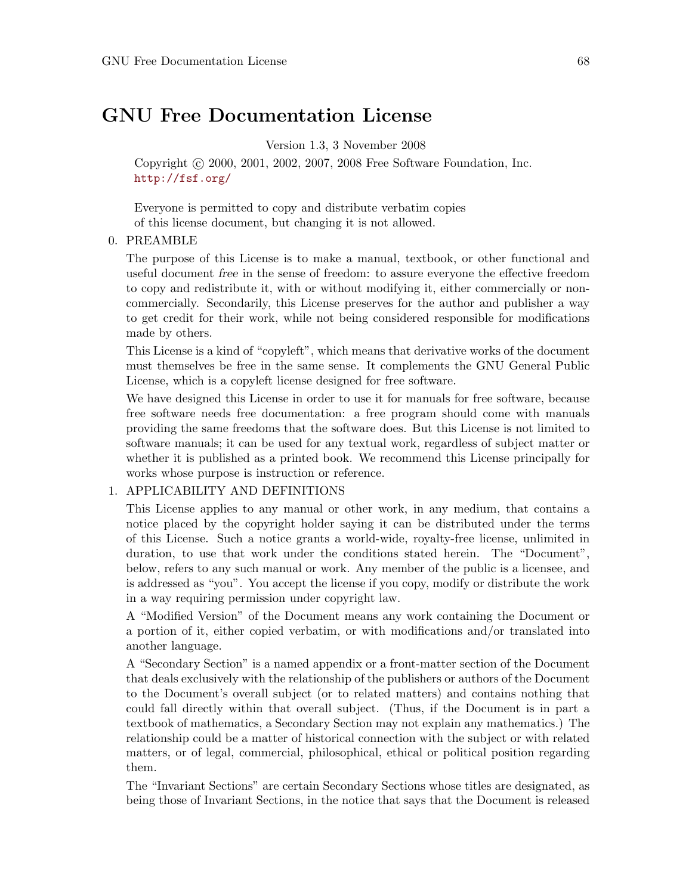# GNU Free Documentation License

Version 1.3, 3 November 2008

Copyright © 2000, 2001, 2002, 2007, 2008 Free Software Foundation, Inc.
http://fsf.org/

Everyone is permitted to copy and distribute verbatim copies
of this license document, but changing it is not allowed.

0. PREAMBLE

   The purpose of this License is to make a manual, textbook, or other functional and useful document *free* in the sense of freedom: to assure everyone the effective freedom to copy and redistribute it, with or without modifying it, either commercially or noncommercially. Secondarily, this License preserves for the author and publisher a way to get credit for their work, while not being considered responsible for modifications made by others.

   This License is a kind of "copyleft", which means that derivative works of the document must themselves be free in the same sense. It complements the GNU General Public License, which is a copyleft license designed for free software.

   We have designed this License in order to use it for manuals for free software, because free software needs free documentation: a free program should come with manuals providing the same freedoms that the software does. But this License is not limited to software manuals; it can be used for any textual work, regardless of subject matter or whether it is published as a printed book. We recommend this License principally for works whose purpose is instruction or reference.

1. APPLICABILITY AND DEFINITIONS

   This License applies to any manual or other work, in any medium, that contains a notice placed by the copyright holder saying it can be distributed under the terms of this License. Such a notice grants a world-wide, royalty-free license, unlimited in duration, to use that work under the conditions stated herein. The "Document", below, refers to any such manual or work. Any member of the public is a licensee, and is addressed as "you". You accept the license if you copy, modify or distribute the work in a way requiring permission under copyright law.

   A "Modified Version" of the Document means any work containing the Document or a portion of it, either copied verbatim, or with modifications and/or translated into another language.

   A "Secondary Section" is a named appendix or a front-matter section of the Document that deals exclusively with the relationship of the publishers or authors of the Document to the Document's overall subject (or to related matters) and contains nothing that could fall directly within that overall subject. (Thus, if the Document is in part a textbook of mathematics, a Secondary Section may not explain any mathematics.) The relationship could be a matter of historical connection with the subject or with related matters, or of legal, commercial, philosophical, ethical or political position regarding them.

   The "Invariant Sections" are certain Secondary Sections whose titles are designated, as being those of Invariant Sections, in the notice that says that the Document is released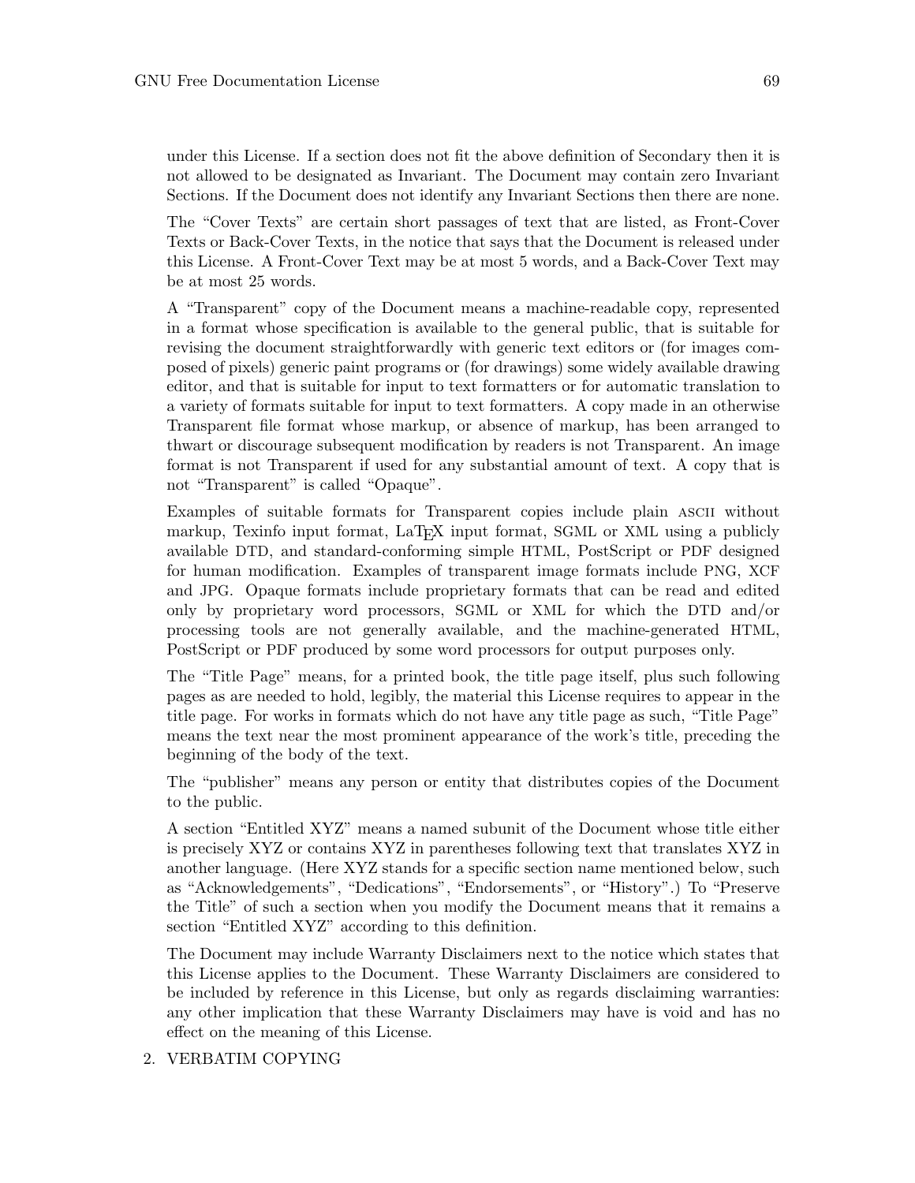under this License. If a section does not fit the above definition of Secondary then it is not allowed to be designated as Invariant. The Document may contain zero Invariant Sections. If the Document does not identify any Invariant Sections then there are none.

The "Cover Texts" are certain short passages of text that are listed, as Front-Cover Texts or Back-Cover Texts, in the notice that says that the Document is released under this License. A Front-Cover Text may be at most 5 words, and a Back-Cover Text may be at most 25 words.

A "Transparent" copy of the Document means a machine-readable copy, represented in a format whose specification is available to the general public, that is suitable for revising the document straightforwardly with generic text editors or (for images composed of pixels) generic paint programs or (for drawings) some widely available drawing editor, and that is suitable for input to text formatters or for automatic translation to a variety of formats suitable for input to text formatters. A copy made in an otherwise Transparent file format whose markup, or absence of markup, has been arranged to thwart or discourage subsequent modification by readers is not Transparent. An image format is not Transparent if used for any substantial amount of text. A copy that is not "Transparent" is called "Opaque".

Examples of suitable formats for Transparent copies include plain ASCII without markup, Texinfo input format, LaTeX input format, SGML or XML using a publicly available DTD, and standard-conforming simple HTML, PostScript or PDF designed for human modification. Examples of transparent image formats include PNG, XCF and JPG. Opaque formats include proprietary formats that can be read and edited only by proprietary word processors, SGML or XML for which the DTD and/or processing tools are not generally available, and the machine-generated HTML, PostScript or PDF produced by some word processors for output purposes only.

The "Title Page" means, for a printed book, the title page itself, plus such following pages as are needed to hold, legibly, the material this License requires to appear in the title page. For works in formats which do not have any title page as such, "Title Page" means the text near the most prominent appearance of the work's title, preceding the beginning of the body of the text.

The "publisher" means any person or entity that distributes copies of the Document to the public.

A section "Entitled XYZ" means a named subunit of the Document whose title either is precisely XYZ or contains XYZ in parentheses following text that translates XYZ in another language. (Here XYZ stands for a specific section name mentioned below, such as "Acknowledgements", "Dedications", "Endorsements", or "History".) To "Preserve the Title" of such a section when you modify the Document means that it remains a section "Entitled XYZ" according to this definition.

The Document may include Warranty Disclaimers next to the notice which states that this License applies to the Document. These Warranty Disclaimers are considered to be included by reference in this License, but only as regards disclaiming warranties: any other implication that these Warranty Disclaimers may have is void and has no effect on the meaning of this License.

2. VERBATIM COPYING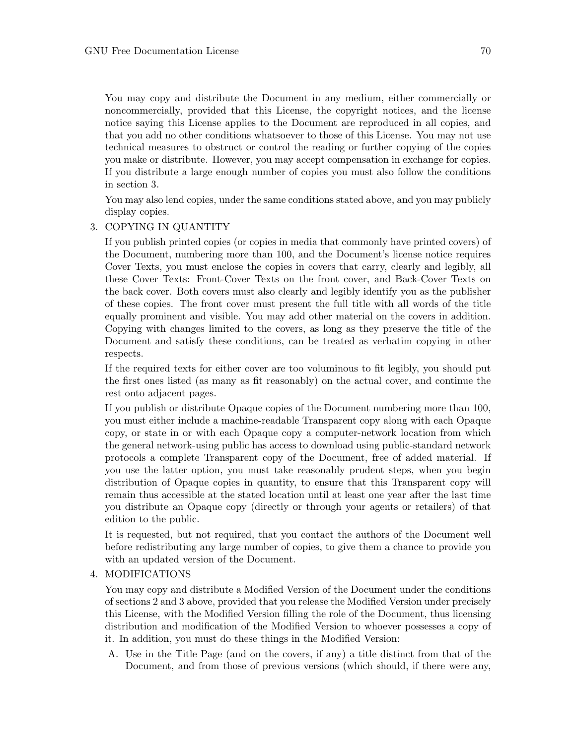You may copy and distribute the Document in any medium, either commercially or noncommercially, provided that this License, the copyright notices, and the license notice saying this License applies to the Document are reproduced in all copies, and that you add no other conditions whatsoever to those of this License. You may not use technical measures to obstruct or control the reading or further copying of the copies you make or distribute. However, you may accept compensation in exchange for copies. If you distribute a large enough number of copies you must also follow the conditions in section 3.

You may also lend copies, under the same conditions stated above, and you may publicly display copies.

3. COPYING IN QUANTITY

   If you publish printed copies (or copies in media that commonly have printed covers) of the Document, numbering more than 100, and the Document's license notice requires Cover Texts, you must enclose the copies in covers that carry, clearly and legibly, all these Cover Texts: Front-Cover Texts on the front cover, and Back-Cover Texts on the back cover. Both covers must also clearly and legibly identify you as the publisher of these copies. The front cover must present the full title with all words of the title equally prominent and visible. You may add other material on the covers in addition. Copying with changes limited to the covers, as long as they preserve the title of the Document and satisfy these conditions, can be treated as verbatim copying in other respects.

   If the required texts for either cover are too voluminous to fit legibly, you should put the first ones listed (as many as fit reasonably) on the actual cover, and continue the rest onto adjacent pages.

   If you publish or distribute Opaque copies of the Document numbering more than 100, you must either include a machine-readable Transparent copy along with each Opaque copy, or state in or with each Opaque copy a computer-network location from which the general network-using public has access to download using public-standard network protocols a complete Transparent copy of the Document, free of added material. If you use the latter option, you must take reasonably prudent steps, when you begin distribution of Opaque copies in quantity, to ensure that this Transparent copy will remain thus accessible at the stated location until at least one year after the last time you distribute an Opaque copy (directly or through your agents or retailers) of that edition to the public.

   It is requested, but not required, that you contact the authors of the Document well before redistributing any large number of copies, to give them a chance to provide you with an updated version of the Document.

4. MODIFICATIONS

   You may copy and distribute a Modified Version of the Document under the conditions of sections 2 and 3 above, provided that you release the Modified Version under precisely this License, with the Modified Version filling the role of the Document, thus licensing distribution and modification of the Modified Version to whoever possesses a copy of it. In addition, you must do these things in the Modified Version:

   A. Use in the Title Page (and on the covers, if any) a title distinct from that of the Document, and from those of previous versions (which should, if there were any,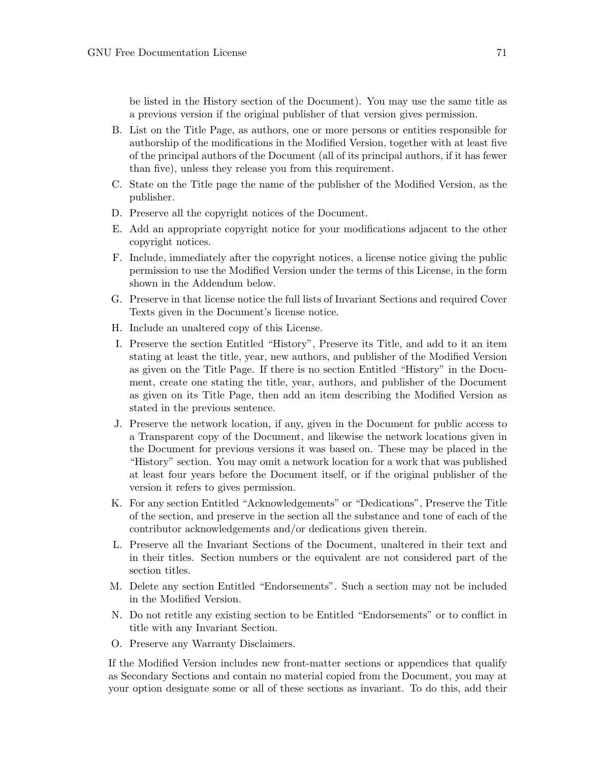be listed in the History section of the Document). You may use the same title as a previous version if the original publisher of that version gives permission.

B. List on the Title Page, as authors, one or more persons or entities responsible for authorship of the modifications in the Modified Version, together with at least five of the principal authors of the Document (all of its principal authors, if it has fewer than five), unless they release you from this requirement.

C. State on the Title page the name of the publisher of the Modified Version, as the publisher.

D. Preserve all the copyright notices of the Document.

E. Add an appropriate copyright notice for your modifications adjacent to the other copyright notices.

F. Include, immediately after the copyright notices, a license notice giving the public permission to use the Modified Version under the terms of this License, in the form shown in the Addendum below.

G. Preserve in that license notice the full lists of Invariant Sections and required Cover Texts given in the Document's license notice.

H. Include an unaltered copy of this License.

I. Preserve the section Entitled "History", Preserve its Title, and add to it an item stating at least the title, year, new authors, and publisher of the Modified Version as given on the Title Page. If there is no section Entitled "History" in the Document, create one stating the title, year, authors, and publisher of the Document as given on its Title Page, then add an item describing the Modified Version as stated in the previous sentence.

J. Preserve the network location, if any, given in the Document for public access to a Transparent copy of the Document, and likewise the network locations given in the Document for previous versions it was based on. These may be placed in the "History" section. You may omit a network location for a work that was published at least four years before the Document itself, or if the original publisher of the version it refers to gives permission.

K. For any section Entitled "Acknowledgements" or "Dedications", Preserve the Title of the section, and preserve in the section all the substance and tone of each of the contributor acknowledgements and/or dedications given therein.

L. Preserve all the Invariant Sections of the Document, unaltered in their text and in their titles. Section numbers or the equivalent are not considered part of the section titles.

M. Delete any section Entitled "Endorsements". Such a section may not be included in the Modified Version.

N. Do not retitle any existing section to be Entitled "Endorsements" or to conflict in title with any Invariant Section.

O. Preserve any Warranty Disclaimers.

If the Modified Version includes new front-matter sections or appendices that qualify as Secondary Sections and contain no material copied from the Document, you may at your option designate some or all of these sections as invariant. To do this, add their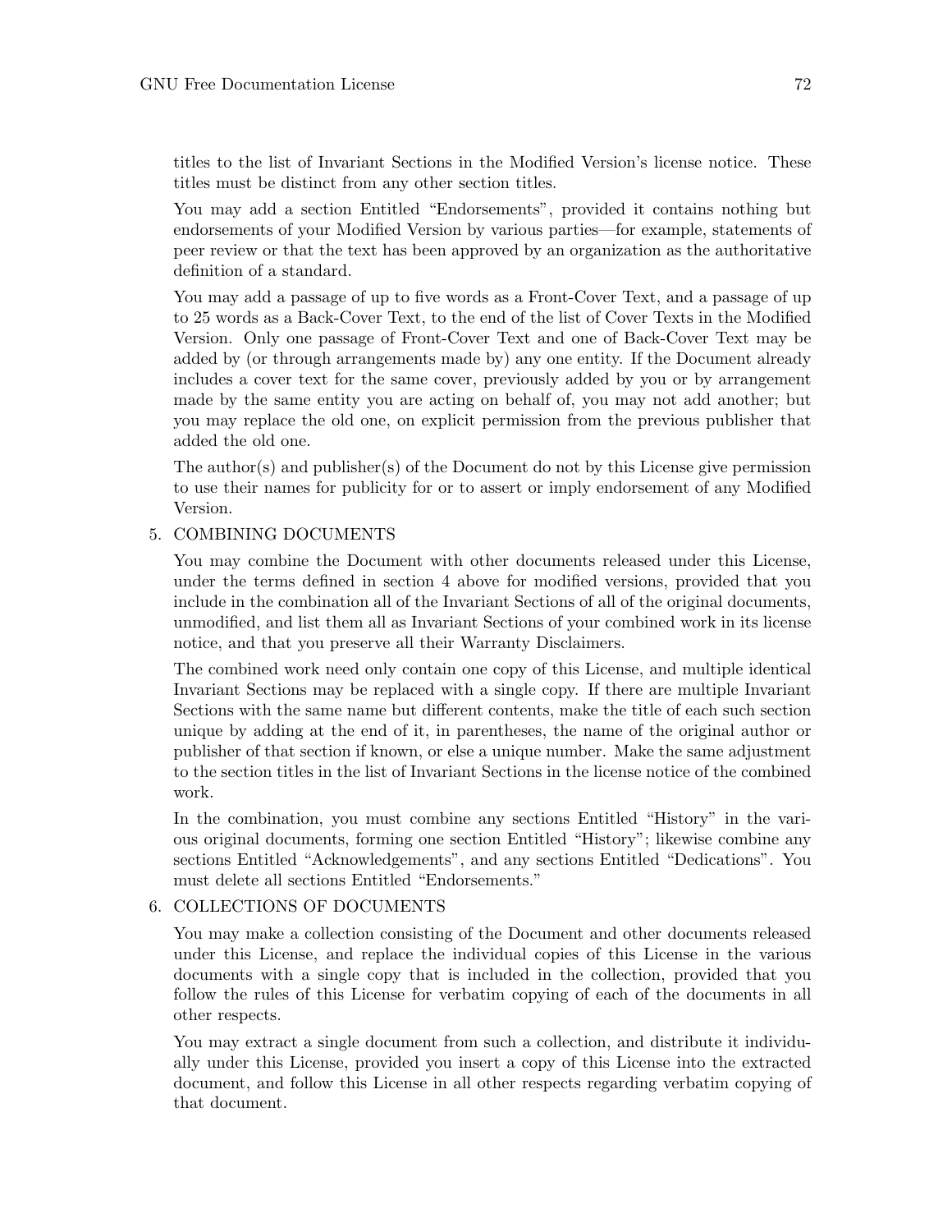titles to the list of Invariant Sections in the Modified Version's license notice. These titles must be distinct from any other section titles.

You may add a section Entitled "Endorsements", provided it contains nothing but endorsements of your Modified Version by various parties—for example, statements of peer review or that the text has been approved by an organization as the authoritative definition of a standard.

You may add a passage of up to five words as a Front-Cover Text, and a passage of up to 25 words as a Back-Cover Text, to the end of the list of Cover Texts in the Modified Version. Only one passage of Front-Cover Text and one of Back-Cover Text may be added by (or through arrangements made by) any one entity. If the Document already includes a cover text for the same cover, previously added by you or by arrangement made by the same entity you are acting on behalf of, you may not add another; but you may replace the old one, on explicit permission from the previous publisher that added the old one.

The author(s) and publisher(s) of the Document do not by this License give permission to use their names for publicity for or to assert or imply endorsement of any Modified Version.

5. COMBINING DOCUMENTS

   You may combine the Document with other documents released under this License, under the terms defined in section 4 above for modified versions, provided that you include in the combination all of the Invariant Sections of all of the original documents, unmodified, and list them all as Invariant Sections of your combined work in its license notice, and that you preserve all their Warranty Disclaimers.

   The combined work need only contain one copy of this License, and multiple identical Invariant Sections may be replaced with a single copy. If there are multiple Invariant Sections with the same name but different contents, make the title of each such section unique by adding at the end of it, in parentheses, the name of the original author or publisher of that section if known, or else a unique number. Make the same adjustment to the section titles in the list of Invariant Sections in the license notice of the combined work.

   In the combination, you must combine any sections Entitled "History" in the various original documents, forming one section Entitled "History"; likewise combine any sections Entitled "Acknowledgements", and any sections Entitled "Dedications". You must delete all sections Entitled "Endorsements."

6. COLLECTIONS OF DOCUMENTS

   You may make a collection consisting of the Document and other documents released under this License, and replace the individual copies of this License in the various documents with a single copy that is included in the collection, provided that you follow the rules of this License for verbatim copying of each of the documents in all other respects.

   You may extract a single document from such a collection, and distribute it individually under this License, provided you insert a copy of this License into the extracted document, and follow this License in all other respects regarding verbatim copying of that document.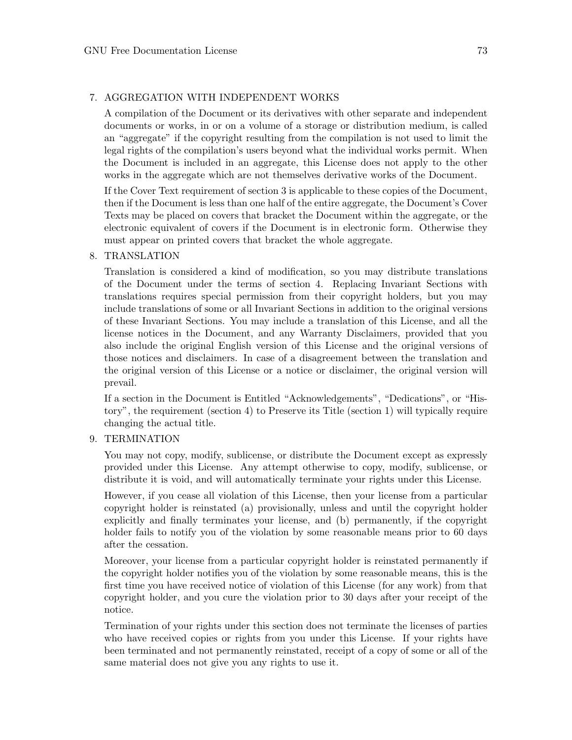7. AGGREGATION WITH INDEPENDENT WORKS

   A compilation of the Document or its derivatives with other separate and independent documents or works, in or on a volume of a storage or distribution medium, is called an "aggregate" if the copyright resulting from the compilation is not used to limit the legal rights of the compilation's users beyond what the individual works permit. When the Document is included in an aggregate, this License does not apply to the other works in the aggregate which are not themselves derivative works of the Document.

   If the Cover Text requirement of section 3 is applicable to these copies of the Document, then if the Document is less than one half of the entire aggregate, the Document's Cover Texts may be placed on covers that bracket the Document within the aggregate, or the electronic equivalent of covers if the Document is in electronic form. Otherwise they must appear on printed covers that bracket the whole aggregate.

8. TRANSLATION

   Translation is considered a kind of modification, so you may distribute translations of the Document under the terms of section 4. Replacing Invariant Sections with translations requires special permission from their copyright holders, but you may include translations of some or all Invariant Sections in addition to the original versions of these Invariant Sections. You may include a translation of this License, and all the license notices in the Document, and any Warranty Disclaimers, provided that you also include the original English version of this License and the original versions of those notices and disclaimers. In case of a disagreement between the translation and the original version of this License or a notice or disclaimer, the original version will prevail.

   If a section in the Document is Entitled "Acknowledgements", "Dedications", or "History", the requirement (section 4) to Preserve its Title (section 1) will typically require changing the actual title.

9. TERMINATION

   You may not copy, modify, sublicense, or distribute the Document except as expressly provided under this License. Any attempt otherwise to copy, modify, sublicense, or distribute it is void, and will automatically terminate your rights under this License.

   However, if you cease all violation of this License, then your license from a particular copyright holder is reinstated (a) provisionally, unless and until the copyright holder explicitly and finally terminates your license, and (b) permanently, if the copyright holder fails to notify you of the violation by some reasonable means prior to 60 days after the cessation.

   Moreover, your license from a particular copyright holder is reinstated permanently if the copyright holder notifies you of the violation by some reasonable means, this is the first time you have received notice of violation of this License (for any work) from that copyright holder, and you cure the violation prior to 30 days after your receipt of the notice.

   Termination of your rights under this section does not terminate the licenses of parties who have received copies or rights from you under this License. If your rights have been terminated and not permanently reinstated, receipt of a copy of some or all of the same material does not give you any rights to use it.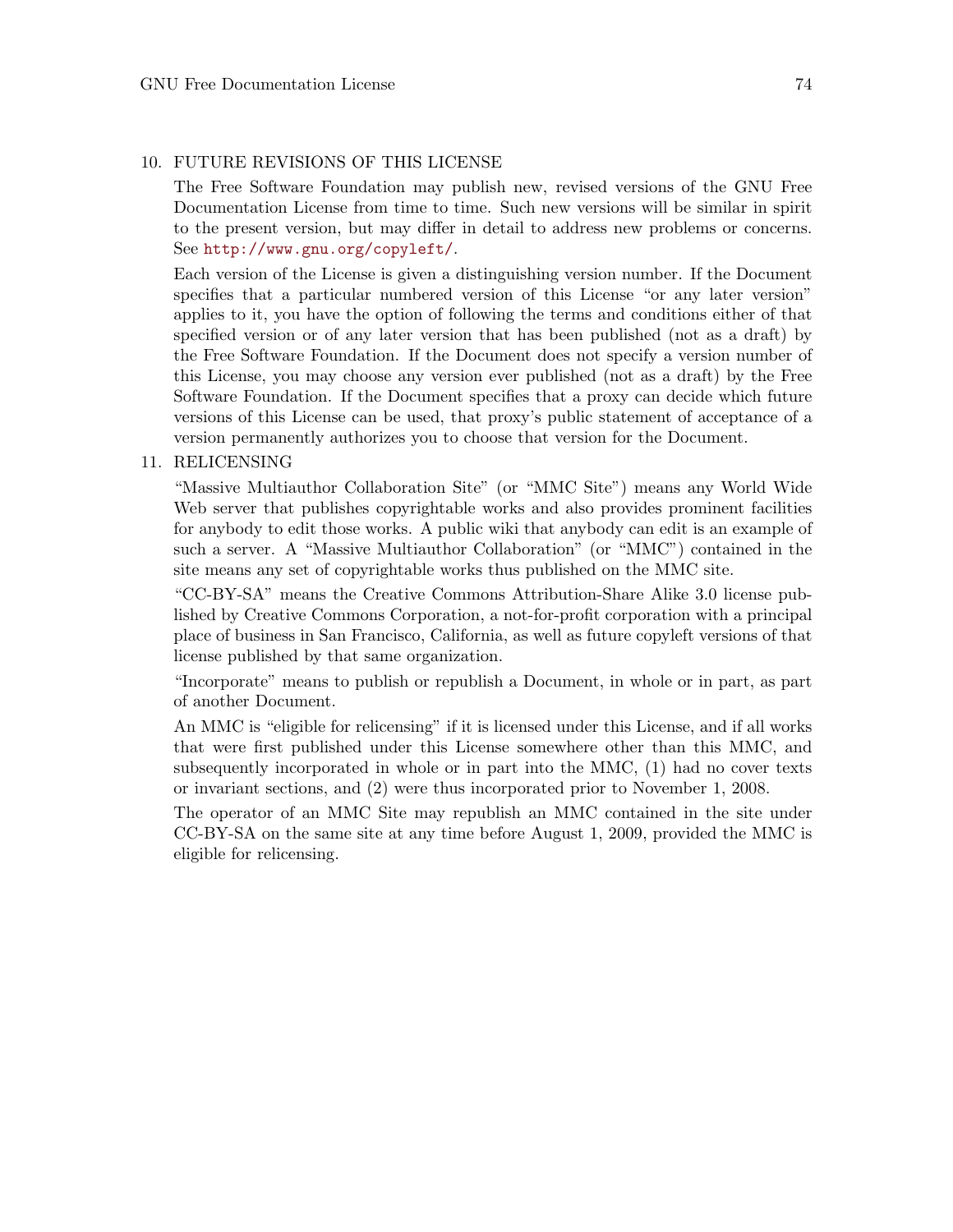10. FUTURE REVISIONS OF THIS LICENSE

    The Free Software Foundation may publish new, revised versions of the GNU Free Documentation License from time to time. Such new versions will be similar in spirit to the present version, but may differ in detail to address new problems or concerns. See http://www.gnu.org/copyleft/.

    Each version of the License is given a distinguishing version number. If the Document specifies that a particular numbered version of this License "or any later version" applies to it, you have the option of following the terms and conditions either of that specified version or of any later version that has been published (not as a draft) by the Free Software Foundation. If the Document does not specify a version number of this License, you may choose any version ever published (not as a draft) by the Free Software Foundation. If the Document specifies that a proxy can decide which future versions of this License can be used, that proxy's public statement of acceptance of a version permanently authorizes you to choose that version for the Document.

11. RELICENSING

    "Massive Multiauthor Collaboration Site" (or "MMC Site") means any World Wide Web server that publishes copyrightable works and also provides prominent facilities for anybody to edit those works. A public wiki that anybody can edit is an example of such a server. A "Massive Multiauthor Collaboration" (or "MMC") contained in the site means any set of copyrightable works thus published on the MMC site.

    "CC-BY-SA" means the Creative Commons Attribution-Share Alike 3.0 license published by Creative Commons Corporation, a not-for-profit corporation with a principal place of business in San Francisco, California, as well as future copyleft versions of that license published by that same organization.

    "Incorporate" means to publish or republish a Document, in whole or in part, as part of another Document.

    An MMC is "eligible for relicensing" if it is licensed under this License, and if all works that were first published under this License somewhere other than this MMC, and subsequently incorporated in whole or in part into the MMC, (1) had no cover texts or invariant sections, and (2) were thus incorporated prior to November 1, 2008.

    The operator of an MMC Site may republish an MMC contained in the site under CC-BY-SA on the same site at any time before August 1, 2009, provided the MMC is eligible for relicensing.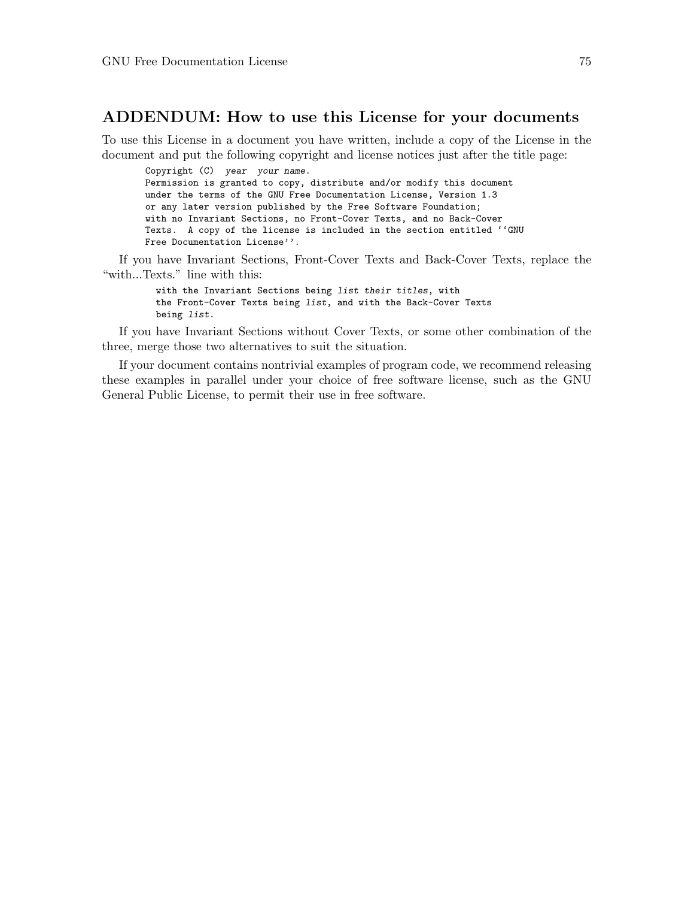## ADDENDUM: How to use this License for your documents

To use this License in a document you have written, include a copy of the License in the document and put the following copyright and license notices just after the title page:

```
Copyright (C)  year  your name.
Permission is granted to copy, distribute and/or modify this document
under the terms of the GNU Free Documentation License, Version 1.3
or any later version published by the Free Software Foundation;
with no Invariant Sections, no Front-Cover Texts, and no Back-Cover
Texts.  A copy of the license is included in the section entitled ``GNU
Free Documentation License''.
```

If you have Invariant Sections, Front-Cover Texts and Back-Cover Texts, replace the "with...Texts." line with this:

```
with the Invariant Sections being list their titles, with
the Front-Cover Texts being list, and with the Back-Cover Texts
being list.
```

If you have Invariant Sections without Cover Texts, or some other combination of the three, merge those two alternatives to suit the situation.

If your document contains nontrivial examples of program code, we recommend releasing these examples in parallel under your choice of free software license, such as the GNU General Public License, to permit their use in free software.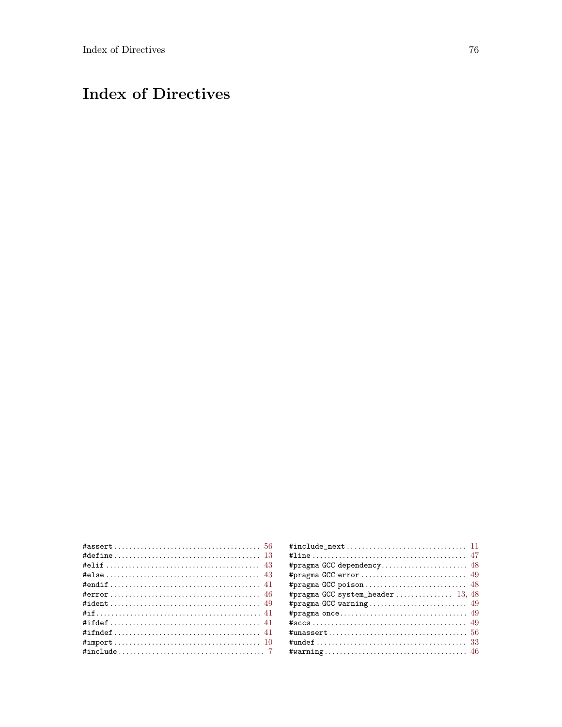# Index of Directives

#assert .... 56
#define .... 13
#elif .... 43
#else .... 43
#endif .... 41
#error .... 46
#ident .... 49
#if .... 41
#ifdef .... 41
#ifndef .... 41
#import .... 10
#include .... 7
#include_next .... 11
#line .... 47
#pragma GCC dependency .... 48
#pragma GCC error .... 49
#pragma GCC poison .... 48
#pragma GCC system_header .... 13, 48
#pragma GCC warning .... 49
#pragma once .... 49
#sccs .... 49
#unassert .... 56
#undef .... 33
#warning .... 46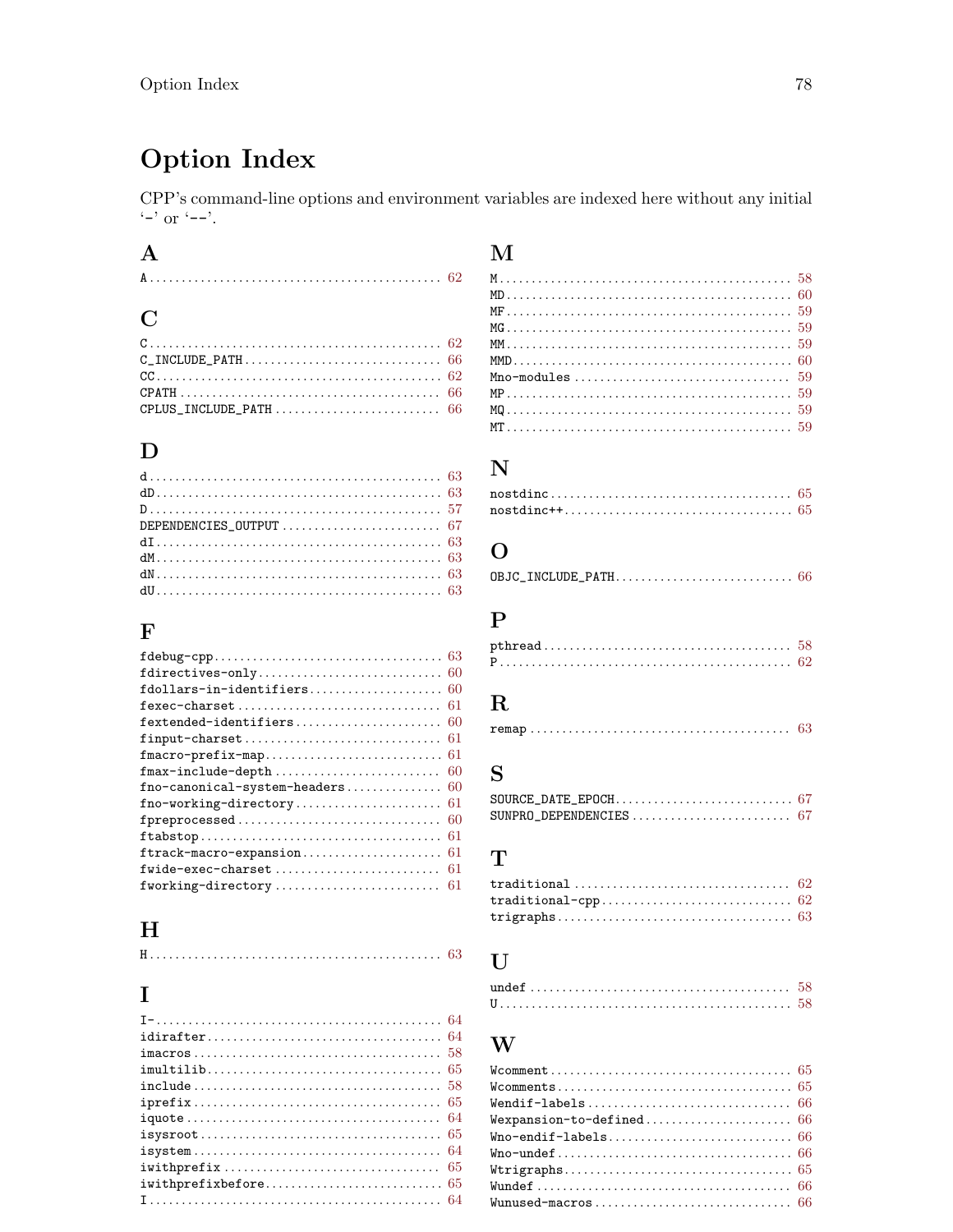# Option Index

CPP's command-line options and environment variables are indexed here without any initial '-' or '--'.

## A

A ........ 62

## C

C ........ 62
C_INCLUDE_PATH ........ 66
CC ........ 62
CPATH ........ 66
CPLUS_INCLUDE_PATH ........ 66

## D

d ........ 63
dD ........ 63
D ........ 57
DEPENDENCIES_OUTPUT ........ 67
dI ........ 63
dM ........ 63
dN ........ 63
dU ........ 63

## F

fdebug-cpp ........ 63
fdirectives-only ........ 60
fdollars-in-identifiers ........ 60
fexec-charset ........ 61
fextended-identifiers ........ 60
finput-charset ........ 61
fmacro-prefix-map ........ 61
fmax-include-depth ........ 60
fno-canonical-system-headers ........ 60
fno-working-directory ........ 61
fpreprocessed ........ 60
ftabstop ........ 61
ftrack-macro-expansion ........ 61
fwide-exec-charset ........ 61
fworking-directory ........ 61

## H

H ........ 63

## I

I- ........ 64
idirafter ........ 64
imacros ........ 58
imultilib ........ 65
include ........ 58
iprefix ........ 65
iquote ........ 64
isysroot ........ 65
isystem ........ 64
iwithprefix ........ 65
iwithprefixbefore ........ 65
I ........ 64

## M

M ........ 58
MD ........ 60
MF ........ 59
MG ........ 59
MM ........ 59
MMD ........ 60
Mno-modules ........ 59
MP ........ 59
MQ ........ 59
MT ........ 59

## N

nostdinc ........ 65
nostdinc++ ........ 65

## O

OBJC_INCLUDE_PATH ........ 66

## P

pthread ........ 58
P ........ 62

## R

remap ........ 63

## S

SOURCE_DATE_EPOCH ........ 67
SUNPRO_DEPENDENCIES ........ 67

## T

traditional ........ 62
traditional-cpp ........ 62
trigraphs ........ 63

## U

undef ........ 58
U ........ 58

## W

Wcomment ........ 65
Wcomments ........ 65
Wendif-labels ........ 66
Wexpansion-to-defined ........ 66
Wno-endif-labels ........ 66
Wno-undef ........ 66
Wtrigraphs ........ 65
Wundef ........ 66
Wunused-macros ........ 66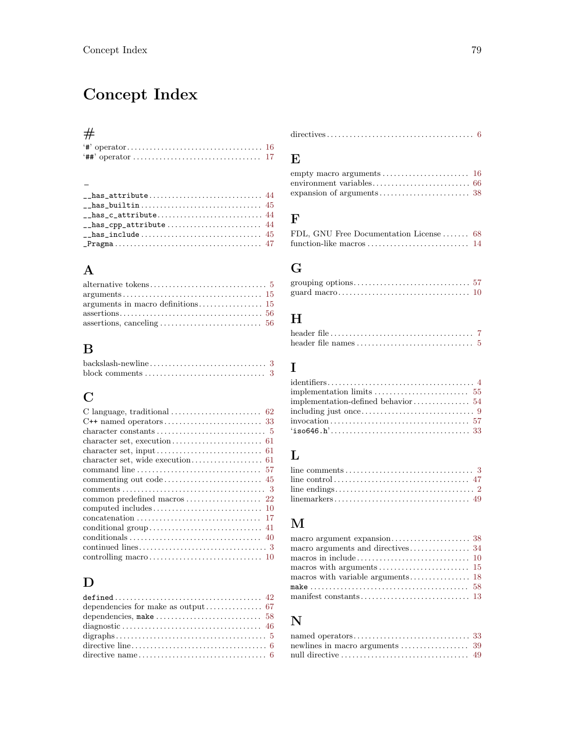# Concept Index

## #

'#' operator .................................... 16
'##' operator .................................. 17

## _

__has_attribute ............................ 44
__has_builtin ................................ 45
__has_c_attribute .......................... 44
__has_cpp_attribute ........................ 44
__has_include ................................ 45
_Pragma ...................................... 47

## A

alternative tokens ............................... 5
arguments ..................................... 15
arguments in macro definitions ................. 15
assertions ..................................... 56
assertions, canceling ........................... 56

## B

backslash-newline ............................... 3
block comments ................................ 3

## C

C language, traditional ........................ 62
C++ named operators ........................... 33
character constants ............................. 5
character set, execution ........................ 61
character set, input ............................ 61
character set, wide execution ................... 61
command line ................................. 57
commenting out code .......................... 45
comments ...................................... 3
common predefined macros ..................... 22
computed includes ............................. 10
concatenation ................................. 17
conditional group .............................. 41
conditionals ................................... 40
continued lines .................................. 3
controlling macro .............................. 10

## D

defined ....................................... 42
dependencies for make as output ............... 67
dependencies, make ............................ 58
diagnostic ..................................... 46
digraphs ....................................... 5
directive line .................................... 6
directive name .................................. 6
directives ...................................... 6

## E

empty macro arguments ....................... 16
environment variables .......................... 66
expansion of arguments ........................ 38

## F

FDL, GNU Free Documentation License ....... 68
function-like macros ........................... 14

## G

grouping options ............................... 57
guard macro ................................... 10

## H

header file ..................................... 7
header file names ............................... 5

## I

identifiers ...................................... 4
implementation limits ......................... 55
implementation-defined behavior ............... 54
including just once ............................. 9
invocation ..................................... 57
'iso646.h' ..................................... 33

## L

line comments .................................. 3
line control .................................... 47
line endings .................................... 2
linemarkers .................................... 49

## M

macro argument expansion ..................... 38
macro arguments and directives ................ 34
macros in include ............................. 10
macros with arguments ......................... 15
macros with variable arguments ................ 18
make ........................................... 58
manifest constants ............................. 13

## N

named operators ............................... 33
newlines in macro arguments .................. 39
null directive ................................. 49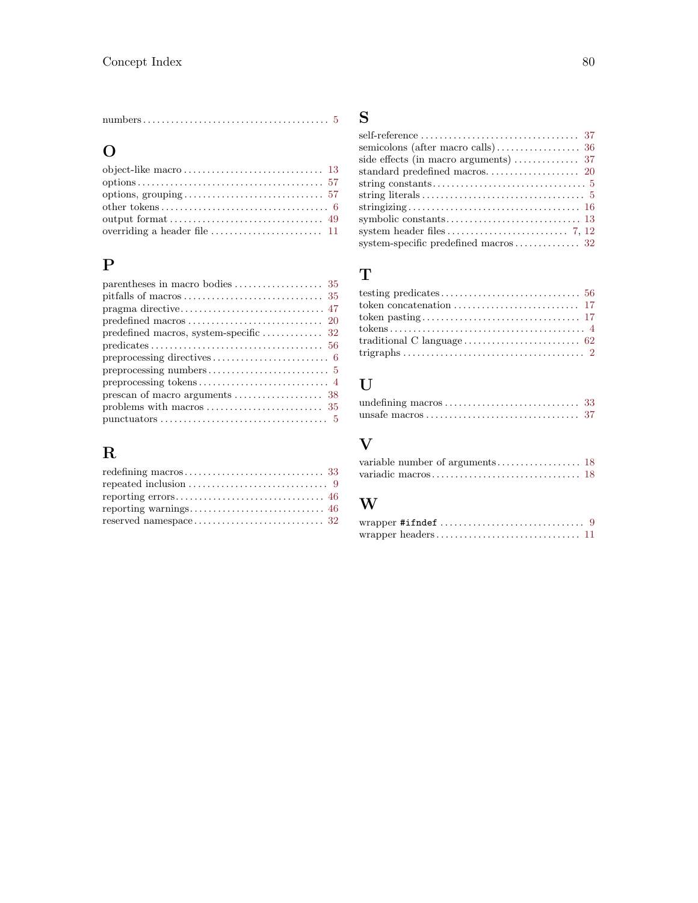numbers .......................................... 5

## O

object-like macro .......................... 13
options .......................................... 57
options, grouping ............................ 57
other tokens .................................... 6
output format ................................. 49
overriding a header file ................... 11

## P

parentheses in macro bodies ............. 35
pitfalls of macros ........................... 35
pragma directive ............................. 47
predefined macros ........................... 20
predefined macros, system-specific .... 32
predicates ...................................... 56
preprocessing directives ..................... 6
preprocessing numbers ....................... 5
preprocessing tokens ......................... 4
prescan of macro arguments .............. 38
problems with macros ....................... 35
punctuators ...................................... 5

## R

redefining macros ............................ 33
repeated inclusion ............................. 9
reporting errors ............................... 46
reporting warnings ........................... 46
reserved namespace .......................... 32

## S

self-reference .................................. 37
semicolons (after macro calls) ........... 36
side effects (in macro arguments) ....... 37
standard predefined macros. .............. 20
string constants ................................. 5
string literals .................................... 5
stringizing ...................................... 16
symbolic constants ........................... 13
system header files ....................... 7, 12
system-specific predefined macros ....... 32

## T

testing predicates ............................ 56
token concatenation .......................... 17
token pasting ................................... 17
tokens .............................................. 4
traditional C language ...................... 62
trigraphs ........................................... 2

## U

undefining macros ............................ 33
unsafe macros .................................. 37

## V

variable number of arguments ........... 18
variadic macros ................................ 18

## W

wrapper `#ifndef` ................................ 9
wrapper headers ............................... 11